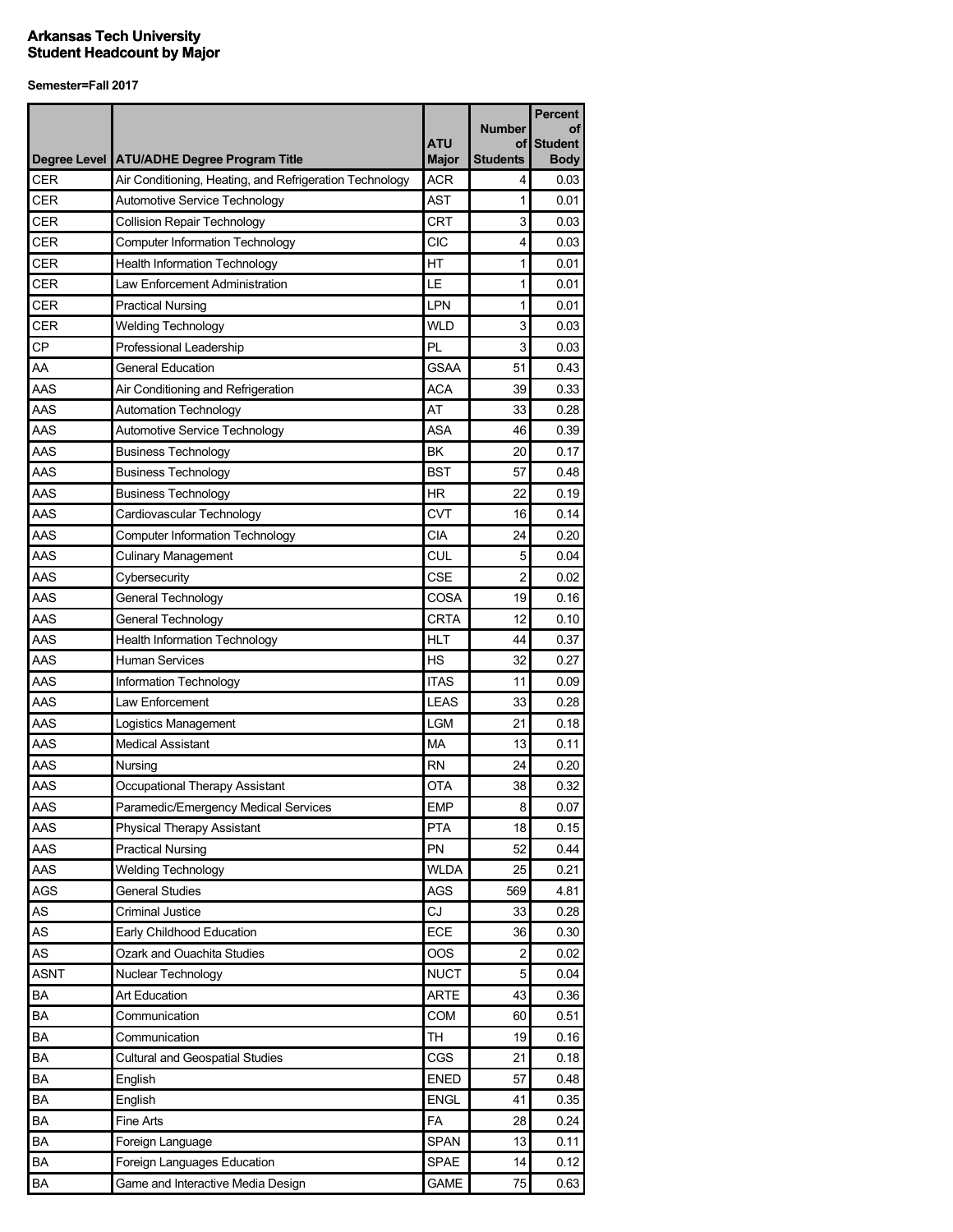**Arkansas Tech University**
**Student Headcount by Major**

**Semester=Fall 2017**

| Degree Level | ATU/ADHE Degree Program Title | ATU Major | Number of Students | Percent of Student Body |
|---|---|---|---|---|
| CER | Air Conditioning, Heating, and Refrigeration Technology | ACR | 4 | 0.03 |
| CER | Automotive Service Technology | AST | 1 | 0.01 |
| CER | Collision Repair Technology | CRT | 3 | 0.03 |
| CER | Computer Information Technology | CIC | 4 | 0.03 |
| CER | Health Information Technology | HT | 1 | 0.01 |
| CER | Law Enforcement Administration | LE | 1 | 0.01 |
| CER | Practical Nursing | LPN | 1 | 0.01 |
| CER | Welding Technology | WLD | 3 | 0.03 |
| CP | Professional Leadership | PL | 3 | 0.03 |
| AA | General Education | GSAA | 51 | 0.43 |
| AAS | Air Conditioning and Refrigeration | ACA | 39 | 0.33 |
| AAS | Automation Technology | AT | 33 | 0.28 |
| AAS | Automotive Service Technology | ASA | 46 | 0.39 |
| AAS | Business Technology | BK | 20 | 0.17 |
| AAS | Business Technology | BST | 57 | 0.48 |
| AAS | Business Technology | HR | 22 | 0.19 |
| AAS | Cardiovascular Technology | CVT | 16 | 0.14 |
| AAS | Computer Information Technology | CIA | 24 | 0.20 |
| AAS | Culinary Management | CUL | 5 | 0.04 |
| AAS | Cybersecurity | CSE | 2 | 0.02 |
| AAS | General Technology | COSA | 19 | 0.16 |
| AAS | General Technology | CRTA | 12 | 0.10 |
| AAS | Health Information Technology | HLT | 44 | 0.37 |
| AAS | Human Services | HS | 32 | 0.27 |
| AAS | Information Technology | ITAS | 11 | 0.09 |
| AAS | Law Enforcement | LEAS | 33 | 0.28 |
| AAS | Logistics Management | LGM | 21 | 0.18 |
| AAS | Medical Assistant | MA | 13 | 0.11 |
| AAS | Nursing | RN | 24 | 0.20 |
| AAS | Occupational Therapy Assistant | OTA | 38 | 0.32 |
| AAS | Paramedic/Emergency Medical Services | EMP | 8 | 0.07 |
| AAS | Physical Therapy Assistant | PTA | 18 | 0.15 |
| AAS | Practical Nursing | PN | 52 | 0.44 |
| AAS | Welding Technology | WLDA | 25 | 0.21 |
| AGS | General Studies | AGS | 569 | 4.81 |
| AS | Criminal Justice | CJ | 33 | 0.28 |
| AS | Early Childhood Education | ECE | 36 | 0.30 |
| AS | Ozark and Ouachita Studies | OOS | 2 | 0.02 |
| ASNT | Nuclear Technology | NUCT | 5 | 0.04 |
| BA | Art Education | ARTE | 43 | 0.36 |
| BA | Communication | COM | 60 | 0.51 |
| BA | Communication | TH | 19 | 0.16 |
| BA | Cultural and Geospatial Studies | CGS | 21 | 0.18 |
| BA | English | ENED | 57 | 0.48 |
| BA | English | ENGL | 41 | 0.35 |
| BA | Fine Arts | FA | 28 | 0.24 |
| BA | Foreign Language | SPAN | 13 | 0.11 |
| BA | Foreign Languages Education | SPAE | 14 | 0.12 |
| BA | Game and Interactive Media Design | GAME | 75 | 0.63 |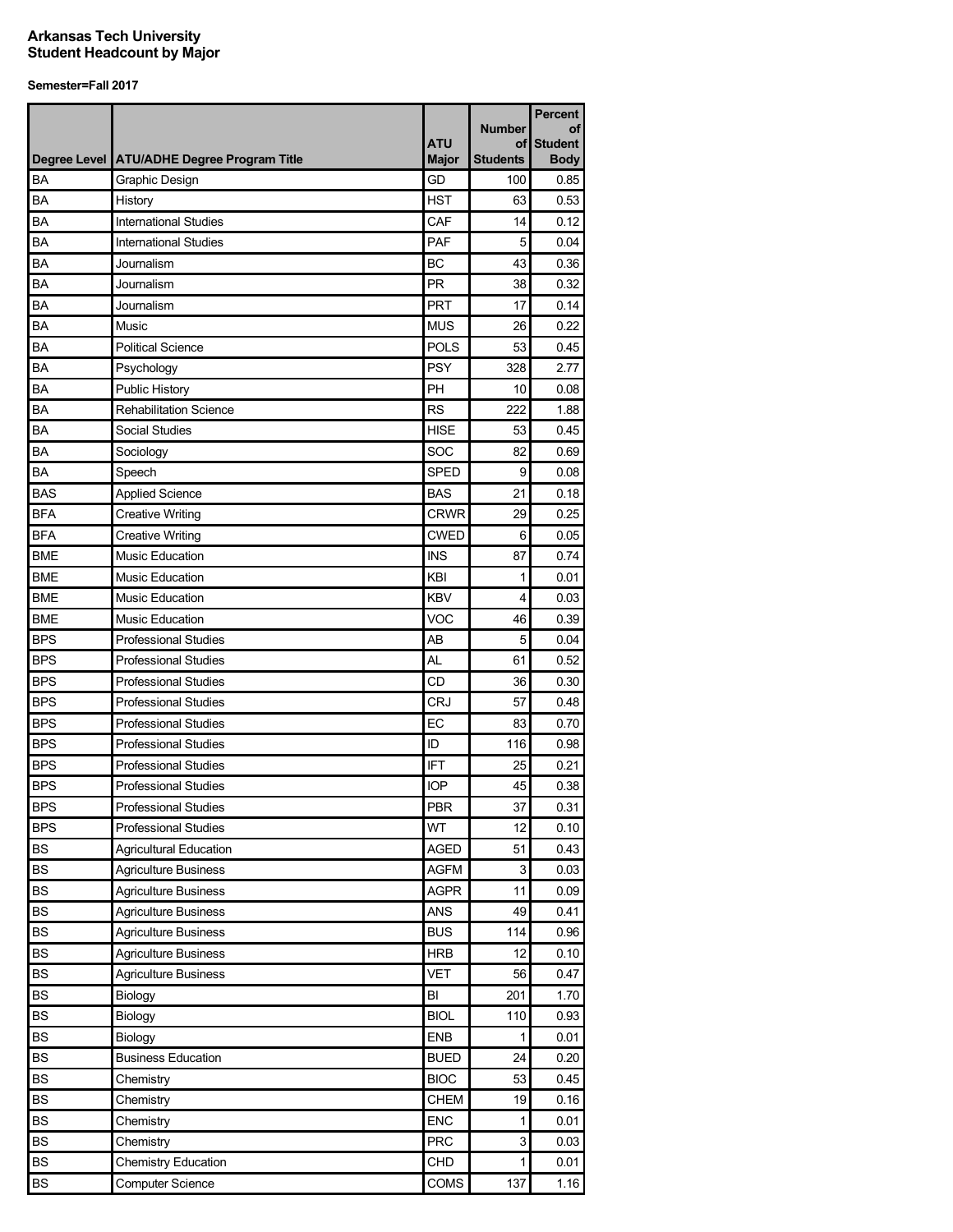**Arkansas Tech University**
**Student Headcount by Major**

**Semester=Fall 2017**

| Degree Level | ATU/ADHE Degree Program Title | ATU Major | Number of Students | Percent of Student Body |
|---|---|---|---|---|
| BA | Graphic Design | GD | 100 | 0.85 |
| BA | History | HST | 63 | 0.53 |
| BA | International Studies | CAF | 14 | 0.12 |
| BA | International Studies | PAF | 5 | 0.04 |
| BA | Journalism | BC | 43 | 0.36 |
| BA | Journalism | PR | 38 | 0.32 |
| BA | Journalism | PRT | 17 | 0.14 |
| BA | Music | MUS | 26 | 0.22 |
| BA | Political Science | POLS | 53 | 0.45 |
| BA | Psychology | PSY | 328 | 2.77 |
| BA | Public History | PH | 10 | 0.08 |
| BA | Rehabilitation Science | RS | 222 | 1.88 |
| BA | Social Studies | HISE | 53 | 0.45 |
| BA | Sociology | SOC | 82 | 0.69 |
| BA | Speech | SPED | 9 | 0.08 |
| BAS | Applied Science | BAS | 21 | 0.18 |
| BFA | Creative Writing | CRWR | 29 | 0.25 |
| BFA | Creative Writing | CWED | 6 | 0.05 |
| BME | Music Education | INS | 87 | 0.74 |
| BME | Music Education | KBI | 1 | 0.01 |
| BME | Music Education | KBV | 4 | 0.03 |
| BME | Music Education | VOC | 46 | 0.39 |
| BPS | Professional Studies | AB | 5 | 0.04 |
| BPS | Professional Studies | AL | 61 | 0.52 |
| BPS | Professional Studies | CD | 36 | 0.30 |
| BPS | Professional Studies | CRJ | 57 | 0.48 |
| BPS | Professional Studies | EC | 83 | 0.70 |
| BPS | Professional Studies | ID | 116 | 0.98 |
| BPS | Professional Studies | IFT | 25 | 0.21 |
| BPS | Professional Studies | IOP | 45 | 0.38 |
| BPS | Professional Studies | PBR | 37 | 0.31 |
| BPS | Professional Studies | WT | 12 | 0.10 |
| BS | Agricultural Education | AGED | 51 | 0.43 |
| BS | Agriculture Business | AGFM | 3 | 0.03 |
| BS | Agriculture Business | AGPR | 11 | 0.09 |
| BS | Agriculture Business | ANS | 49 | 0.41 |
| BS | Agriculture Business | BUS | 114 | 0.96 |
| BS | Agriculture Business | HRB | 12 | 0.10 |
| BS | Agriculture Business | VET | 56 | 0.47 |
| BS | Biology | BI | 201 | 1.70 |
| BS | Biology | BIOL | 110 | 0.93 |
| BS | Biology | ENB | 1 | 0.01 |
| BS | Business Education | BUED | 24 | 0.20 |
| BS | Chemistry | BIOC | 53 | 0.45 |
| BS | Chemistry | CHEM | 19 | 0.16 |
| BS | Chemistry | ENC | 1 | 0.01 |
| BS | Chemistry | PRC | 3 | 0.03 |
| BS | Chemistry Education | CHD | 1 | 0.01 |
| BS | Computer Science | COMS | 137 | 1.16 |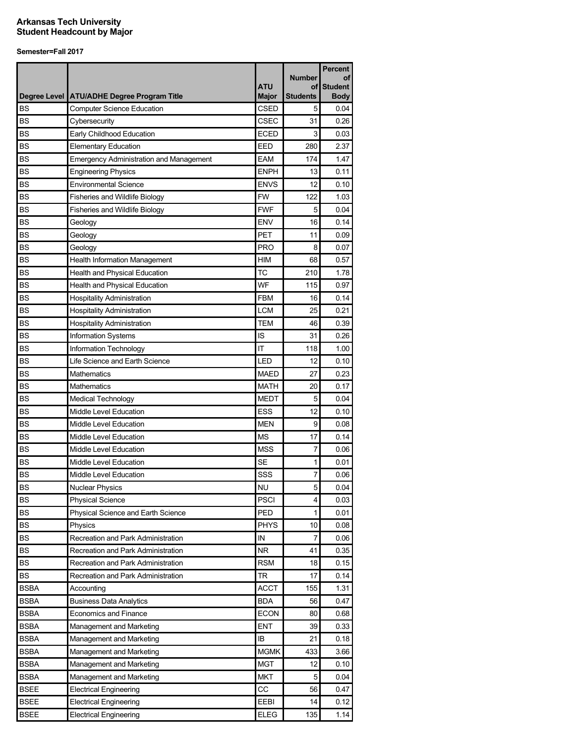# Arkansas Tech University
## Student Headcount by Major

**Semester=Fall 2017**

| Degree Level | ATU/ADHE Degree Program Title | ATU Major | Number of Students | Percent of Student Body |
|---|---|---|---|---|
| BS | Computer Science Education | CSED | 5 | 0.04 |
| BS | Cybersecurity | CSEC | 31 | 0.26 |
| BS | Early Childhood Education | ECED | 3 | 0.03 |
| BS | Elementary Education | EED | 280 | 2.37 |
| BS | Emergency Administration and Management | EAM | 174 | 1.47 |
| BS | Engineering Physics | ENPH | 13 | 0.11 |
| BS | Environmental Science | ENVS | 12 | 0.10 |
| BS | Fisheries and Wildlife Biology | FW | 122 | 1.03 |
| BS | Fisheries and Wildlife Biology | FWF | 5 | 0.04 |
| BS | Geology | ENV | 16 | 0.14 |
| BS | Geology | PET | 11 | 0.09 |
| BS | Geology | PRO | 8 | 0.07 |
| BS | Health Information Management | HIM | 68 | 0.57 |
| BS | Health and Physical Education | TC | 210 | 1.78 |
| BS | Health and Physical Education | WF | 115 | 0.97 |
| BS | Hospitality Administration | FBM | 16 | 0.14 |
| BS | Hospitality Administration | LCM | 25 | 0.21 |
| BS | Hospitality Administration | TEM | 46 | 0.39 |
| BS | Information Systems | IS | 31 | 0.26 |
| BS | Information Technology | IT | 118 | 1.00 |
| BS | Life Science and Earth Science | LED | 12 | 0.10 |
| BS | Mathematics | MAED | 27 | 0.23 |
| BS | Mathematics | MATH | 20 | 0.17 |
| BS | Medical Technology | MEDT | 5 | 0.04 |
| BS | Middle Level Education | ESS | 12 | 0.10 |
| BS | Middle Level Education | MEN | 9 | 0.08 |
| BS | Middle Level Education | MS | 17 | 0.14 |
| BS | Middle Level Education | MSS | 7 | 0.06 |
| BS | Middle Level Education | SE | 1 | 0.01 |
| BS | Middle Level Education | SSS | 7 | 0.06 |
| BS | Nuclear Physics | NU | 5 | 0.04 |
| BS | Physical Science | PSCI | 4 | 0.03 |
| BS | Physical Science and Earth Science | PED | 1 | 0.01 |
| BS | Physics | PHYS | 10 | 0.08 |
| BS | Recreation and Park Administration | IN | 7 | 0.06 |
| BS | Recreation and Park Administration | NR | 41 | 0.35 |
| BS | Recreation and Park Administration | RSM | 18 | 0.15 |
| BS | Recreation and Park Administration | TR | 17 | 0.14 |
| BSBA | Accounting | ACCT | 155 | 1.31 |
| BSBA | Business Data Analytics | BDA | 56 | 0.47 |
| BSBA | Economics and Finance | ECON | 80 | 0.68 |
| BSBA | Management and Marketing | ENT | 39 | 0.33 |
| BSBA | Management and Marketing | IB | 21 | 0.18 |
| BSBA | Management and Marketing | MGMK | 433 | 3.66 |
| BSBA | Management and Marketing | MGT | 12 | 0.10 |
| BSBA | Management and Marketing | MKT | 5 | 0.04 |
| BSEE | Electrical Engineering | CC | 56 | 0.47 |
| BSEE | Electrical Engineering | EEBI | 14 | 0.12 |
| BSEE | Electrical Engineering | ELEG | 135 | 1.14 |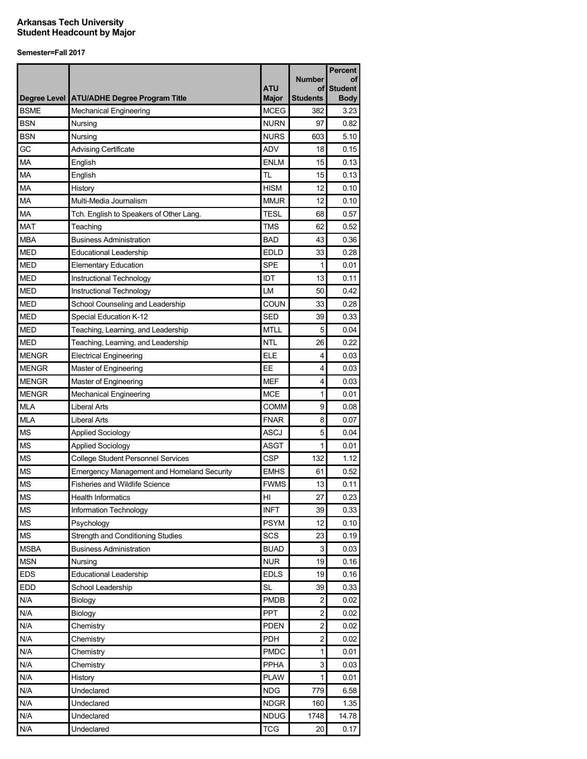**Arkansas Tech University**
**Student Headcount by Major**

**Semester=Fall 2017**

| Degree Level | ATU/ADHE Degree Program Title | ATU Major | Number of Students | Percent of Student Body |
|---|---|---|---|---|
| BSME | Mechanical Engineering | MCEG | 382 | 3.23 |
| BSN | Nursing | NURN | 97 | 0.82 |
| BSN | Nursing | NURS | 603 | 5.10 |
| GC | Advising Certificate | ADV | 18 | 0.15 |
| MA | English | ENLM | 15 | 0.13 |
| MA | English | TL | 15 | 0.13 |
| MA | History | HISM | 12 | 0.10 |
| MA | Multi-Media Journalism | MMJR | 12 | 0.10 |
| MA | Tch. English to Speakers of Other Lang. | TESL | 68 | 0.57 |
| MAT | Teaching | TMS | 62 | 0.52 |
| MBA | Business Administration | BAD | 43 | 0.36 |
| MED | Educational Leadership | EDLD | 33 | 0.28 |
| MED | Elementary Education | SPE | 1 | 0.01 |
| MED | Instructional Technology | IDT | 13 | 0.11 |
| MED | Instructional Technology | LM | 50 | 0.42 |
| MED | School Counseling and Leadership | COUN | 33 | 0.28 |
| MED | Special Education K-12 | SED | 39 | 0.33 |
| MED | Teaching, Learning, and Leadership | MTLL | 5 | 0.04 |
| MED | Teaching, Learning, and Leadership | NTL | 26 | 0.22 |
| MENGR | Electrical Engineering | ELE | 4 | 0.03 |
| MENGR | Master of Engineering | EE | 4 | 0.03 |
| MENGR | Master of Engineering | MEF | 4 | 0.03 |
| MENGR | Mechanical Engineering | MCE | 1 | 0.01 |
| MLA | Liberal Arts | COMM | 9 | 0.08 |
| MLA | Liberal Arts | FNAR | 8 | 0.07 |
| MS | Applied Sociology | ASCJ | 5 | 0.04 |
| MS | Applied Sociology | ASGT | 1 | 0.01 |
| MS | College Student Personnel Services | CSP | 132 | 1.12 |
| MS | Emergency Management and Homeland Security | EMHS | 61 | 0.52 |
| MS | Fisheries and Wildlife Science | FWMS | 13 | 0.11 |
| MS | Health Informatics | HI | 27 | 0.23 |
| MS | Information Technology | INFT | 39 | 0.33 |
| MS | Psychology | PSYM | 12 | 0.10 |
| MS | Strength and Conditioning Studies | SCS | 23 | 0.19 |
| MSBA | Business Administration | BUAD | 3 | 0.03 |
| MSN | Nursing | NUR | 19 | 0.16 |
| EDS | Educational Leadership | EDLS | 19 | 0.16 |
| EDD | School Leadership | SL | 39 | 0.33 |
| N/A | Biology | PMDB | 2 | 0.02 |
| N/A | Biology | PPT | 2 | 0.02 |
| N/A | Chemistry | PDEN | 2 | 0.02 |
| N/A | Chemistry | PDH | 2 | 0.02 |
| N/A | Chemistry | PMDC | 1 | 0.01 |
| N/A | Chemistry | PPHA | 3 | 0.03 |
| N/A | History | PLAW | 1 | 0.01 |
| N/A | Undeclared | NDG | 779 | 6.58 |
| N/A | Undeclared | NDGR | 160 | 1.35 |
| N/A | Undeclared | NDUG | 1748 | 14.78 |
| N/A | Undeclared | TCG | 20 | 0.17 |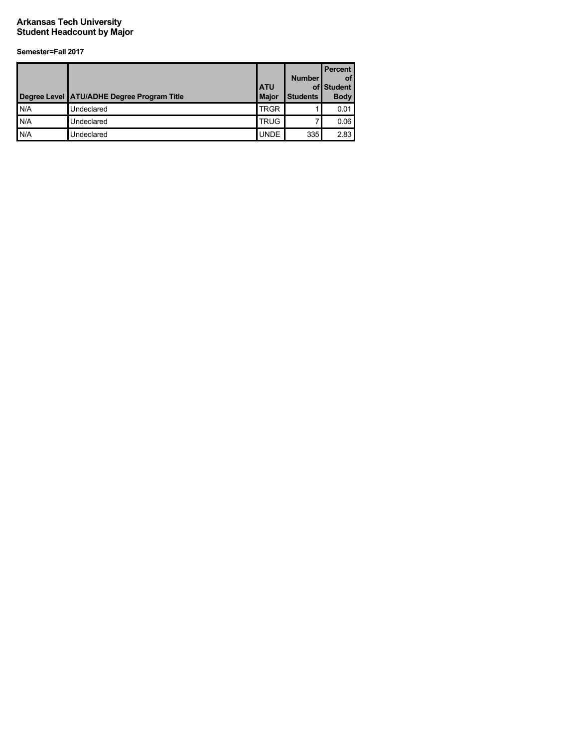# Arkansas Tech University
## Student Headcount by Major

**Semester=Fall 2017**

| Degree Level | ATU/ADHE Degree Program Title | ATU Major | Number of Students | Percent of Student Body |
|---|---|---|---|---|
| N/A | Undeclared | TRGR | 1 | 0.01 |
| N/A | Undeclared | TRUG | 7 | 0.06 |
| N/A | Undeclared | UNDE | 335 | 2.83 |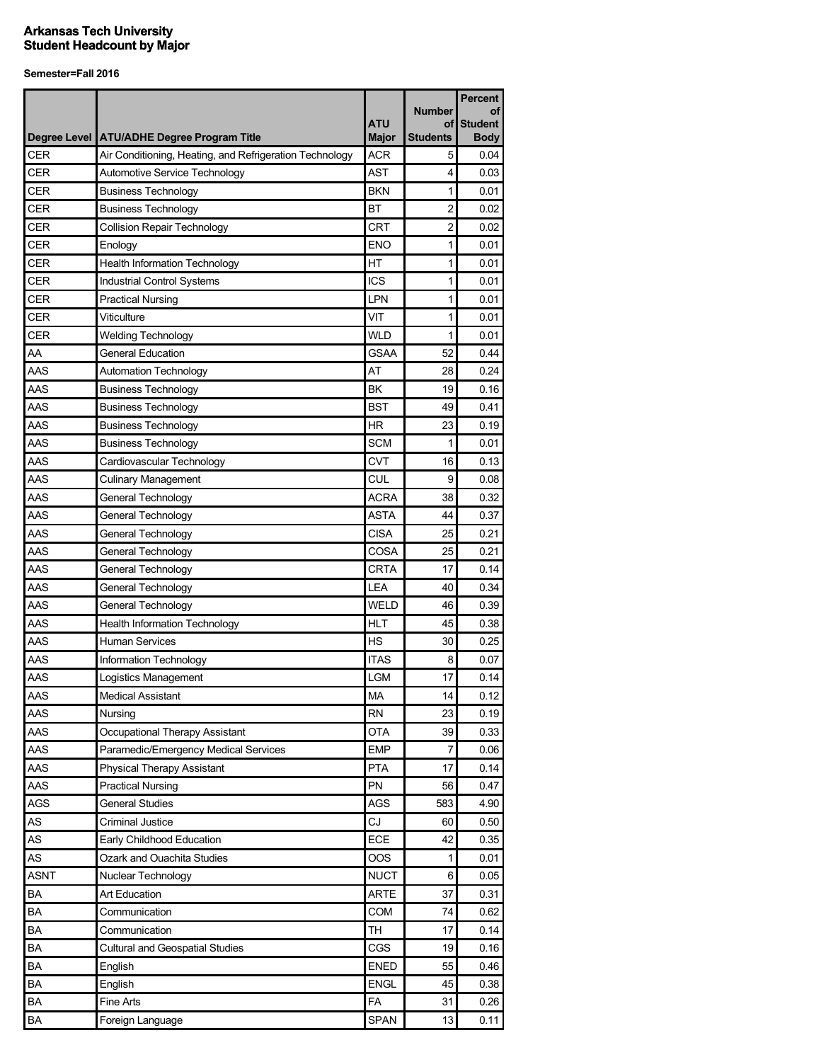**Arkansas Tech University**
**Student Headcount by Major**

**Semester=Fall 2016**

| Degree Level | ATU/ADHE Degree Program Title | ATU Major | Number of Students | Percent of Student Body |
|---|---|---|---|---|
| CER | Air Conditioning, Heating, and Refrigeration Technology | ACR | 5 | 0.04 |
| CER | Automotive Service Technology | AST | 4 | 0.03 |
| CER | Business Technology | BKN | 1 | 0.01 |
| CER | Business Technology | BT | 2 | 0.02 |
| CER | Collision Repair Technology | CRT | 2 | 0.02 |
| CER | Enology | ENO | 1 | 0.01 |
| CER | Health Information Technology | HT | 1 | 0.01 |
| CER | Industrial Control Systems | ICS | 1 | 0.01 |
| CER | Practical Nursing | LPN | 1 | 0.01 |
| CER | Viticulture | VIT | 1 | 0.01 |
| CER | Welding Technology | WLD | 1 | 0.01 |
| AA | General Education | GSAA | 52 | 0.44 |
| AAS | Automation Technology | AT | 28 | 0.24 |
| AAS | Business Technology | BK | 19 | 0.16 |
| AAS | Business Technology | BST | 49 | 0.41 |
| AAS | Business Technology | HR | 23 | 0.19 |
| AAS | Business Technology | SCM | 1 | 0.01 |
| AAS | Cardiovascular Technology | CVT | 16 | 0.13 |
| AAS | Culinary Management | CUL | 9 | 0.08 |
| AAS | General Technology | ACRA | 38 | 0.32 |
| AAS | General Technology | ASTA | 44 | 0.37 |
| AAS | General Technology | CISA | 25 | 0.21 |
| AAS | General Technology | COSA | 25 | 0.21 |
| AAS | General Technology | CRTA | 17 | 0.14 |
| AAS | General Technology | LEA | 40 | 0.34 |
| AAS | General Technology | WELD | 46 | 0.39 |
| AAS | Health Information Technology | HLT | 45 | 0.38 |
| AAS | Human Services | HS | 30 | 0.25 |
| AAS | Information Technology | ITAS | 8 | 0.07 |
| AAS | Logistics Management | LGM | 17 | 0.14 |
| AAS | Medical Assistant | MA | 14 | 0.12 |
| AAS | Nursing | RN | 23 | 0.19 |
| AAS | Occupational Therapy Assistant | OTA | 39 | 0.33 |
| AAS | Paramedic/Emergency Medical Services | EMP | 7 | 0.06 |
| AAS | Physical Therapy Assistant | PTA | 17 | 0.14 |
| AAS | Practical Nursing | PN | 56 | 0.47 |
| AGS | General Studies | AGS | 583 | 4.90 |
| AS | Criminal Justice | CJ | 60 | 0.50 |
| AS | Early Childhood Education | ECE | 42 | 0.35 |
| AS | Ozark and Ouachita Studies | OOS | 1 | 0.01 |
| ASNT | Nuclear Technology | NUCT | 6 | 0.05 |
| BA | Art Education | ARTE | 37 | 0.31 |
| BA | Communication | COM | 74 | 0.62 |
| BA | Communication | TH | 17 | 0.14 |
| BA | Cultural and Geospatial Studies | CGS | 19 | 0.16 |
| BA | English | ENED | 55 | 0.46 |
| BA | English | ENGL | 45 | 0.38 |
| BA | Fine Arts | FA | 31 | 0.26 |
| BA | Foreign Language | SPAN | 13 | 0.11 |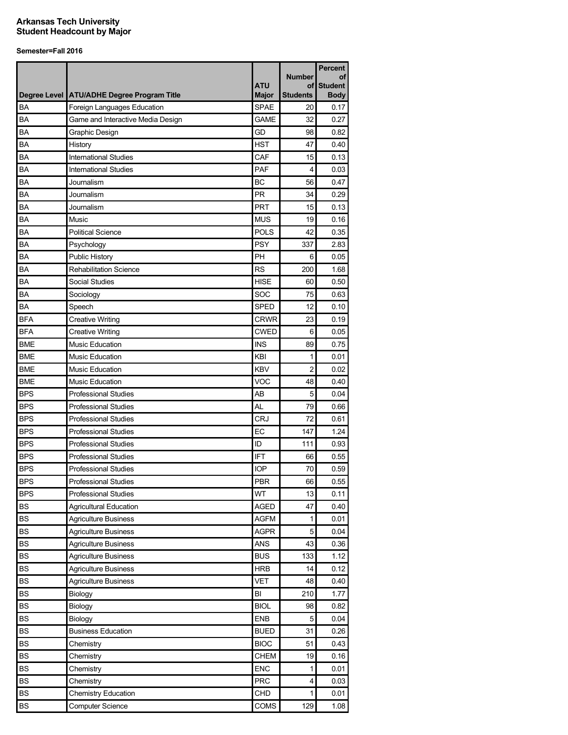**Arkansas Tech University**
**Student Headcount by Major**

**Semester=Fall 2016**

| Degree Level | ATU/ADHE Degree Program Title | ATU Major | Number of Students | Percent of Student Body |
|---|---|---|---|---|
| BA | Foreign Languages Education | SPAE | 20 | 0.17 |
| BA | Game and Interactive Media Design | GAME | 32 | 0.27 |
| BA | Graphic Design | GD | 98 | 0.82 |
| BA | History | HST | 47 | 0.40 |
| BA | International Studies | CAF | 15 | 0.13 |
| BA | International Studies | PAF | 4 | 0.03 |
| BA | Journalism | BC | 56 | 0.47 |
| BA | Journalism | PR | 34 | 0.29 |
| BA | Journalism | PRT | 15 | 0.13 |
| BA | Music | MUS | 19 | 0.16 |
| BA | Political Science | POLS | 42 | 0.35 |
| BA | Psychology | PSY | 337 | 2.83 |
| BA | Public History | PH | 6 | 0.05 |
| BA | Rehabilitation Science | RS | 200 | 1.68 |
| BA | Social Studies | HISE | 60 | 0.50 |
| BA | Sociology | SOC | 75 | 0.63 |
| BA | Speech | SPED | 12 | 0.10 |
| BFA | Creative Writing | CRWR | 23 | 0.19 |
| BFA | Creative Writing | CWED | 6 | 0.05 |
| BME | Music Education | INS | 89 | 0.75 |
| BME | Music Education | KBI | 1 | 0.01 |
| BME | Music Education | KBV | 2 | 0.02 |
| BME | Music Education | VOC | 48 | 0.40 |
| BPS | Professional Studies | AB | 5 | 0.04 |
| BPS | Professional Studies | AL | 79 | 0.66 |
| BPS | Professional Studies | CRJ | 72 | 0.61 |
| BPS | Professional Studies | EC | 147 | 1.24 |
| BPS | Professional Studies | ID | 111 | 0.93 |
| BPS | Professional Studies | IFT | 66 | 0.55 |
| BPS | Professional Studies | IOP | 70 | 0.59 |
| BPS | Professional Studies | PBR | 66 | 0.55 |
| BPS | Professional Studies | WT | 13 | 0.11 |
| BS | Agricultural Education | AGED | 47 | 0.40 |
| BS | Agriculture Business | AGFM | 1 | 0.01 |
| BS | Agriculture Business | AGPR | 5 | 0.04 |
| BS | Agriculture Business | ANS | 43 | 0.36 |
| BS | Agriculture Business | BUS | 133 | 1.12 |
| BS | Agriculture Business | HRB | 14 | 0.12 |
| BS | Agriculture Business | VET | 48 | 0.40 |
| BS | Biology | BI | 210 | 1.77 |
| BS | Biology | BIOL | 98 | 0.82 |
| BS | Biology | ENB | 5 | 0.04 |
| BS | Business Education | BUED | 31 | 0.26 |
| BS | Chemistry | BIOC | 51 | 0.43 |
| BS | Chemistry | CHEM | 19 | 0.16 |
| BS | Chemistry | ENC | 1 | 0.01 |
| BS | Chemistry | PRC | 4 | 0.03 |
| BS | Chemistry Education | CHD | 1 | 0.01 |
| BS | Computer Science | COMS | 129 | 1.08 |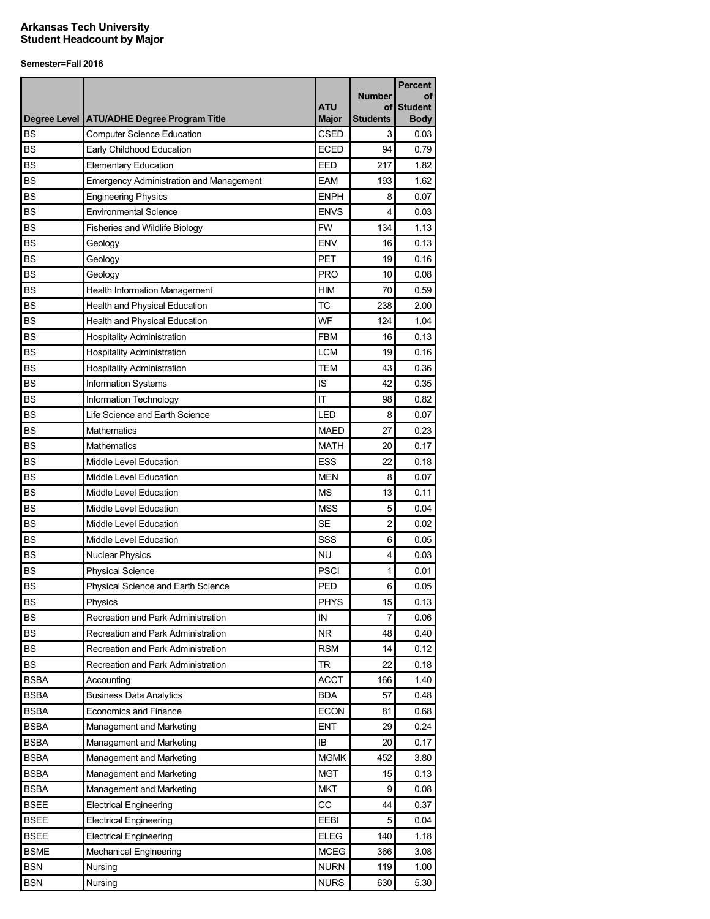**Arkansas Tech University**
**Student Headcount by Major**

**Semester=Fall 2016**

| Degree Level | ATU/ADHE Degree Program Title | ATU Major | Number of Students | Percent of Student Body |
|---|---|---|---|---|
| BS | Computer Science Education | CSED | 3 | 0.03 |
| BS | Early Childhood Education | ECED | 94 | 0.79 |
| BS | Elementary Education | EED | 217 | 1.82 |
| BS | Emergency Administration and Management | EAM | 193 | 1.62 |
| BS | Engineering Physics | ENPH | 8 | 0.07 |
| BS | Environmental Science | ENVS | 4 | 0.03 |
| BS | Fisheries and Wildlife Biology | FW | 134 | 1.13 |
| BS | Geology | ENV | 16 | 0.13 |
| BS | Geology | PET | 19 | 0.16 |
| BS | Geology | PRO | 10 | 0.08 |
| BS | Health Information Management | HIM | 70 | 0.59 |
| BS | Health and Physical Education | TC | 238 | 2.00 |
| BS | Health and Physical Education | WF | 124 | 1.04 |
| BS | Hospitality Administration | FBM | 16 | 0.13 |
| BS | Hospitality Administration | LCM | 19 | 0.16 |
| BS | Hospitality Administration | TEM | 43 | 0.36 |
| BS | Information Systems | IS | 42 | 0.35 |
| BS | Information Technology | IT | 98 | 0.82 |
| BS | Life Science and Earth Science | LED | 8 | 0.07 |
| BS | Mathematics | MAED | 27 | 0.23 |
| BS | Mathematics | MATH | 20 | 0.17 |
| BS | Middle Level Education | ESS | 22 | 0.18 |
| BS | Middle Level Education | MEN | 8 | 0.07 |
| BS | Middle Level Education | MS | 13 | 0.11 |
| BS | Middle Level Education | MSS | 5 | 0.04 |
| BS | Middle Level Education | SE | 2 | 0.02 |
| BS | Middle Level Education | SSS | 6 | 0.05 |
| BS | Nuclear Physics | NU | 4 | 0.03 |
| BS | Physical Science | PSCI | 1 | 0.01 |
| BS | Physical Science and Earth Science | PED | 6 | 0.05 |
| BS | Physics | PHYS | 15 | 0.13 |
| BS | Recreation and Park Administration | IN | 7 | 0.06 |
| BS | Recreation and Park Administration | NR | 48 | 0.40 |
| BS | Recreation and Park Administration | RSM | 14 | 0.12 |
| BS | Recreation and Park Administration | TR | 22 | 0.18 |
| BSBA | Accounting | ACCT | 166 | 1.40 |
| BSBA | Business Data Analytics | BDA | 57 | 0.48 |
| BSBA | Economics and Finance | ECON | 81 | 0.68 |
| BSBA | Management and Marketing | ENT | 29 | 0.24 |
| BSBA | Management and Marketing | IB | 20 | 0.17 |
| BSBA | Management and Marketing | MGMK | 452 | 3.80 |
| BSBA | Management and Marketing | MGT | 15 | 0.13 |
| BSBA | Management and Marketing | MKT | 9 | 0.08 |
| BSEE | Electrical Engineering | CC | 44 | 0.37 |
| BSEE | Electrical Engineering | EEBI | 5 | 0.04 |
| BSEE | Electrical Engineering | ELEG | 140 | 1.18 |
| BSME | Mechanical Engineering | MCEG | 366 | 3.08 |
| BSN | Nursing | NURN | 119 | 1.00 |
| BSN | Nursing | NURS | 630 | 5.30 |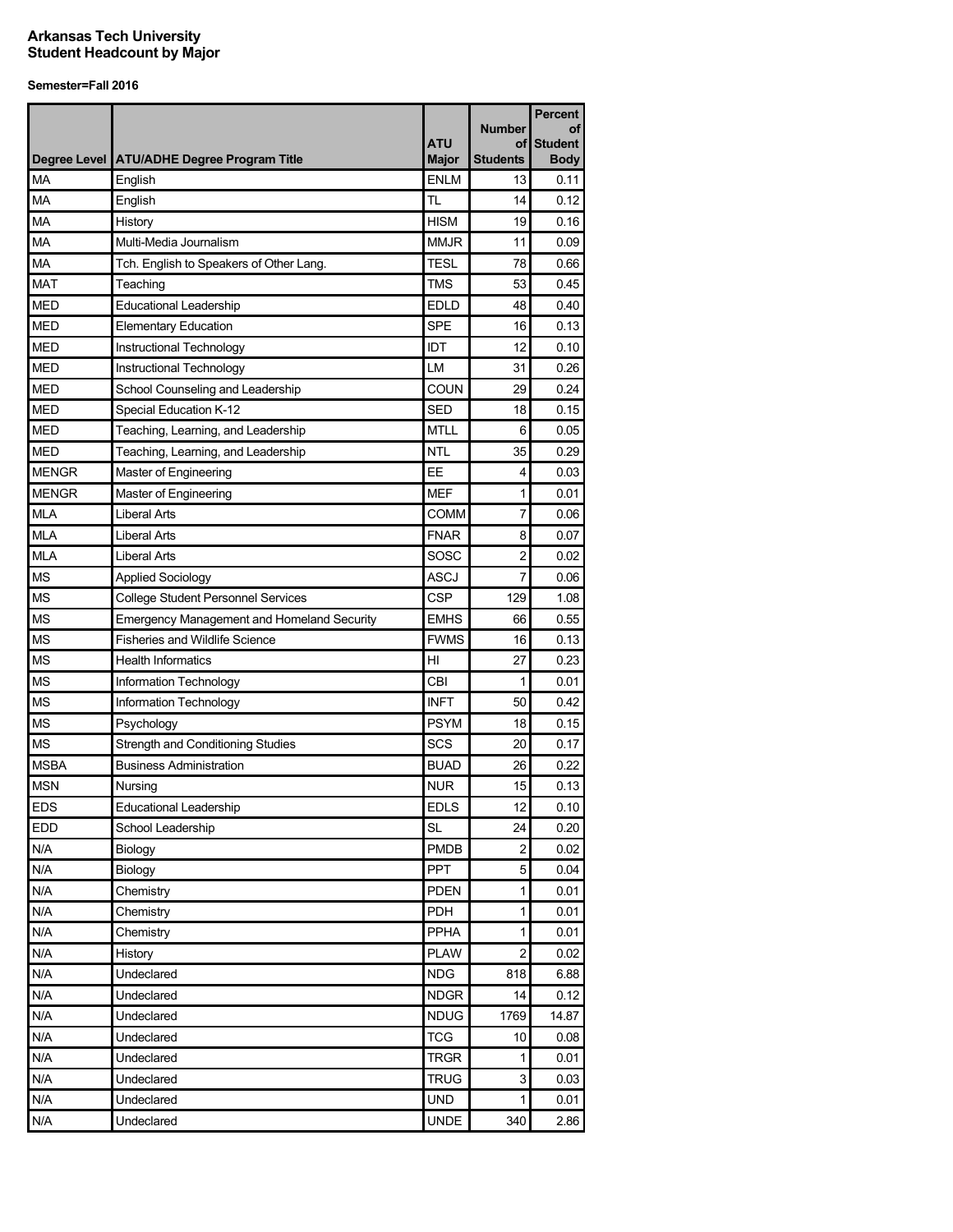**Arkansas Tech University**
**Student Headcount by Major**

**Semester=Fall 2016**

| Degree Level | ATU/ADHE Degree Program Title | ATU Major | Number of Students | Percent of Student Body |
|---|---|---|---|---|
| MA | English | ENLM | 13 | 0.11 |
| MA | English | TL | 14 | 0.12 |
| MA | History | HISM | 19 | 0.16 |
| MA | Multi-Media Journalism | MMJR | 11 | 0.09 |
| MA | Tch. English to Speakers of Other Lang. | TESL | 78 | 0.66 |
| MAT | Teaching | TMS | 53 | 0.45 |
| MED | Educational Leadership | EDLD | 48 | 0.40 |
| MED | Elementary Education | SPE | 16 | 0.13 |
| MED | Instructional Technology | IDT | 12 | 0.10 |
| MED | Instructional Technology | LM | 31 | 0.26 |
| MED | School Counseling and Leadership | COUN | 29 | 0.24 |
| MED | Special Education K-12 | SED | 18 | 0.15 |
| MED | Teaching, Learning, and Leadership | MTLL | 6 | 0.05 |
| MED | Teaching, Learning, and Leadership | NTL | 35 | 0.29 |
| MENGR | Master of Engineering | EE | 4 | 0.03 |
| MENGR | Master of Engineering | MEF | 1 | 0.01 |
| MLA | Liberal Arts | COMM | 7 | 0.06 |
| MLA | Liberal Arts | FNAR | 8 | 0.07 |
| MLA | Liberal Arts | SOSC | 2 | 0.02 |
| MS | Applied Sociology | ASCJ | 7 | 0.06 |
| MS | College Student Personnel Services | CSP | 129 | 1.08 |
| MS | Emergency Management and Homeland Security | EMHS | 66 | 0.55 |
| MS | Fisheries and Wildlife Science | FWMS | 16 | 0.13 |
| MS | Health Informatics | HI | 27 | 0.23 |
| MS | Information Technology | CBI | 1 | 0.01 |
| MS | Information Technology | INFT | 50 | 0.42 |
| MS | Psychology | PSYM | 18 | 0.15 |
| MS | Strength and Conditioning Studies | SCS | 20 | 0.17 |
| MSBA | Business Administration | BUAD | 26 | 0.22 |
| MSN | Nursing | NUR | 15 | 0.13 |
| EDS | Educational Leadership | EDLS | 12 | 0.10 |
| EDD | School Leadership | SL | 24 | 0.20 |
| N/A | Biology | PMDB | 2 | 0.02 |
| N/A | Biology | PPT | 5 | 0.04 |
| N/A | Chemistry | PDEN | 1 | 0.01 |
| N/A | Chemistry | PDH | 1 | 0.01 |
| N/A | Chemistry | PPHA | 1 | 0.01 |
| N/A | History | PLAW | 2 | 0.02 |
| N/A | Undeclared | NDG | 818 | 6.88 |
| N/A | Undeclared | NDGR | 14 | 0.12 |
| N/A | Undeclared | NDUG | 1769 | 14.87 |
| N/A | Undeclared | TCG | 10 | 0.08 |
| N/A | Undeclared | TRGR | 1 | 0.01 |
| N/A | Undeclared | TRUG | 3 | 0.03 |
| N/A | Undeclared | UND | 1 | 0.01 |
| N/A | Undeclared | UNDE | 340 | 2.86 |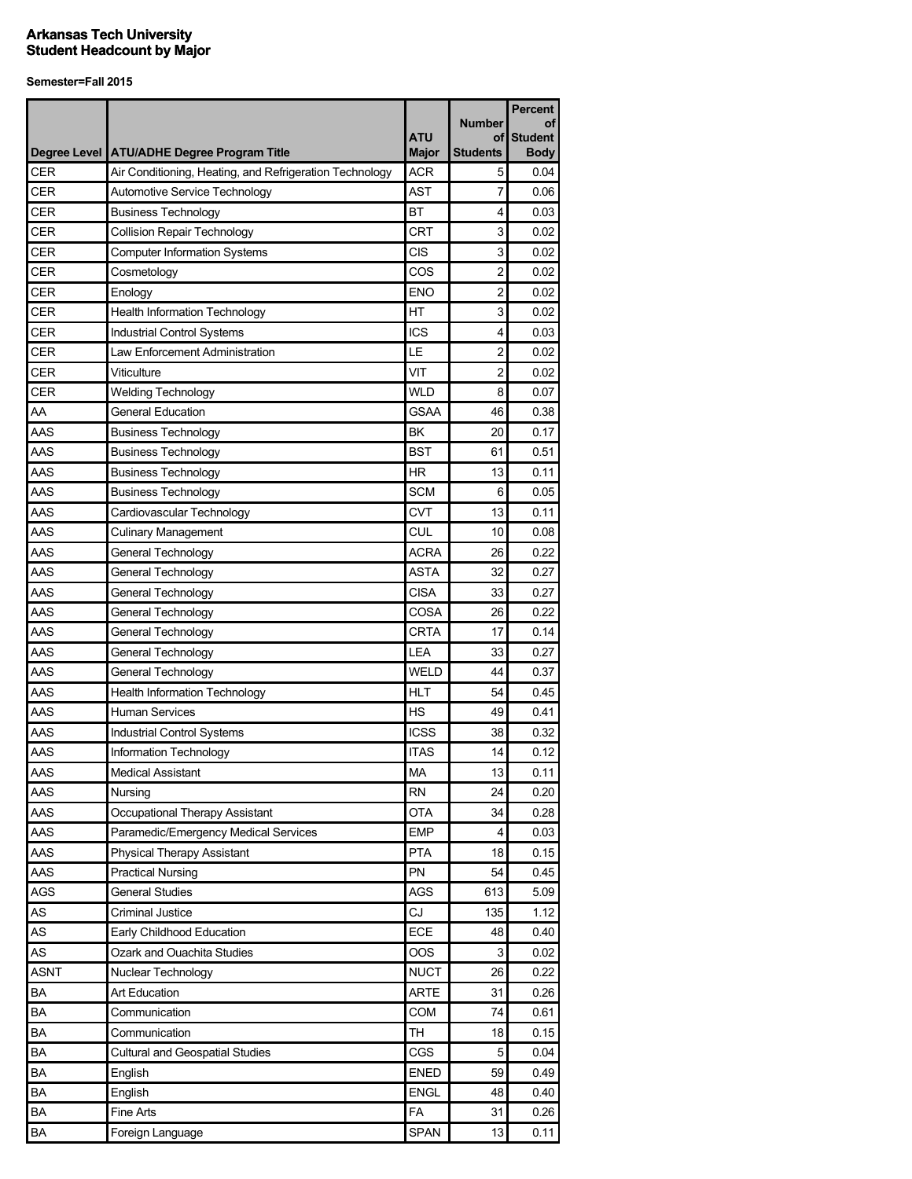**Arkansas Tech University**
**Student Headcount by Major**

**Semester=Fall 2015**

| Degree Level | ATU/ADHE Degree Program Title | ATU Major | Number of Students | Percent of Student Body |
|---|---|---|---|---|
| CER | Air Conditioning, Heating, and Refrigeration Technology | ACR | 5 | 0.04 |
| CER | Automotive Service Technology | AST | 7 | 0.06 |
| CER | Business Technology | BT | 4 | 0.03 |
| CER | Collision Repair Technology | CRT | 3 | 0.02 |
| CER | Computer Information Systems | CIS | 3 | 0.02 |
| CER | Cosmetology | COS | 2 | 0.02 |
| CER | Enology | ENO | 2 | 0.02 |
| CER | Health Information Technology | HT | 3 | 0.02 |
| CER | Industrial Control Systems | ICS | 4 | 0.03 |
| CER | Law Enforcement Administration | LE | 2 | 0.02 |
| CER | Viticulture | VIT | 2 | 0.02 |
| CER | Welding Technology | WLD | 8 | 0.07 |
| AA | General Education | GSAA | 46 | 0.38 |
| AAS | Business Technology | BK | 20 | 0.17 |
| AAS | Business Technology | BST | 61 | 0.51 |
| AAS | Business Technology | HR | 13 | 0.11 |
| AAS | Business Technology | SCM | 6 | 0.05 |
| AAS | Cardiovascular Technology | CVT | 13 | 0.11 |
| AAS | Culinary Management | CUL | 10 | 0.08 |
| AAS | General Technology | ACRA | 26 | 0.22 |
| AAS | General Technology | ASTA | 32 | 0.27 |
| AAS | General Technology | CISA | 33 | 0.27 |
| AAS | General Technology | COSA | 26 | 0.22 |
| AAS | General Technology | CRTA | 17 | 0.14 |
| AAS | General Technology | LEA | 33 | 0.27 |
| AAS | General Technology | WELD | 44 | 0.37 |
| AAS | Health Information Technology | HLT | 54 | 0.45 |
| AAS | Human Services | HS | 49 | 0.41 |
| AAS | Industrial Control Systems | ICSS | 38 | 0.32 |
| AAS | Information Technology | ITAS | 14 | 0.12 |
| AAS | Medical Assistant | MA | 13 | 0.11 |
| AAS | Nursing | RN | 24 | 0.20 |
| AAS | Occupational Therapy Assistant | OTA | 34 | 0.28 |
| AAS | Paramedic/Emergency Medical Services | EMP | 4 | 0.03 |
| AAS | Physical Therapy Assistant | PTA | 18 | 0.15 |
| AAS | Practical Nursing | PN | 54 | 0.45 |
| AGS | General Studies | AGS | 613 | 5.09 |
| AS | Criminal Justice | CJ | 135 | 1.12 |
| AS | Early Childhood Education | ECE | 48 | 0.40 |
| AS | Ozark and Ouachita Studies | OOS | 3 | 0.02 |
| ASNT | Nuclear Technology | NUCT | 26 | 0.22 |
| BA | Art Education | ARTE | 31 | 0.26 |
| BA | Communication | COM | 74 | 0.61 |
| BA | Communication | TH | 18 | 0.15 |
| BA | Cultural and Geospatial Studies | CGS | 5 | 0.04 |
| BA | English | ENED | 59 | 0.49 |
| BA | English | ENGL | 48 | 0.40 |
| BA | Fine Arts | FA | 31 | 0.26 |
| BA | Foreign Language | SPAN | 13 | 0.11 |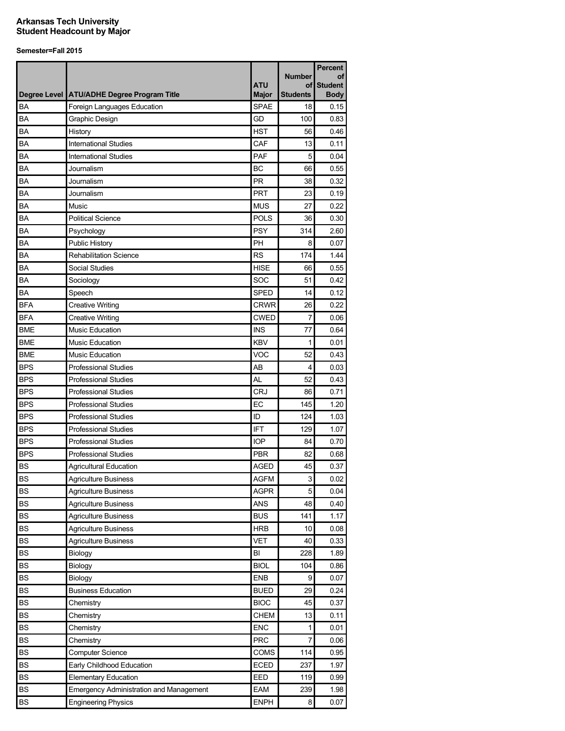**Arkansas Tech University**
**Student Headcount by Major**

**Semester=Fall 2015**

| Degree Level | ATU/ADHE Degree Program Title | ATU Major | Number of Students | Percent of Student Body |
|---|---|---|---|---|
| BA | Foreign Languages Education | SPAE | 18 | 0.15 |
| BA | Graphic Design | GD | 100 | 0.83 |
| BA | History | HST | 56 | 0.46 |
| BA | International Studies | CAF | 13 | 0.11 |
| BA | International Studies | PAF | 5 | 0.04 |
| BA | Journalism | BC | 66 | 0.55 |
| BA | Journalism | PR | 38 | 0.32 |
| BA | Journalism | PRT | 23 | 0.19 |
| BA | Music | MUS | 27 | 0.22 |
| BA | Political Science | POLS | 36 | 0.30 |
| BA | Psychology | PSY | 314 | 2.60 |
| BA | Public History | PH | 8 | 0.07 |
| BA | Rehabilitation Science | RS | 174 | 1.44 |
| BA | Social Studies | HISE | 66 | 0.55 |
| BA | Sociology | SOC | 51 | 0.42 |
| BA | Speech | SPED | 14 | 0.12 |
| BFA | Creative Writing | CRWR | 26 | 0.22 |
| BFA | Creative Writing | CWED | 7 | 0.06 |
| BME | Music Education | INS | 77 | 0.64 |
| BME | Music Education | KBV | 1 | 0.01 |
| BME | Music Education | VOC | 52 | 0.43 |
| BPS | Professional Studies | AB | 4 | 0.03 |
| BPS | Professional Studies | AL | 52 | 0.43 |
| BPS | Professional Studies | CRJ | 86 | 0.71 |
| BPS | Professional Studies | EC | 145 | 1.20 |
| BPS | Professional Studies | ID | 124 | 1.03 |
| BPS | Professional Studies | IFT | 129 | 1.07 |
| BPS | Professional Studies | IOP | 84 | 0.70 |
| BPS | Professional Studies | PBR | 82 | 0.68 |
| BS | Agricultural Education | AGED | 45 | 0.37 |
| BS | Agriculture Business | AGFM | 3 | 0.02 |
| BS | Agriculture Business | AGPR | 5 | 0.04 |
| BS | Agriculture Business | ANS | 48 | 0.40 |
| BS | Agriculture Business | BUS | 141 | 1.17 |
| BS | Agriculture Business | HRB | 10 | 0.08 |
| BS | Agriculture Business | VET | 40 | 0.33 |
| BS | Biology | BI | 228 | 1.89 |
| BS | Biology | BIOL | 104 | 0.86 |
| BS | Biology | ENB | 9 | 0.07 |
| BS | Business Education | BUED | 29 | 0.24 |
| BS | Chemistry | BIOC | 45 | 0.37 |
| BS | Chemistry | CHEM | 13 | 0.11 |
| BS | Chemistry | ENC | 1 | 0.01 |
| BS | Chemistry | PRC | 7 | 0.06 |
| BS | Computer Science | COMS | 114 | 0.95 |
| BS | Early Childhood Education | ECED | 237 | 1.97 |
| BS | Elementary Education | EED | 119 | 0.99 |
| BS | Emergency Administration and Management | EAM | 239 | 1.98 |
| BS | Engineering Physics | ENPH | 8 | 0.07 |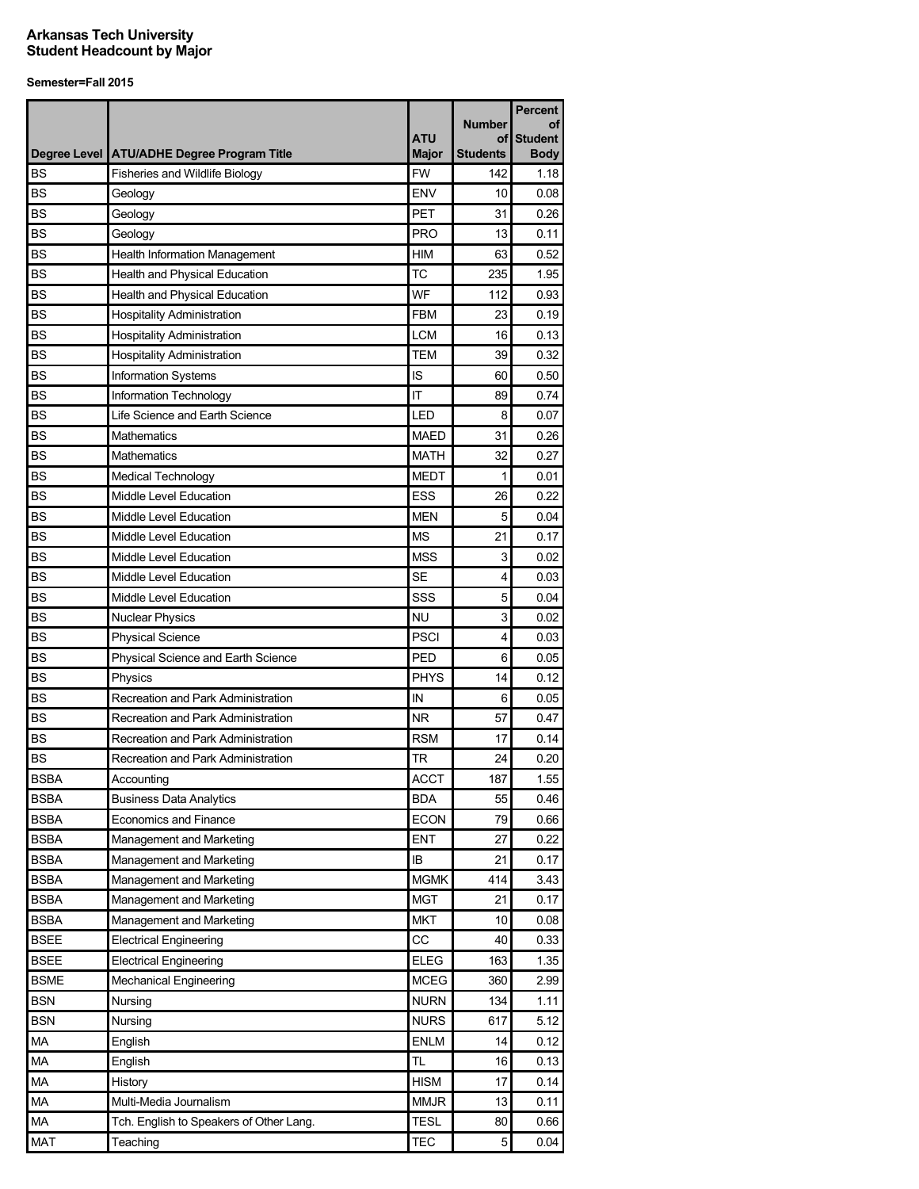# Arkansas Tech University
# Student Headcount by Major

**Semester=Fall 2015**

| Degree Level | ATU/ADHE Degree Program Title | ATU Major | Number of Students | Percent of Student Body |
|---|---|---|---|---|
| BS | Fisheries and Wildlife Biology | FW | 142 | 1.18 |
| BS | Geology | ENV | 10 | 0.08 |
| BS | Geology | PET | 31 | 0.26 |
| BS | Geology | PRO | 13 | 0.11 |
| BS | Health Information Management | HIM | 63 | 0.52 |
| BS | Health and Physical Education | TC | 235 | 1.95 |
| BS | Health and Physical Education | WF | 112 | 0.93 |
| BS | Hospitality Administration | FBM | 23 | 0.19 |
| BS | Hospitality Administration | LCM | 16 | 0.13 |
| BS | Hospitality Administration | TEM | 39 | 0.32 |
| BS | Information Systems | IS | 60 | 0.50 |
| BS | Information Technology | IT | 89 | 0.74 |
| BS | Life Science and Earth Science | LED | 8 | 0.07 |
| BS | Mathematics | MAED | 31 | 0.26 |
| BS | Mathematics | MATH | 32 | 0.27 |
| BS | Medical Technology | MEDT | 1 | 0.01 |
| BS | Middle Level Education | ESS | 26 | 0.22 |
| BS | Middle Level Education | MEN | 5 | 0.04 |
| BS | Middle Level Education | MS | 21 | 0.17 |
| BS | Middle Level Education | MSS | 3 | 0.02 |
| BS | Middle Level Education | SE | 4 | 0.03 |
| BS | Middle Level Education | SSS | 5 | 0.04 |
| BS | Nuclear Physics | NU | 3 | 0.02 |
| BS | Physical Science | PSCI | 4 | 0.03 |
| BS | Physical Science and Earth Science | PED | 6 | 0.05 |
| BS | Physics | PHYS | 14 | 0.12 |
| BS | Recreation and Park Administration | IN | 6 | 0.05 |
| BS | Recreation and Park Administration | NR | 57 | 0.47 |
| BS | Recreation and Park Administration | RSM | 17 | 0.14 |
| BS | Recreation and Park Administration | TR | 24 | 0.20 |
| BSBA | Accounting | ACCT | 187 | 1.55 |
| BSBA | Business Data Analytics | BDA | 55 | 0.46 |
| BSBA | Economics and Finance | ECON | 79 | 0.66 |
| BSBA | Management and Marketing | ENT | 27 | 0.22 |
| BSBA | Management and Marketing | IB | 21 | 0.17 |
| BSBA | Management and Marketing | MGMK | 414 | 3.43 |
| BSBA | Management and Marketing | MGT | 21 | 0.17 |
| BSBA | Management and Marketing | MKT | 10 | 0.08 |
| BSEE | Electrical Engineering | CC | 40 | 0.33 |
| BSEE | Electrical Engineering | ELEG | 163 | 1.35 |
| BSME | Mechanical Engineering | MCEG | 360 | 2.99 |
| BSN | Nursing | NURN | 134 | 1.11 |
| BSN | Nursing | NURS | 617 | 5.12 |
| MA | English | ENLM | 14 | 0.12 |
| MA | English | TL | 16 | 0.13 |
| MA | History | HISM | 17 | 0.14 |
| MA | Multi-Media Journalism | MMJR | 13 | 0.11 |
| MA | Tch. English to Speakers of Other Lang. | TESL | 80 | 0.66 |
| MAT | Teaching | TEC | 5 | 0.04 |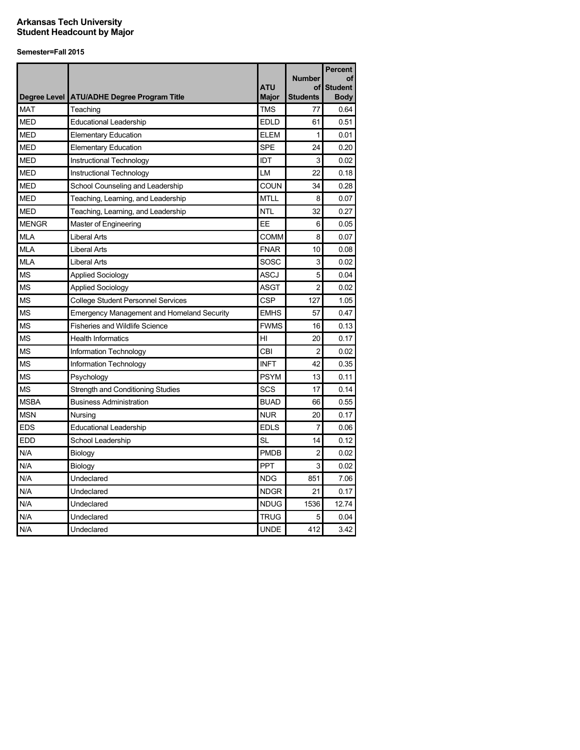# Arkansas Tech University
## Student Headcount by Major

**Semester=Fall 2015**

| Degree Level | ATU/ADHE Degree Program Title | ATU Major | Number of Students | Percent of Student Body |
|---|---|---|---|---|
| MAT | Teaching | TMS | 77 | 0.64 |
| MED | Educational Leadership | EDLD | 61 | 0.51 |
| MED | Elementary Education | ELEM | 1 | 0.01 |
| MED | Elementary Education | SPE | 24 | 0.20 |
| MED | Instructional Technology | IDT | 3 | 0.02 |
| MED | Instructional Technology | LM | 22 | 0.18 |
| MED | School Counseling and Leadership | COUN | 34 | 0.28 |
| MED | Teaching, Learning, and Leadership | MTLL | 8 | 0.07 |
| MED | Teaching, Learning, and Leadership | NTL | 32 | 0.27 |
| MENGR | Master of Engineering | EE | 6 | 0.05 |
| MLA | Liberal Arts | COMM | 8 | 0.07 |
| MLA | Liberal Arts | FNAR | 10 | 0.08 |
| MLA | Liberal Arts | SOSC | 3 | 0.02 |
| MS | Applied Sociology | ASCJ | 5 | 0.04 |
| MS | Applied Sociology | ASGT | 2 | 0.02 |
| MS | College Student Personnel Services | CSP | 127 | 1.05 |
| MS | Emergency Management and Homeland Security | EMHS | 57 | 0.47 |
| MS | Fisheries and Wildlife Science | FWMS | 16 | 0.13 |
| MS | Health Informatics | HI | 20 | 0.17 |
| MS | Information Technology | CBI | 2 | 0.02 |
| MS | Information Technology | INFT | 42 | 0.35 |
| MS | Psychology | PSYM | 13 | 0.11 |
| MS | Strength and Conditioning Studies | SCS | 17 | 0.14 |
| MSBA | Business Administration | BUAD | 66 | 0.55 |
| MSN | Nursing | NUR | 20 | 0.17 |
| EDS | Educational Leadership | EDLS | 7 | 0.06 |
| EDD | School Leadership | SL | 14 | 0.12 |
| N/A | Biology | PMDB | 2 | 0.02 |
| N/A | Biology | PPT | 3 | 0.02 |
| N/A | Undeclared | NDG | 851 | 7.06 |
| N/A | Undeclared | NDGR | 21 | 0.17 |
| N/A | Undeclared | NDUG | 1536 | 12.74 |
| N/A | Undeclared | TRUG | 5 | 0.04 |
| N/A | Undeclared | UNDE | 412 | 3.42 |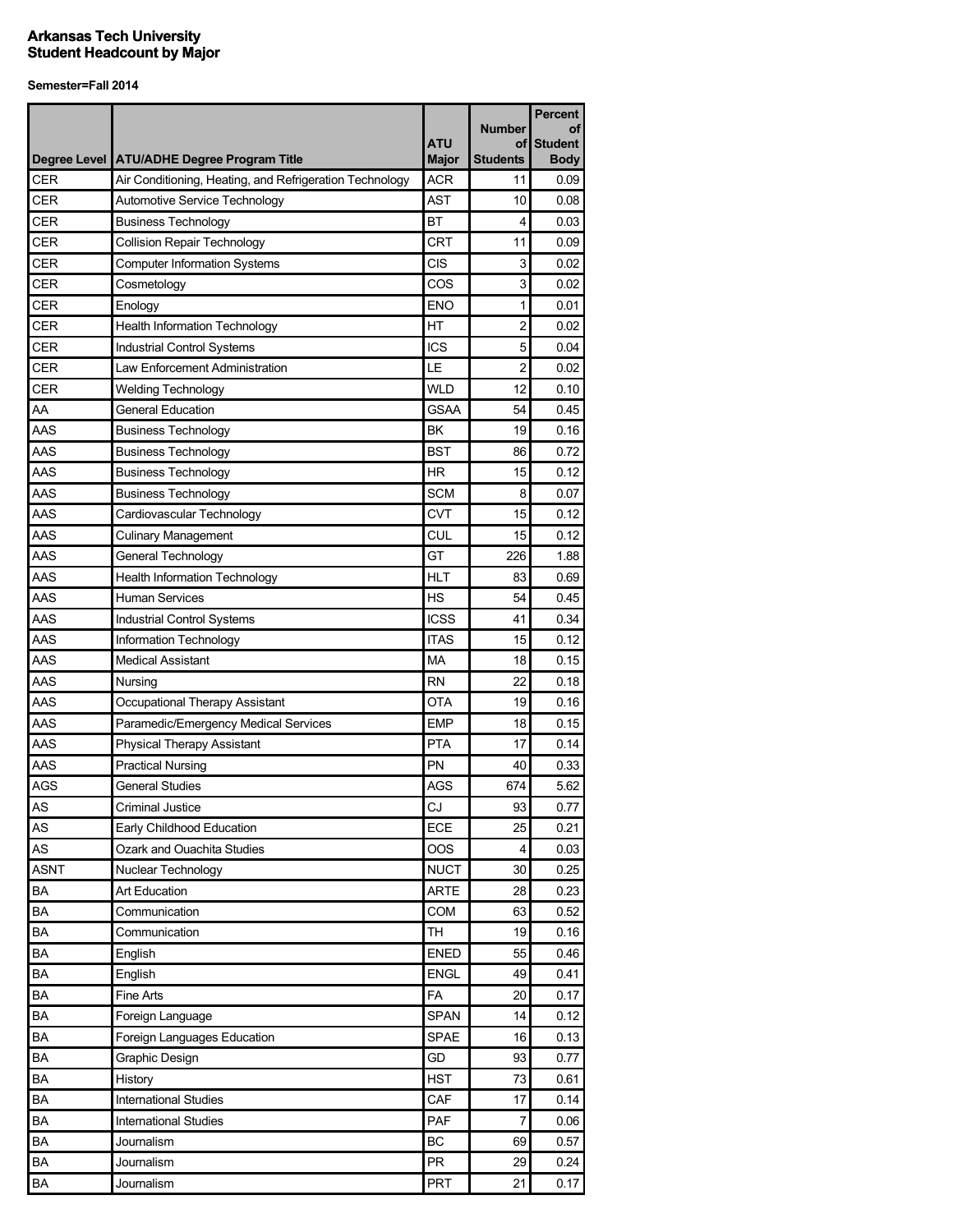# Arkansas Tech University
# Student Headcount by Major

**Semester=Fall 2014**

| Degree Level | ATU/ADHE Degree Program Title | ATU Major | Number of Students | Percent of Student Body |
|---|---|---|---|---|
| CER | Air Conditioning, Heating, and Refrigeration Technology | ACR | 11 | 0.09 |
| CER | Automotive Service Technology | AST | 10 | 0.08 |
| CER | Business Technology | BT | 4 | 0.03 |
| CER | Collision Repair Technology | CRT | 11 | 0.09 |
| CER | Computer Information Systems | CIS | 3 | 0.02 |
| CER | Cosmetology | COS | 3 | 0.02 |
| CER | Enology | ENO | 1 | 0.01 |
| CER | Health Information Technology | HT | 2 | 0.02 |
| CER | Industrial Control Systems | ICS | 5 | 0.04 |
| CER | Law Enforcement Administration | LE | 2 | 0.02 |
| CER | Welding Technology | WLD | 12 | 0.10 |
| AA | General Education | GSAA | 54 | 0.45 |
| AAS | Business Technology | BK | 19 | 0.16 |
| AAS | Business Technology | BST | 86 | 0.72 |
| AAS | Business Technology | HR | 15 | 0.12 |
| AAS | Business Technology | SCM | 8 | 0.07 |
| AAS | Cardiovascular Technology | CVT | 15 | 0.12 |
| AAS | Culinary Management | CUL | 15 | 0.12 |
| AAS | General Technology | GT | 226 | 1.88 |
| AAS | Health Information Technology | HLT | 83 | 0.69 |
| AAS | Human Services | HS | 54 | 0.45 |
| AAS | Industrial Control Systems | ICSS | 41 | 0.34 |
| AAS | Information Technology | ITAS | 15 | 0.12 |
| AAS | Medical Assistant | MA | 18 | 0.15 |
| AAS | Nursing | RN | 22 | 0.18 |
| AAS | Occupational Therapy Assistant | OTA | 19 | 0.16 |
| AAS | Paramedic/Emergency Medical Services | EMP | 18 | 0.15 |
| AAS | Physical Therapy Assistant | PTA | 17 | 0.14 |
| AAS | Practical Nursing | PN | 40 | 0.33 |
| AGS | General Studies | AGS | 674 | 5.62 |
| AS | Criminal Justice | CJ | 93 | 0.77 |
| AS | Early Childhood Education | ECE | 25 | 0.21 |
| AS | Ozark and Ouachita Studies | OOS | 4 | 0.03 |
| ASNT | Nuclear Technology | NUCT | 30 | 0.25 |
| BA | Art Education | ARTE | 28 | 0.23 |
| BA | Communication | COM | 63 | 0.52 |
| BA | Communication | TH | 19 | 0.16 |
| BA | English | ENED | 55 | 0.46 |
| BA | English | ENGL | 49 | 0.41 |
| BA | Fine Arts | FA | 20 | 0.17 |
| BA | Foreign Language | SPAN | 14 | 0.12 |
| BA | Foreign Languages Education | SPAE | 16 | 0.13 |
| BA | Graphic Design | GD | 93 | 0.77 |
| BA | History | HST | 73 | 0.61 |
| BA | International Studies | CAF | 17 | 0.14 |
| BA | International Studies | PAF | 7 | 0.06 |
| BA | Journalism | BC | 69 | 0.57 |
| BA | Journalism | PR | 29 | 0.24 |
| BA | Journalism | PRT | 21 | 0.17 |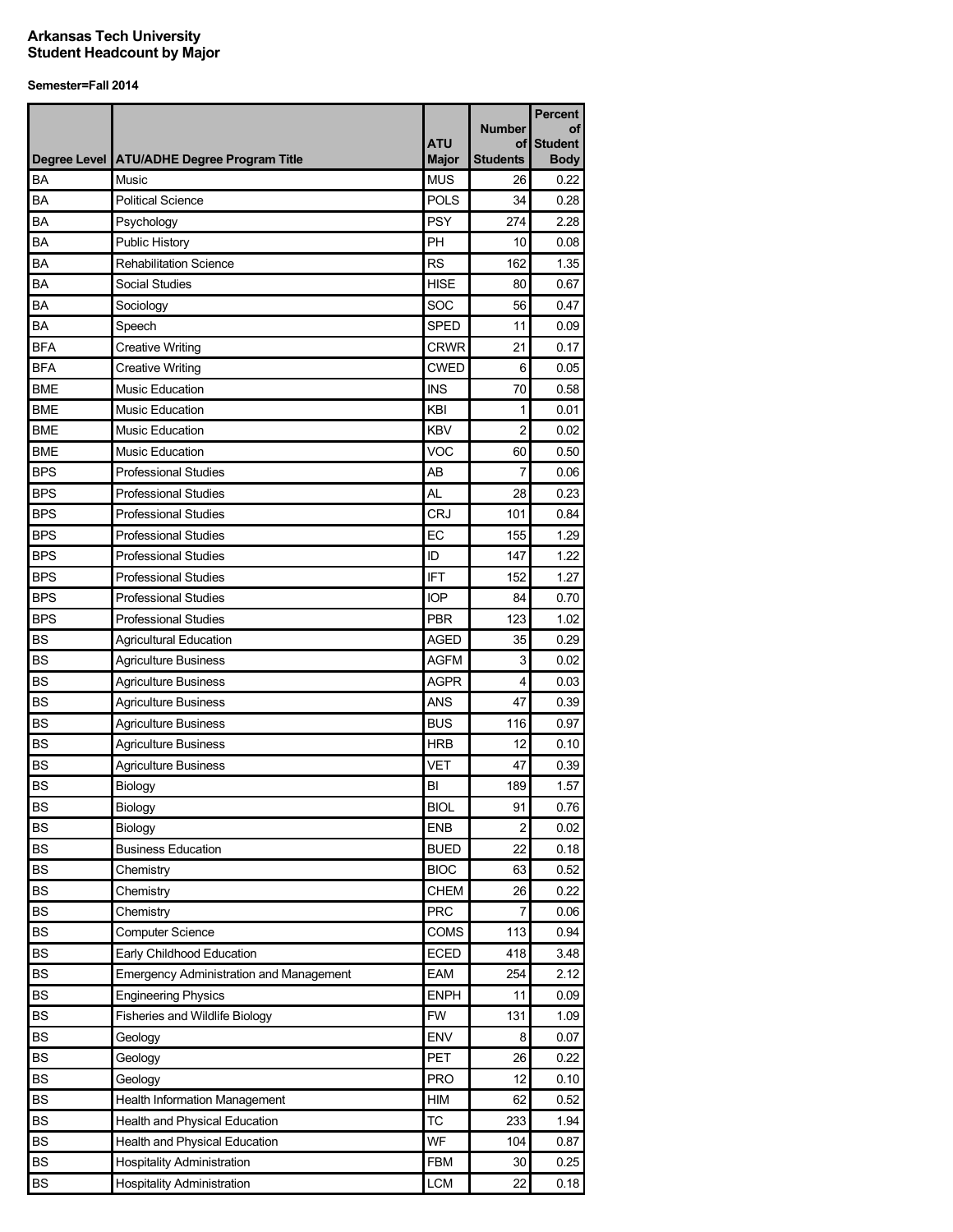**Arkansas Tech University**
**Student Headcount by Major**

**Semester=Fall 2014**

| Degree Level | ATU/ADHE Degree Program Title | ATU Major | Number of Students | Percent of Student Body |
|---|---|---|---|---|
| BA | Music | MUS | 26 | 0.22 |
| BA | Political Science | POLS | 34 | 0.28 |
| BA | Psychology | PSY | 274 | 2.28 |
| BA | Public History | PH | 10 | 0.08 |
| BA | Rehabilitation Science | RS | 162 | 1.35 |
| BA | Social Studies | HISE | 80 | 0.67 |
| BA | Sociology | SOC | 56 | 0.47 |
| BA | Speech | SPED | 11 | 0.09 |
| BFA | Creative Writing | CRWR | 21 | 0.17 |
| BFA | Creative Writing | CWED | 6 | 0.05 |
| BME | Music Education | INS | 70 | 0.58 |
| BME | Music Education | KBI | 1 | 0.01 |
| BME | Music Education | KBV | 2 | 0.02 |
| BME | Music Education | VOC | 60 | 0.50 |
| BPS | Professional Studies | AB | 7 | 0.06 |
| BPS | Professional Studies | AL | 28 | 0.23 |
| BPS | Professional Studies | CRJ | 101 | 0.84 |
| BPS | Professional Studies | EC | 155 | 1.29 |
| BPS | Professional Studies | ID | 147 | 1.22 |
| BPS | Professional Studies | IFT | 152 | 1.27 |
| BPS | Professional Studies | IOP | 84 | 0.70 |
| BPS | Professional Studies | PBR | 123 | 1.02 |
| BS | Agricultural Education | AGED | 35 | 0.29 |
| BS | Agriculture Business | AGFM | 3 | 0.02 |
| BS | Agriculture Business | AGPR | 4 | 0.03 |
| BS | Agriculture Business | ANS | 47 | 0.39 |
| BS | Agriculture Business | BUS | 116 | 0.97 |
| BS | Agriculture Business | HRB | 12 | 0.10 |
| BS | Agriculture Business | VET | 47 | 0.39 |
| BS | Biology | BI | 189 | 1.57 |
| BS | Biology | BIOL | 91 | 0.76 |
| BS | Biology | ENB | 2 | 0.02 |
| BS | Business Education | BUED | 22 | 0.18 |
| BS | Chemistry | BIOC | 63 | 0.52 |
| BS | Chemistry | CHEM | 26 | 0.22 |
| BS | Chemistry | PRC | 7 | 0.06 |
| BS | Computer Science | COMS | 113 | 0.94 |
| BS | Early Childhood Education | ECED | 418 | 3.48 |
| BS | Emergency Administration and Management | EAM | 254 | 2.12 |
| BS | Engineering Physics | ENPH | 11 | 0.09 |
| BS | Fisheries and Wildlife Biology | FW | 131 | 1.09 |
| BS | Geology | ENV | 8 | 0.07 |
| BS | Geology | PET | 26 | 0.22 |
| BS | Geology | PRO | 12 | 0.10 |
| BS | Health Information Management | HIM | 62 | 0.52 |
| BS | Health and Physical Education | TC | 233 | 1.94 |
| BS | Health and Physical Education | WF | 104 | 0.87 |
| BS | Hospitality Administration | FBM | 30 | 0.25 |
| BS | Hospitality Administration | LCM | 22 | 0.18 |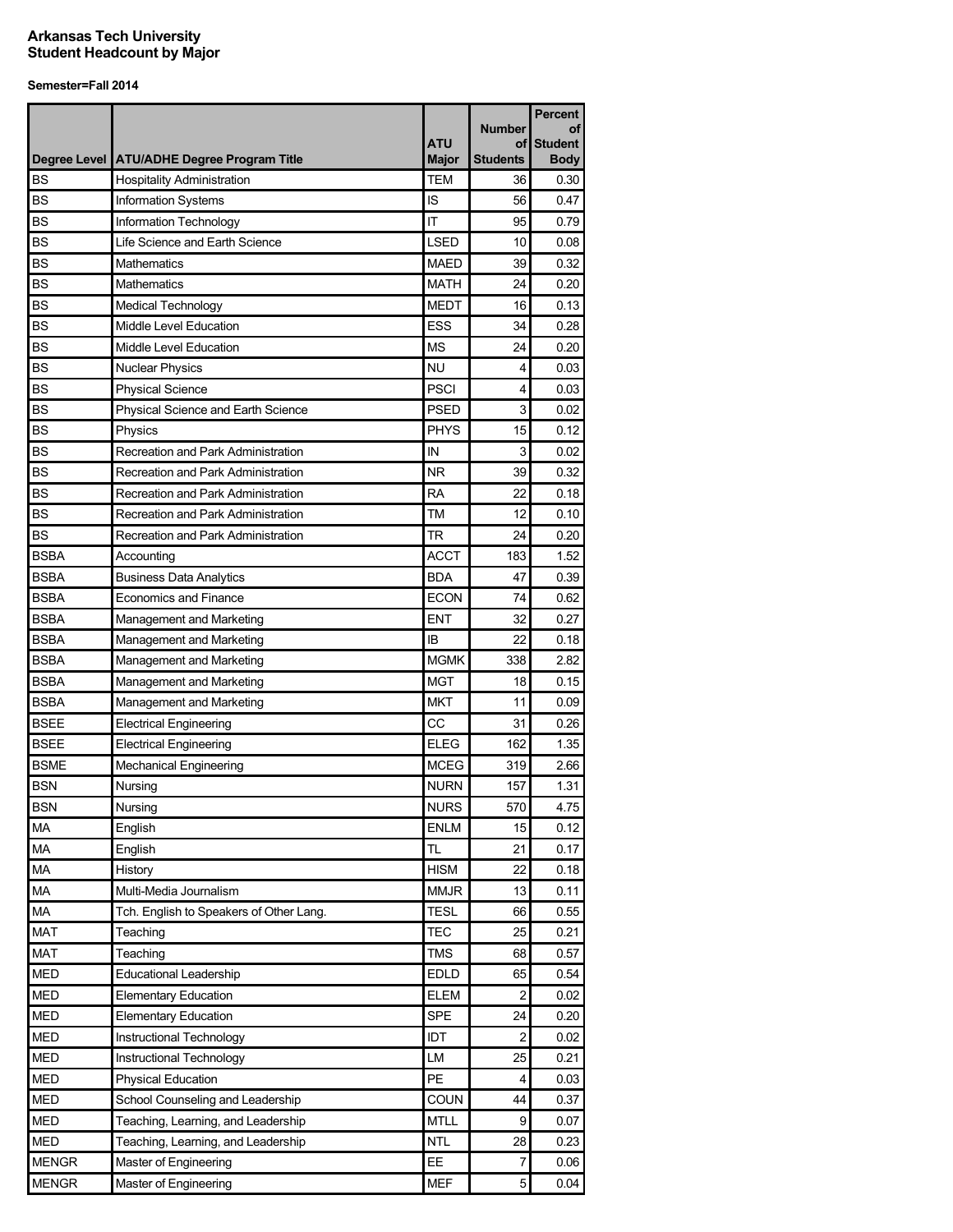**Arkansas Tech University**
**Student Headcount by Major**

**Semester=Fall 2014**

| Degree Level | ATU/ADHE Degree Program Title | ATU Major | Number of Students | Percent of Student Body |
|---|---|---|---|---|
| BS | Hospitality Administration | TEM | 36 | 0.30 |
| BS | Information Systems | IS | 56 | 0.47 |
| BS | Information Technology | IT | 95 | 0.79 |
| BS | Life Science and Earth Science | LSED | 10 | 0.08 |
| BS | Mathematics | MAED | 39 | 0.32 |
| BS | Mathematics | MATH | 24 | 0.20 |
| BS | Medical Technology | MEDT | 16 | 0.13 |
| BS | Middle Level Education | ESS | 34 | 0.28 |
| BS | Middle Level Education | MS | 24 | 0.20 |
| BS | Nuclear Physics | NU | 4 | 0.03 |
| BS | Physical Science | PSCI | 4 | 0.03 |
| BS | Physical Science and Earth Science | PSED | 3 | 0.02 |
| BS | Physics | PHYS | 15 | 0.12 |
| BS | Recreation and Park Administration | IN | 3 | 0.02 |
| BS | Recreation and Park Administration | NR | 39 | 0.32 |
| BS | Recreation and Park Administration | RA | 22 | 0.18 |
| BS | Recreation and Park Administration | TM | 12 | 0.10 |
| BS | Recreation and Park Administration | TR | 24 | 0.20 |
| BSBA | Accounting | ACCT | 183 | 1.52 |
| BSBA | Business Data Analytics | BDA | 47 | 0.39 |
| BSBA | Economics and Finance | ECON | 74 | 0.62 |
| BSBA | Management and Marketing | ENT | 32 | 0.27 |
| BSBA | Management and Marketing | IB | 22 | 0.18 |
| BSBA | Management and Marketing | MGMK | 338 | 2.82 |
| BSBA | Management and Marketing | MGT | 18 | 0.15 |
| BSBA | Management and Marketing | MKT | 11 | 0.09 |
| BSEE | Electrical Engineering | CC | 31 | 0.26 |
| BSEE | Electrical Engineering | ELEG | 162 | 1.35 |
| BSME | Mechanical Engineering | MCEG | 319 | 2.66 |
| BSN | Nursing | NURN | 157 | 1.31 |
| BSN | Nursing | NURS | 570 | 4.75 |
| MA | English | ENLM | 15 | 0.12 |
| MA | English | TL | 21 | 0.17 |
| MA | History | HISM | 22 | 0.18 |
| MA | Multi-Media Journalism | MMJR | 13 | 0.11 |
| MA | Tch. English to Speakers of Other Lang. | TESL | 66 | 0.55 |
| MAT | Teaching | TEC | 25 | 0.21 |
| MAT | Teaching | TMS | 68 | 0.57 |
| MED | Educational Leadership | EDLD | 65 | 0.54 |
| MED | Elementary Education | ELEM | 2 | 0.02 |
| MED | Elementary Education | SPE | 24 | 0.20 |
| MED | Instructional Technology | IDT | 2 | 0.02 |
| MED | Instructional Technology | LM | 25 | 0.21 |
| MED | Physical Education | PE | 4 | 0.03 |
| MED | School Counseling and Leadership | COUN | 44 | 0.37 |
| MED | Teaching, Learning, and Leadership | MTLL | 9 | 0.07 |
| MED | Teaching, Learning, and Leadership | NTL | 28 | 0.23 |
| MENGR | Master of Engineering | EE | 7 | 0.06 |
| MENGR | Master of Engineering | MEF | 5 | 0.04 |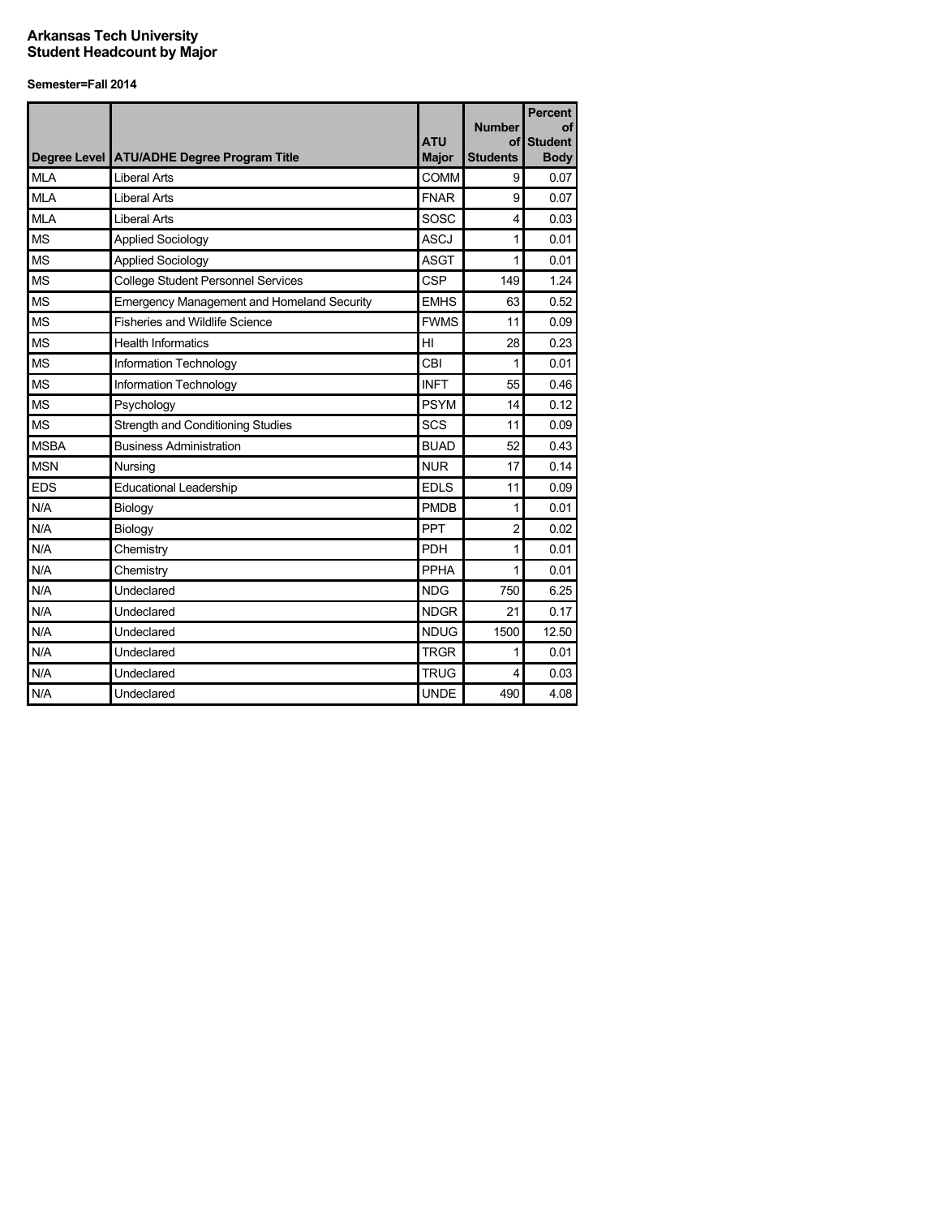**Arkansas Tech University**
**Student Headcount by Major**

**Semester=Fall 2014**

| Degree Level | ATU/ADHE Degree Program Title | ATU Major | Number of Students | Percent of Student Body |
|---|---|---|---|---|
| MLA | Liberal Arts | COMM | 9 | 0.07 |
| MLA | Liberal Arts | FNAR | 9 | 0.07 |
| MLA | Liberal Arts | SOSC | 4 | 0.03 |
| MS | Applied Sociology | ASCJ | 1 | 0.01 |
| MS | Applied Sociology | ASGT | 1 | 0.01 |
| MS | College Student Personnel Services | CSP | 149 | 1.24 |
| MS | Emergency Management and Homeland Security | EMHS | 63 | 0.52 |
| MS | Fisheries and Wildlife Science | FWMS | 11 | 0.09 |
| MS | Health Informatics | HI | 28 | 0.23 |
| MS | Information Technology | CBI | 1 | 0.01 |
| MS | Information Technology | INFT | 55 | 0.46 |
| MS | Psychology | PSYM | 14 | 0.12 |
| MS | Strength and Conditioning Studies | SCS | 11 | 0.09 |
| MSBA | Business Administration | BUAD | 52 | 0.43 |
| MSN | Nursing | NUR | 17 | 0.14 |
| EDS | Educational Leadership | EDLS | 11 | 0.09 |
| N/A | Biology | PMDB | 1 | 0.01 |
| N/A | Biology | PPT | 2 | 0.02 |
| N/A | Chemistry | PDH | 1 | 0.01 |
| N/A | Chemistry | PPHA | 1 | 0.01 |
| N/A | Undeclared | NDG | 750 | 6.25 |
| N/A | Undeclared | NDGR | 21 | 0.17 |
| N/A | Undeclared | NDUG | 1500 | 12.50 |
| N/A | Undeclared | TRGR | 1 | 0.01 |
| N/A | Undeclared | TRUG | 4 | 0.03 |
| N/A | Undeclared | UNDE | 490 | 4.08 |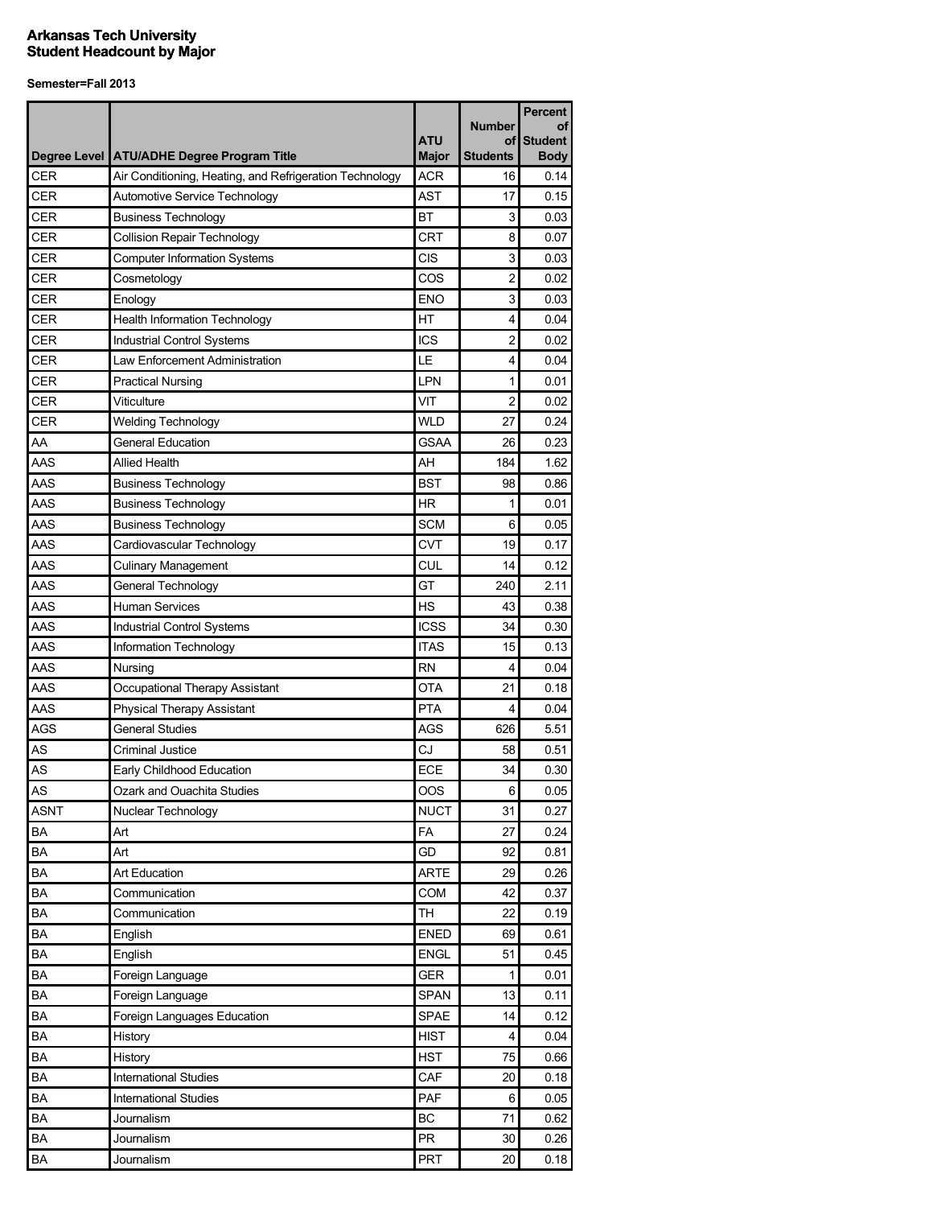**Arkansas Tech University**
**Student Headcount by Major**

**Semester=Fall 2013**

| Degree Level | ATU/ADHE Degree Program Title | ATU Major | Number of Students | Percent of Student Body |
|---|---|---|---|---|
| CER | Air Conditioning, Heating, and Refrigeration Technology | ACR | 16 | 0.14 |
| CER | Automotive Service Technology | AST | 17 | 0.15 |
| CER | Business Technology | BT | 3 | 0.03 |
| CER | Collision Repair Technology | CRT | 8 | 0.07 |
| CER | Computer Information Systems | CIS | 3 | 0.03 |
| CER | Cosmetology | COS | 2 | 0.02 |
| CER | Enology | ENO | 3 | 0.03 |
| CER | Health Information Technology | HT | 4 | 0.04 |
| CER | Industrial Control Systems | ICS | 2 | 0.02 |
| CER | Law Enforcement Administration | LE | 4 | 0.04 |
| CER | Practical Nursing | LPN | 1 | 0.01 |
| CER | Viticulture | VIT | 2 | 0.02 |
| CER | Welding Technology | WLD | 27 | 0.24 |
| AA | General Education | GSAA | 26 | 0.23 |
| AAS | Allied Health | AH | 184 | 1.62 |
| AAS | Business Technology | BST | 98 | 0.86 |
| AAS | Business Technology | HR | 1 | 0.01 |
| AAS | Business Technology | SCM | 6 | 0.05 |
| AAS | Cardiovascular Technology | CVT | 19 | 0.17 |
| AAS | Culinary Management | CUL | 14 | 0.12 |
| AAS | General Technology | GT | 240 | 2.11 |
| AAS | Human Services | HS | 43 | 0.38 |
| AAS | Industrial Control Systems | ICSS | 34 | 0.30 |
| AAS | Information Technology | ITAS | 15 | 0.13 |
| AAS | Nursing | RN | 4 | 0.04 |
| AAS | Occupational Therapy Assistant | OTA | 21 | 0.18 |
| AAS | Physical Therapy Assistant | PTA | 4 | 0.04 |
| AGS | General Studies | AGS | 626 | 5.51 |
| AS | Criminal Justice | CJ | 58 | 0.51 |
| AS | Early Childhood Education | ECE | 34 | 0.30 |
| AS | Ozark and Ouachita Studies | OOS | 6 | 0.05 |
| ASNT | Nuclear Technology | NUCT | 31 | 0.27 |
| BA | Art | FA | 27 | 0.24 |
| BA | Art | GD | 92 | 0.81 |
| BA | Art Education | ARTE | 29 | 0.26 |
| BA | Communication | COM | 42 | 0.37 |
| BA | Communication | TH | 22 | 0.19 |
| BA | English | ENED | 69 | 0.61 |
| BA | English | ENGL | 51 | 0.45 |
| BA | Foreign Language | GER | 1 | 0.01 |
| BA | Foreign Language | SPAN | 13 | 0.11 |
| BA | Foreign Languages Education | SPAE | 14 | 0.12 |
| BA | History | HIST | 4 | 0.04 |
| BA | History | HST | 75 | 0.66 |
| BA | International Studies | CAF | 20 | 0.18 |
| BA | International Studies | PAF | 6 | 0.05 |
| BA | Journalism | BC | 71 | 0.62 |
| BA | Journalism | PR | 30 | 0.26 |
| BA | Journalism | PRT | 20 | 0.18 |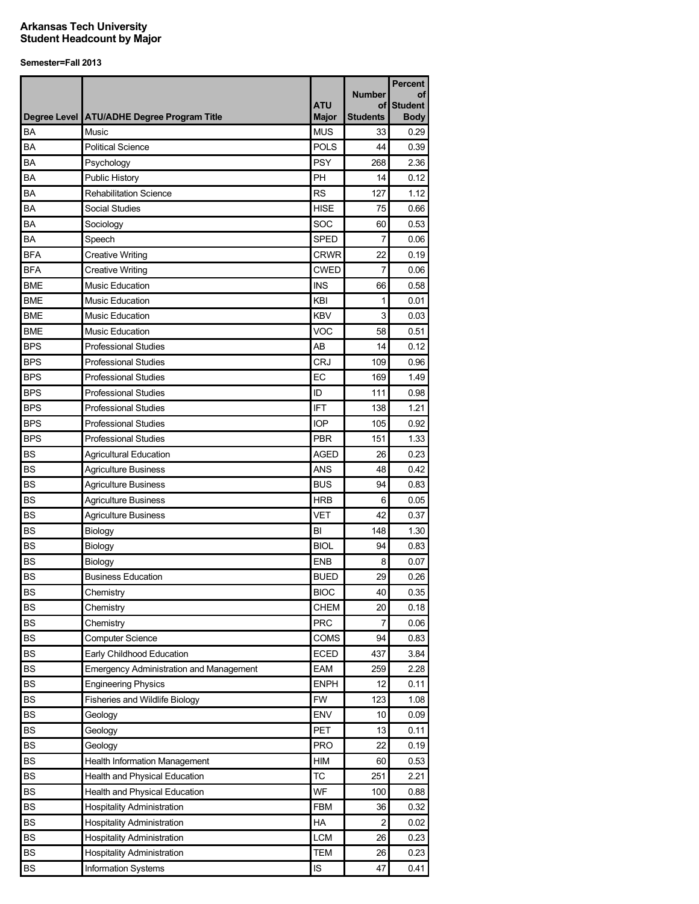**Arkansas Tech University**
**Student Headcount by Major**

**Semester=Fall 2013**

| Degree Level | ATU/ADHE Degree Program Title | ATU Major | Number of Students | Percent of Student Body |
|---|---|---|---|---|
| BA | Music | MUS | 33 | 0.29 |
| BA | Political Science | POLS | 44 | 0.39 |
| BA | Psychology | PSY | 268 | 2.36 |
| BA | Public History | PH | 14 | 0.12 |
| BA | Rehabilitation Science | RS | 127 | 1.12 |
| BA | Social Studies | HISE | 75 | 0.66 |
| BA | Sociology | SOC | 60 | 0.53 |
| BA | Speech | SPED | 7 | 0.06 |
| BFA | Creative Writing | CRWR | 22 | 0.19 |
| BFA | Creative Writing | CWED | 7 | 0.06 |
| BME | Music Education | INS | 66 | 0.58 |
| BME | Music Education | KBI | 1 | 0.01 |
| BME | Music Education | KBV | 3 | 0.03 |
| BME | Music Education | VOC | 58 | 0.51 |
| BPS | Professional Studies | AB | 14 | 0.12 |
| BPS | Professional Studies | CRJ | 109 | 0.96 |
| BPS | Professional Studies | EC | 169 | 1.49 |
| BPS | Professional Studies | ID | 111 | 0.98 |
| BPS | Professional Studies | IFT | 138 | 1.21 |
| BPS | Professional Studies | IOP | 105 | 0.92 |
| BPS | Professional Studies | PBR | 151 | 1.33 |
| BS | Agricultural Education | AGED | 26 | 0.23 |
| BS | Agriculture Business | ANS | 48 | 0.42 |
| BS | Agriculture Business | BUS | 94 | 0.83 |
| BS | Agriculture Business | HRB | 6 | 0.05 |
| BS | Agriculture Business | VET | 42 | 0.37 |
| BS | Biology | BI | 148 | 1.30 |
| BS | Biology | BIOL | 94 | 0.83 |
| BS | Biology | ENB | 8 | 0.07 |
| BS | Business Education | BUED | 29 | 0.26 |
| BS | Chemistry | BIOC | 40 | 0.35 |
| BS | Chemistry | CHEM | 20 | 0.18 |
| BS | Chemistry | PRC | 7 | 0.06 |
| BS | Computer Science | COMS | 94 | 0.83 |
| BS | Early Childhood Education | ECED | 437 | 3.84 |
| BS | Emergency Administration and Management | EAM | 259 | 2.28 |
| BS | Engineering Physics | ENPH | 12 | 0.11 |
| BS | Fisheries and Wildlife Biology | FW | 123 | 1.08 |
| BS | Geology | ENV | 10 | 0.09 |
| BS | Geology | PET | 13 | 0.11 |
| BS | Geology | PRO | 22 | 0.19 |
| BS | Health Information Management | HIM | 60 | 0.53 |
| BS | Health and Physical Education | TC | 251 | 2.21 |
| BS | Health and Physical Education | WF | 100 | 0.88 |
| BS | Hospitality Administration | FBM | 36 | 0.32 |
| BS | Hospitality Administration | HA | 2 | 0.02 |
| BS | Hospitality Administration | LCM | 26 | 0.23 |
| BS | Hospitality Administration | TEM | 26 | 0.23 |
| BS | Information Systems | IS | 47 | 0.41 |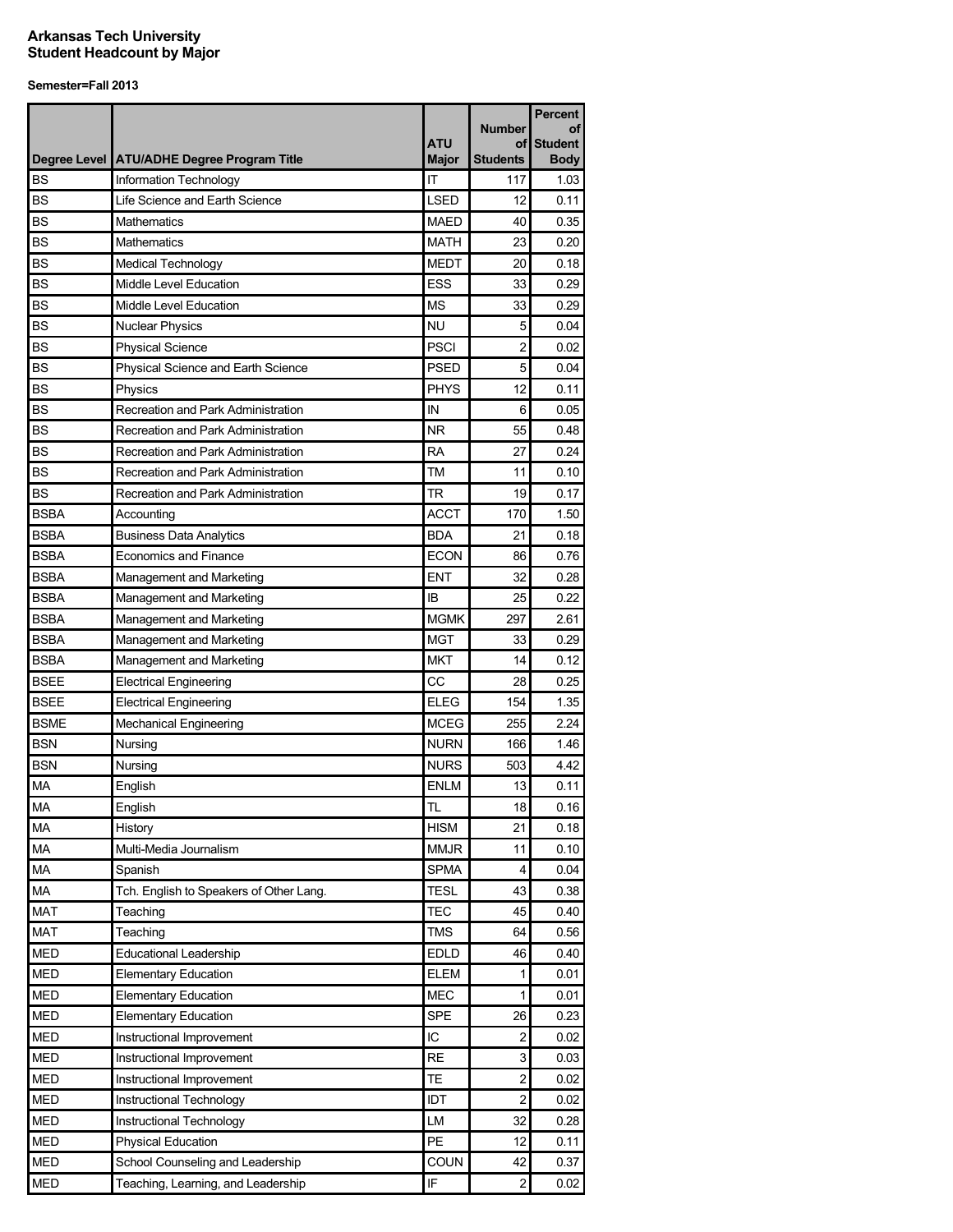**Arkansas Tech University**
**Student Headcount by Major**

**Semester=Fall 2013**

| Degree Level | ATU/ADHE Degree Program Title | ATU Major | Number of Students | Percent of Student Body |
|---|---|---|---|---|
| BS | Information Technology | IT | 117 | 1.03 |
| BS | Life Science and Earth Science | LSED | 12 | 0.11 |
| BS | Mathematics | MAED | 40 | 0.35 |
| BS | Mathematics | MATH | 23 | 0.20 |
| BS | Medical Technology | MEDT | 20 | 0.18 |
| BS | Middle Level Education | ESS | 33 | 0.29 |
| BS | Middle Level Education | MS | 33 | 0.29 |
| BS | Nuclear Physics | NU | 5 | 0.04 |
| BS | Physical Science | PSCI | 2 | 0.02 |
| BS | Physical Science and Earth Science | PSED | 5 | 0.04 |
| BS | Physics | PHYS | 12 | 0.11 |
| BS | Recreation and Park Administration | IN | 6 | 0.05 |
| BS | Recreation and Park Administration | NR | 55 | 0.48 |
| BS | Recreation and Park Administration | RA | 27 | 0.24 |
| BS | Recreation and Park Administration | TM | 11 | 0.10 |
| BS | Recreation and Park Administration | TR | 19 | 0.17 |
| BSBA | Accounting | ACCT | 170 | 1.50 |
| BSBA | Business Data Analytics | BDA | 21 | 0.18 |
| BSBA | Economics and Finance | ECON | 86 | 0.76 |
| BSBA | Management and Marketing | ENT | 32 | 0.28 |
| BSBA | Management and Marketing | IB | 25 | 0.22 |
| BSBA | Management and Marketing | MGMK | 297 | 2.61 |
| BSBA | Management and Marketing | MGT | 33 | 0.29 |
| BSBA | Management and Marketing | MKT | 14 | 0.12 |
| BSEE | Electrical Engineering | CC | 28 | 0.25 |
| BSEE | Electrical Engineering | ELEG | 154 | 1.35 |
| BSME | Mechanical Engineering | MCEG | 255 | 2.24 |
| BSN | Nursing | NURN | 166 | 1.46 |
| BSN | Nursing | NURS | 503 | 4.42 |
| MA | English | ENLM | 13 | 0.11 |
| MA | English | TL | 18 | 0.16 |
| MA | History | HISM | 21 | 0.18 |
| MA | Multi-Media Journalism | MMJR | 11 | 0.10 |
| MA | Spanish | SPMA | 4 | 0.04 |
| MA | Tch. English to Speakers of Other Lang. | TESL | 43 | 0.38 |
| MAT | Teaching | TEC | 45 | 0.40 |
| MAT | Teaching | TMS | 64 | 0.56 |
| MED | Educational Leadership | EDLD | 46 | 0.40 |
| MED | Elementary Education | ELEM | 1 | 0.01 |
| MED | Elementary Education | MEC | 1 | 0.01 |
| MED | Elementary Education | SPE | 26 | 0.23 |
| MED | Instructional Improvement | IC | 2 | 0.02 |
| MED | Instructional Improvement | RE | 3 | 0.03 |
| MED | Instructional Improvement | TE | 2 | 0.02 |
| MED | Instructional Technology | IDT | 2 | 0.02 |
| MED | Instructional Technology | LM | 32 | 0.28 |
| MED | Physical Education | PE | 12 | 0.11 |
| MED | School Counseling and Leadership | COUN | 42 | 0.37 |
| MED | Teaching, Learning, and Leadership | IF | 2 | 0.02 |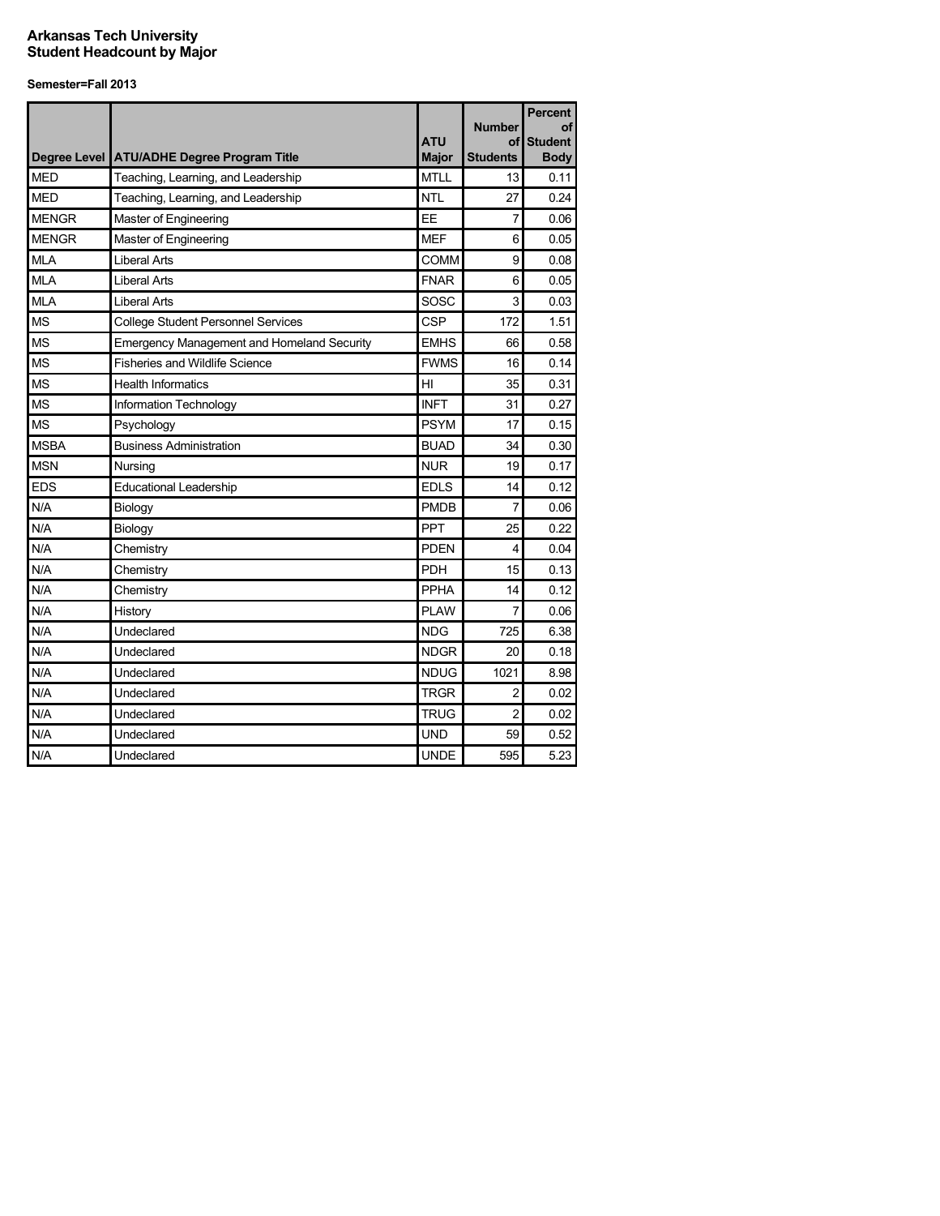# Arkansas Tech University
## Student Headcount by Major

**Semester=Fall 2013**

| Degree Level | ATU/ADHE Degree Program Title | ATU Major | Number of Students | Percent of Student Body |
|---|---|---|---|---|
| MED | Teaching, Learning, and Leadership | MTLL | 13 | 0.11 |
| MED | Teaching, Learning, and Leadership | NTL | 27 | 0.24 |
| MENGR | Master of Engineering | EE | 7 | 0.06 |
| MENGR | Master of Engineering | MEF | 6 | 0.05 |
| MLA | Liberal Arts | COMM | 9 | 0.08 |
| MLA | Liberal Arts | FNAR | 6 | 0.05 |
| MLA | Liberal Arts | SOSC | 3 | 0.03 |
| MS | College Student Personnel Services | CSP | 172 | 1.51 |
| MS | Emergency Management and Homeland Security | EMHS | 66 | 0.58 |
| MS | Fisheries and Wildlife Science | FWMS | 16 | 0.14 |
| MS | Health Informatics | HI | 35 | 0.31 |
| MS | Information Technology | INFT | 31 | 0.27 |
| MS | Psychology | PSYM | 17 | 0.15 |
| MSBA | Business Administration | BUAD | 34 | 0.30 |
| MSN | Nursing | NUR | 19 | 0.17 |
| EDS | Educational Leadership | EDLS | 14 | 0.12 |
| N/A | Biology | PMDB | 7 | 0.06 |
| N/A | Biology | PPT | 25 | 0.22 |
| N/A | Chemistry | PDEN | 4 | 0.04 |
| N/A | Chemistry | PDH | 15 | 0.13 |
| N/A | Chemistry | PPHA | 14 | 0.12 |
| N/A | History | PLAW | 7 | 0.06 |
| N/A | Undeclared | NDG | 725 | 6.38 |
| N/A | Undeclared | NDGR | 20 | 0.18 |
| N/A | Undeclared | NDUG | 1021 | 8.98 |
| N/A | Undeclared | TRGR | 2 | 0.02 |
| N/A | Undeclared | TRUG | 2 | 0.02 |
| N/A | Undeclared | UND | 59 | 0.52 |
| N/A | Undeclared | UNDE | 595 | 5.23 |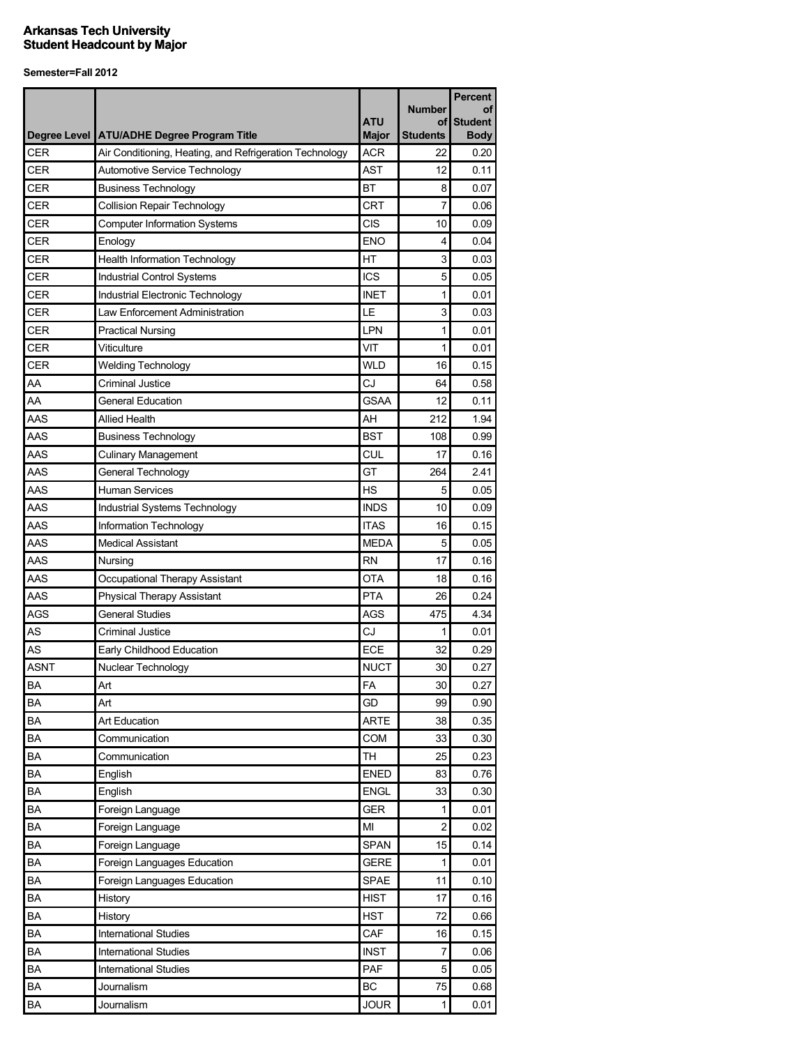**Arkansas Tech University**
**Student Headcount by Major**

**Semester=Fall 2012**

| Degree Level | ATU/ADHE Degree Program Title | ATU Major | Number of Students | Percent of Student Body |
|---|---|---|---|---|
| CER | Air Conditioning, Heating, and Refrigeration Technology | ACR | 22 | 0.20 |
| CER | Automotive Service Technology | AST | 12 | 0.11 |
| CER | Business Technology | BT | 8 | 0.07 |
| CER | Collision Repair Technology | CRT | 7 | 0.06 |
| CER | Computer Information Systems | CIS | 10 | 0.09 |
| CER | Enology | ENO | 4 | 0.04 |
| CER | Health Information Technology | HT | 3 | 0.03 |
| CER | Industrial Control Systems | ICS | 5 | 0.05 |
| CER | Industrial Electronic Technology | INET | 1 | 0.01 |
| CER | Law Enforcement Administration | LE | 3 | 0.03 |
| CER | Practical Nursing | LPN | 1 | 0.01 |
| CER | Viticulture | VIT | 1 | 0.01 |
| CER | Welding Technology | WLD | 16 | 0.15 |
| AA | Criminal Justice | CJ | 64 | 0.58 |
| AA | General Education | GSAA | 12 | 0.11 |
| AAS | Allied Health | AH | 212 | 1.94 |
| AAS | Business Technology | BST | 108 | 0.99 |
| AAS | Culinary Management | CUL | 17 | 0.16 |
| AAS | General Technology | GT | 264 | 2.41 |
| AAS | Human Services | HS | 5 | 0.05 |
| AAS | Industrial Systems Technology | INDS | 10 | 0.09 |
| AAS | Information Technology | ITAS | 16 | 0.15 |
| AAS | Medical Assistant | MEDA | 5 | 0.05 |
| AAS | Nursing | RN | 17 | 0.16 |
| AAS | Occupational Therapy Assistant | OTA | 18 | 0.16 |
| AAS | Physical Therapy Assistant | PTA | 26 | 0.24 |
| AGS | General Studies | AGS | 475 | 4.34 |
| AS | Criminal Justice | CJ | 1 | 0.01 |
| AS | Early Childhood Education | ECE | 32 | 0.29 |
| ASNT | Nuclear Technology | NUCT | 30 | 0.27 |
| BA | Art | FA | 30 | 0.27 |
| BA | Art | GD | 99 | 0.90 |
| BA | Art Education | ARTE | 38 | 0.35 |
| BA | Communication | COM | 33 | 0.30 |
| BA | Communication | TH | 25 | 0.23 |
| BA | English | ENED | 83 | 0.76 |
| BA | English | ENGL | 33 | 0.30 |
| BA | Foreign Language | GER | 1 | 0.01 |
| BA | Foreign Language | MI | 2 | 0.02 |
| BA | Foreign Language | SPAN | 15 | 0.14 |
| BA | Foreign Languages Education | GERE | 1 | 0.01 |
| BA | Foreign Languages Education | SPAE | 11 | 0.10 |
| BA | History | HIST | 17 | 0.16 |
| BA | History | HST | 72 | 0.66 |
| BA | International Studies | CAF | 16 | 0.15 |
| BA | International Studies | INST | 7 | 0.06 |
| BA | International Studies | PAF | 5 | 0.05 |
| BA | Journalism | BC | 75 | 0.68 |
| BA | Journalism | JOUR | 1 | 0.01 |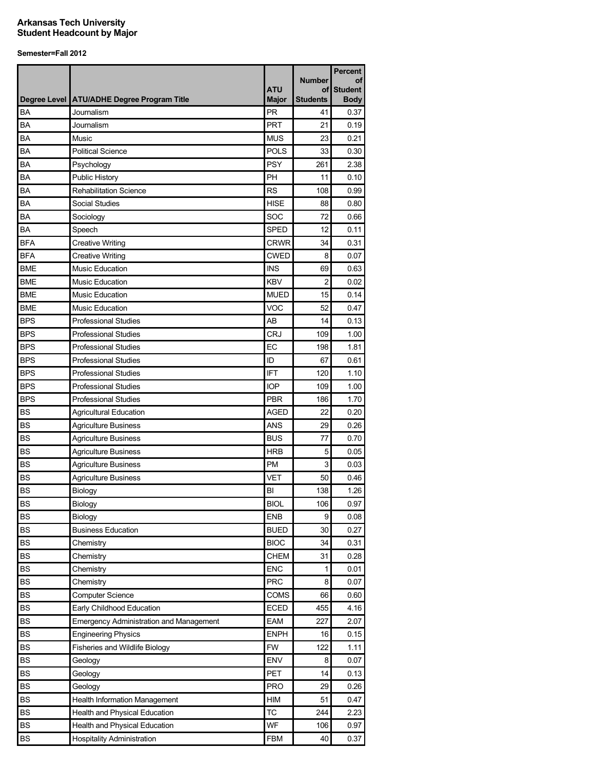**Arkansas Tech University**
**Student Headcount by Major**

**Semester=Fall 2012**

| Degree Level | ATU/ADHE Degree Program Title | ATU Major | Number of Students | Percent of Student Body |
|---|---|---|---|---|
| BA | Journalism | PR | 41 | 0.37 |
| BA | Journalism | PRT | 21 | 0.19 |
| BA | Music | MUS | 23 | 0.21 |
| BA | Political Science | POLS | 33 | 0.30 |
| BA | Psychology | PSY | 261 | 2.38 |
| BA | Public History | PH | 11 | 0.10 |
| BA | Rehabilitation Science | RS | 108 | 0.99 |
| BA | Social Studies | HISE | 88 | 0.80 |
| BA | Sociology | SOC | 72 | 0.66 |
| BA | Speech | SPED | 12 | 0.11 |
| BFA | Creative Writing | CRWR | 34 | 0.31 |
| BFA | Creative Writing | CWED | 8 | 0.07 |
| BME | Music Education | INS | 69 | 0.63 |
| BME | Music Education | KBV | 2 | 0.02 |
| BME | Music Education | MUED | 15 | 0.14 |
| BME | Music Education | VOC | 52 | 0.47 |
| BPS | Professional Studies | AB | 14 | 0.13 |
| BPS | Professional Studies | CRJ | 109 | 1.00 |
| BPS | Professional Studies | EC | 198 | 1.81 |
| BPS | Professional Studies | ID | 67 | 0.61 |
| BPS | Professional Studies | IFT | 120 | 1.10 |
| BPS | Professional Studies | IOP | 109 | 1.00 |
| BPS | Professional Studies | PBR | 186 | 1.70 |
| BS | Agricultural Education | AGED | 22 | 0.20 |
| BS | Agriculture Business | ANS | 29 | 0.26 |
| BS | Agriculture Business | BUS | 77 | 0.70 |
| BS | Agriculture Business | HRB | 5 | 0.05 |
| BS | Agriculture Business | PM | 3 | 0.03 |
| BS | Agriculture Business | VET | 50 | 0.46 |
| BS | Biology | BI | 138 | 1.26 |
| BS | Biology | BIOL | 106 | 0.97 |
| BS | Biology | ENB | 9 | 0.08 |
| BS | Business Education | BUED | 30 | 0.27 |
| BS | Chemistry | BIOC | 34 | 0.31 |
| BS | Chemistry | CHEM | 31 | 0.28 |
| BS | Chemistry | ENC | 1 | 0.01 |
| BS | Chemistry | PRC | 8 | 0.07 |
| BS | Computer Science | COMS | 66 | 0.60 |
| BS | Early Childhood Education | ECED | 455 | 4.16 |
| BS | Emergency Administration and Management | EAM | 227 | 2.07 |
| BS | Engineering Physics | ENPH | 16 | 0.15 |
| BS | Fisheries and Wildlife Biology | FW | 122 | 1.11 |
| BS | Geology | ENV | 8 | 0.07 |
| BS | Geology | PET | 14 | 0.13 |
| BS | Geology | PRO | 29 | 0.26 |
| BS | Health Information Management | HIM | 51 | 0.47 |
| BS | Health and Physical Education | TC | 244 | 2.23 |
| BS | Health and Physical Education | WF | 106 | 0.97 |
| BS | Hospitality Administration | FBM | 40 | 0.37 |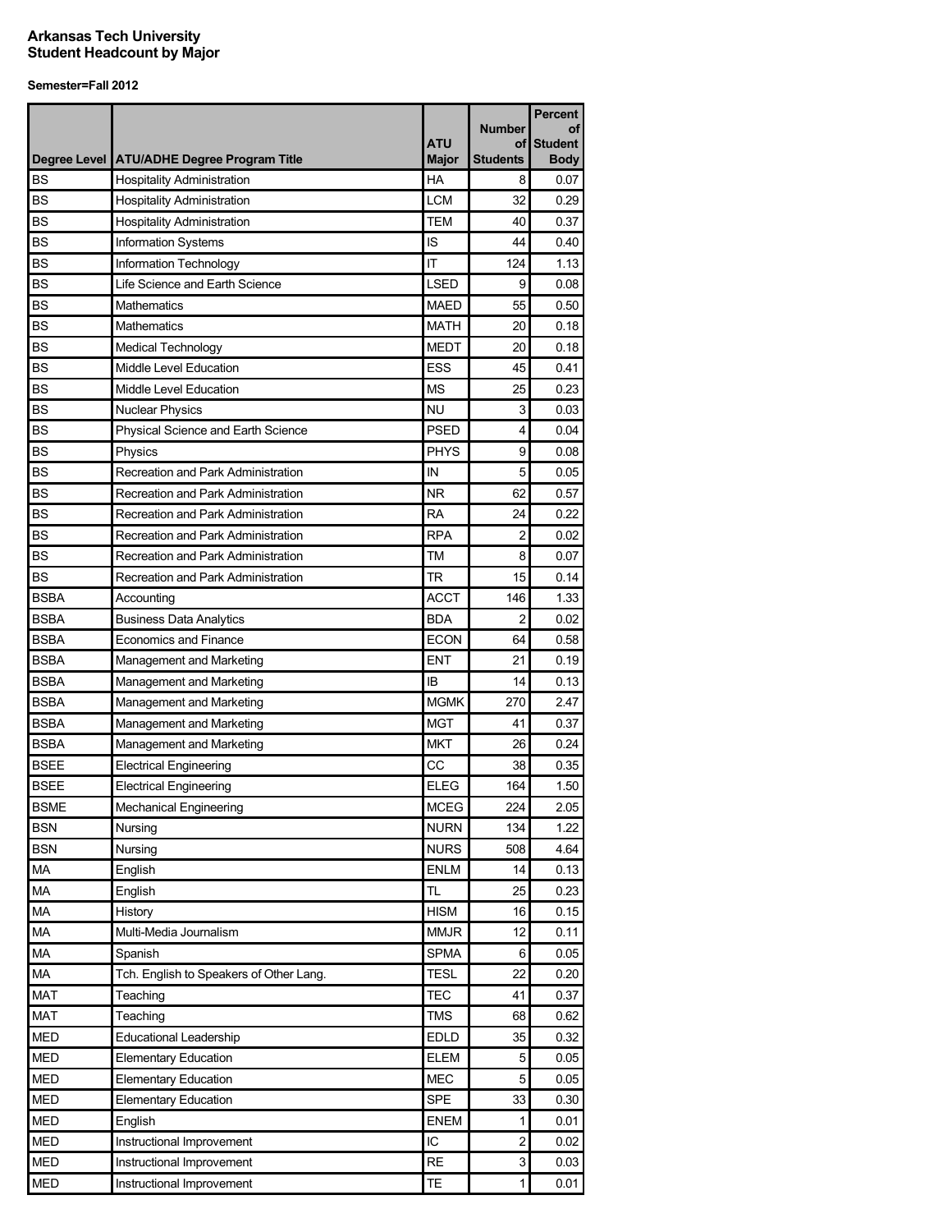**Arkansas Tech University**
**Student Headcount by Major**

**Semester=Fall 2012**

| Degree Level | ATU/ADHE Degree Program Title | ATU Major | Number of Students | Percent of Student Body |
|---|---|---|---|---|
| BS | Hospitality Administration | HA | 8 | 0.07 |
| BS | Hospitality Administration | LCM | 32 | 0.29 |
| BS | Hospitality Administration | TEM | 40 | 0.37 |
| BS | Information Systems | IS | 44 | 0.40 |
| BS | Information Technology | IT | 124 | 1.13 |
| BS | Life Science and Earth Science | LSED | 9 | 0.08 |
| BS | Mathematics | MAED | 55 | 0.50 |
| BS | Mathematics | MATH | 20 | 0.18 |
| BS | Medical Technology | MEDT | 20 | 0.18 |
| BS | Middle Level Education | ESS | 45 | 0.41 |
| BS | Middle Level Education | MS | 25 | 0.23 |
| BS | Nuclear Physics | NU | 3 | 0.03 |
| BS | Physical Science and Earth Science | PSED | 4 | 0.04 |
| BS | Physics | PHYS | 9 | 0.08 |
| BS | Recreation and Park Administration | IN | 5 | 0.05 |
| BS | Recreation and Park Administration | NR | 62 | 0.57 |
| BS | Recreation and Park Administration | RA | 24 | 0.22 |
| BS | Recreation and Park Administration | RPA | 2 | 0.02 |
| BS | Recreation and Park Administration | TM | 8 | 0.07 |
| BS | Recreation and Park Administration | TR | 15 | 0.14 |
| BSBA | Accounting | ACCT | 146 | 1.33 |
| BSBA | Business Data Analytics | BDA | 2 | 0.02 |
| BSBA | Economics and Finance | ECON | 64 | 0.58 |
| BSBA | Management and Marketing | ENT | 21 | 0.19 |
| BSBA | Management and Marketing | IB | 14 | 0.13 |
| BSBA | Management and Marketing | MGMK | 270 | 2.47 |
| BSBA | Management and Marketing | MGT | 41 | 0.37 |
| BSBA | Management and Marketing | MKT | 26 | 0.24 |
| BSEE | Electrical Engineering | CC | 38 | 0.35 |
| BSEE | Electrical Engineering | ELEG | 164 | 1.50 |
| BSME | Mechanical Engineering | MCEG | 224 | 2.05 |
| BSN | Nursing | NURN | 134 | 1.22 |
| BSN | Nursing | NURS | 508 | 4.64 |
| MA | English | ENLM | 14 | 0.13 |
| MA | English | TL | 25 | 0.23 |
| MA | History | HISM | 16 | 0.15 |
| MA | Multi-Media Journalism | MMJR | 12 | 0.11 |
| MA | Spanish | SPMA | 6 | 0.05 |
| MA | Tch. English to Speakers of Other Lang. | TESL | 22 | 0.20 |
| MAT | Teaching | TEC | 41 | 0.37 |
| MAT | Teaching | TMS | 68 | 0.62 |
| MED | Educational Leadership | EDLD | 35 | 0.32 |
| MED | Elementary Education | ELEM | 5 | 0.05 |
| MED | Elementary Education | MEC | 5 | 0.05 |
| MED | Elementary Education | SPE | 33 | 0.30 |
| MED | English | ENEM | 1 | 0.01 |
| MED | Instructional Improvement | IC | 2 | 0.02 |
| MED | Instructional Improvement | RE | 3 | 0.03 |
| MED | Instructional Improvement | TE | 1 | 0.01 |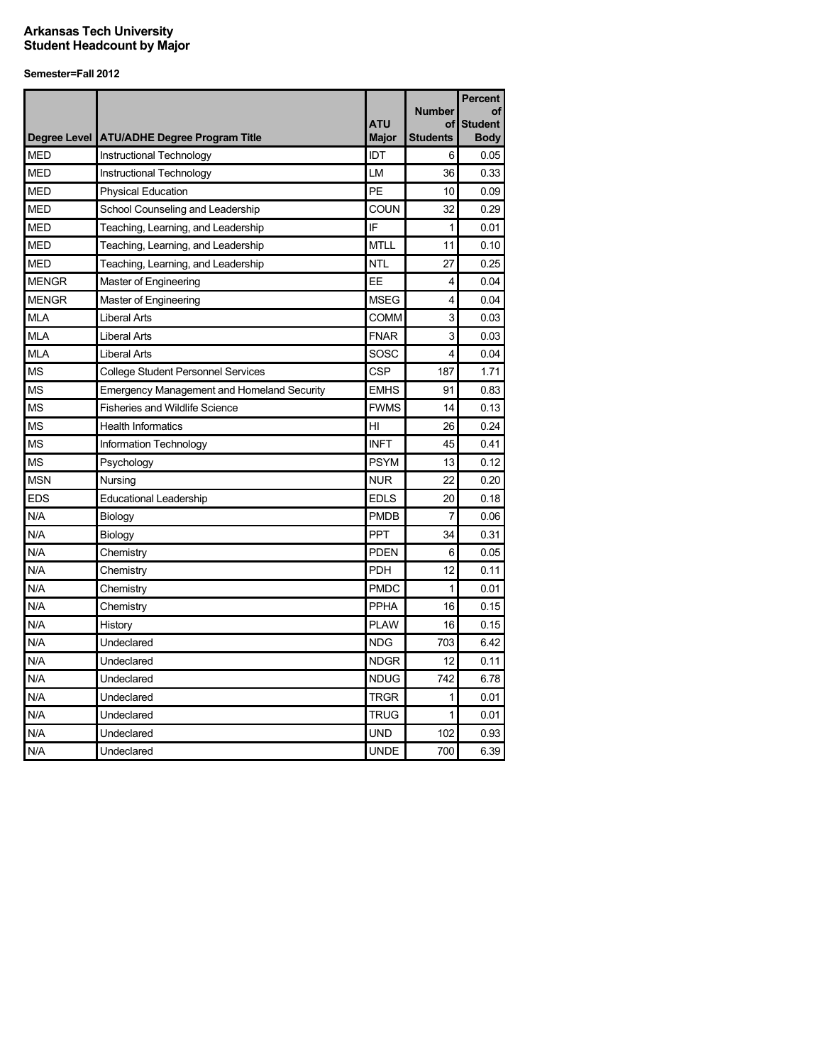**Arkansas Tech University**
**Student Headcount by Major**

**Semester=Fall 2012**

| Degree Level | ATU/ADHE Degree Program Title | ATU Major | Number of Students | Percent of Student Body |
|---|---|---|---|---|
| MED | Instructional Technology | IDT | 6 | 0.05 |
| MED | Instructional Technology | LM | 36 | 0.33 |
| MED | Physical Education | PE | 10 | 0.09 |
| MED | School Counseling and Leadership | COUN | 32 | 0.29 |
| MED | Teaching, Learning, and Leadership | IF | 1 | 0.01 |
| MED | Teaching, Learning, and Leadership | MTLL | 11 | 0.10 |
| MED | Teaching, Learning, and Leadership | NTL | 27 | 0.25 |
| MENGR | Master of Engineering | EE | 4 | 0.04 |
| MENGR | Master of Engineering | MSEG | 4 | 0.04 |
| MLA | Liberal Arts | COMM | 3 | 0.03 |
| MLA | Liberal Arts | FNAR | 3 | 0.03 |
| MLA | Liberal Arts | SOSC | 4 | 0.04 |
| MS | College Student Personnel Services | CSP | 187 | 1.71 |
| MS | Emergency Management and Homeland Security | EMHS | 91 | 0.83 |
| MS | Fisheries and Wildlife Science | FWMS | 14 | 0.13 |
| MS | Health Informatics | HI | 26 | 0.24 |
| MS | Information Technology | INFT | 45 | 0.41 |
| MS | Psychology | PSYM | 13 | 0.12 |
| MSN | Nursing | NUR | 22 | 0.20 |
| EDS | Educational Leadership | EDLS | 20 | 0.18 |
| N/A | Biology | PMDB | 7 | 0.06 |
| N/A | Biology | PPT | 34 | 0.31 |
| N/A | Chemistry | PDEN | 6 | 0.05 |
| N/A | Chemistry | PDH | 12 | 0.11 |
| N/A | Chemistry | PMDC | 1 | 0.01 |
| N/A | Chemistry | PPHA | 16 | 0.15 |
| N/A | History | PLAW | 16 | 0.15 |
| N/A | Undeclared | NDG | 703 | 6.42 |
| N/A | Undeclared | NDGR | 12 | 0.11 |
| N/A | Undeclared | NDUG | 742 | 6.78 |
| N/A | Undeclared | TRGR | 1 | 0.01 |
| N/A | Undeclared | TRUG | 1 | 0.01 |
| N/A | Undeclared | UND | 102 | 0.93 |
| N/A | Undeclared | UNDE | 700 | 6.39 |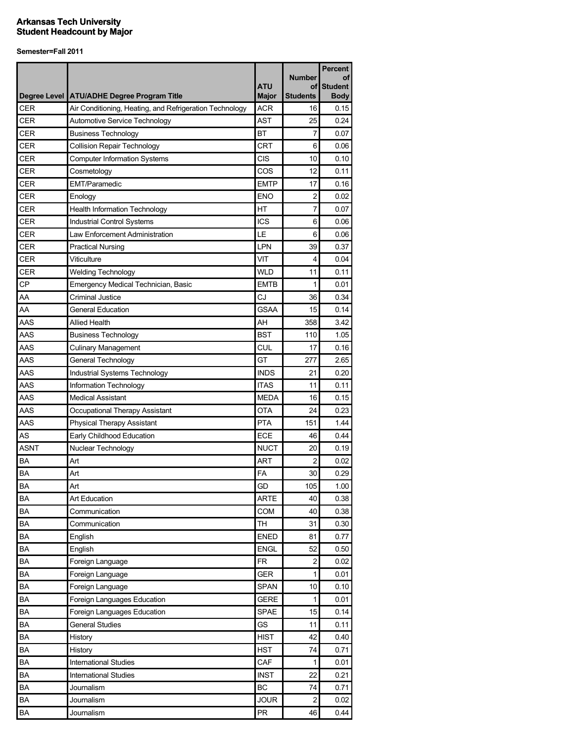**Arkansas Tech University**
**Student Headcount by Major**

**Semester=Fall 2011**

| Degree Level | ATU/ADHE Degree Program Title | ATU Major | Number of Students | Percent of Student Body |
|---|---|---|---|---|
| CER | Air Conditioning, Heating, and Refrigeration Technology | ACR | 16 | 0.15 |
| CER | Automotive Service Technology | AST | 25 | 0.24 |
| CER | Business Technology | BT | 7 | 0.07 |
| CER | Collision Repair Technology | CRT | 6 | 0.06 |
| CER | Computer Information Systems | CIS | 10 | 0.10 |
| CER | Cosmetology | COS | 12 | 0.11 |
| CER | EMT/Paramedic | EMTP | 17 | 0.16 |
| CER | Enology | ENO | 2 | 0.02 |
| CER | Health Information Technology | HT | 7 | 0.07 |
| CER | Industrial Control Systems | ICS | 6 | 0.06 |
| CER | Law Enforcement Administration | LE | 6 | 0.06 |
| CER | Practical Nursing | LPN | 39 | 0.37 |
| CER | Viticulture | VIT | 4 | 0.04 |
| CER | Welding Technology | WLD | 11 | 0.11 |
| CP | Emergency Medical Technician, Basic | EMTB | 1 | 0.01 |
| AA | Criminal Justice | CJ | 36 | 0.34 |
| AA | General Education | GSAA | 15 | 0.14 |
| AAS | Allied Health | AH | 358 | 3.42 |
| AAS | Business Technology | BST | 110 | 1.05 |
| AAS | Culinary Management | CUL | 17 | 0.16 |
| AAS | General Technology | GT | 277 | 2.65 |
| AAS | Industrial Systems Technology | INDS | 21 | 0.20 |
| AAS | Information Technology | ITAS | 11 | 0.11 |
| AAS | Medical Assistant | MEDA | 16 | 0.15 |
| AAS | Occupational Therapy Assistant | OTA | 24 | 0.23 |
| AAS | Physical Therapy Assistant | PTA | 151 | 1.44 |
| AS | Early Childhood Education | ECE | 46 | 0.44 |
| ASNT | Nuclear Technology | NUCT | 20 | 0.19 |
| BA | Art | ART | 2 | 0.02 |
| BA | Art | FA | 30 | 0.29 |
| BA | Art | GD | 105 | 1.00 |
| BA | Art Education | ARTE | 40 | 0.38 |
| BA | Communication | COM | 40 | 0.38 |
| BA | Communication | TH | 31 | 0.30 |
| BA | English | ENED | 81 | 0.77 |
| BA | English | ENGL | 52 | 0.50 |
| BA | Foreign Language | FR | 2 | 0.02 |
| BA | Foreign Language | GER | 1 | 0.01 |
| BA | Foreign Language | SPAN | 10 | 0.10 |
| BA | Foreign Languages Education | GERE | 1 | 0.01 |
| BA | Foreign Languages Education | SPAE | 15 | 0.14 |
| BA | General Studies | GS | 11 | 0.11 |
| BA | History | HIST | 42 | 0.40 |
| BA | History | HST | 74 | 0.71 |
| BA | International Studies | CAF | 1 | 0.01 |
| BA | International Studies | INST | 22 | 0.21 |
| BA | Journalism | BC | 74 | 0.71 |
| BA | Journalism | JOUR | 2 | 0.02 |
| BA | Journalism | PR | 46 | 0.44 |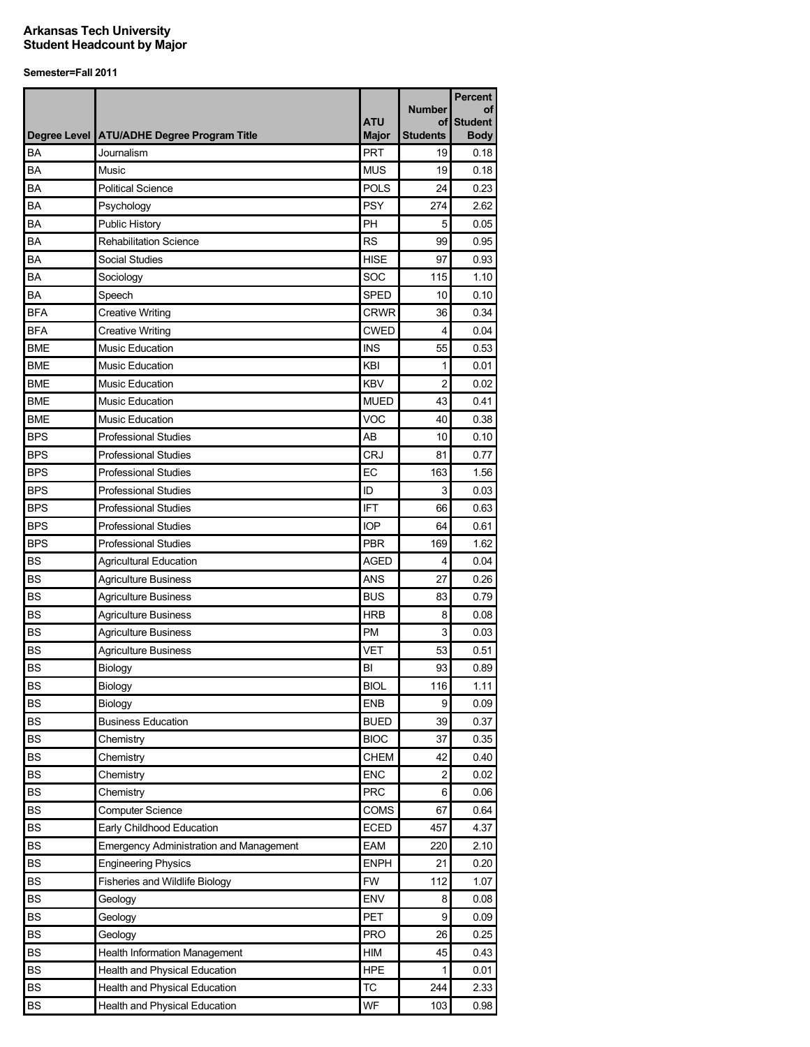**Arkansas Tech University**
**Student Headcount by Major**

**Semester=Fall 2011**

| Degree Level | ATU/ADHE Degree Program Title | ATU Major | Number of Students | Percent of Student Body |
|---|---|---|---|---|
| BA | Journalism | PRT | 19 | 0.18 |
| BA | Music | MUS | 19 | 0.18 |
| BA | Political Science | POLS | 24 | 0.23 |
| BA | Psychology | PSY | 274 | 2.62 |
| BA | Public History | PH | 5 | 0.05 |
| BA | Rehabilitation Science | RS | 99 | 0.95 |
| BA | Social Studies | HISE | 97 | 0.93 |
| BA | Sociology | SOC | 115 | 1.10 |
| BA | Speech | SPED | 10 | 0.10 |
| BFA | Creative Writing | CRWR | 36 | 0.34 |
| BFA | Creative Writing | CWED | 4 | 0.04 |
| BME | Music Education | INS | 55 | 0.53 |
| BME | Music Education | KBI | 1 | 0.01 |
| BME | Music Education | KBV | 2 | 0.02 |
| BME | Music Education | MUED | 43 | 0.41 |
| BME | Music Education | VOC | 40 | 0.38 |
| BPS | Professional Studies | AB | 10 | 0.10 |
| BPS | Professional Studies | CRJ | 81 | 0.77 |
| BPS | Professional Studies | EC | 163 | 1.56 |
| BPS | Professional Studies | ID | 3 | 0.03 |
| BPS | Professional Studies | IFT | 66 | 0.63 |
| BPS | Professional Studies | IOP | 64 | 0.61 |
| BPS | Professional Studies | PBR | 169 | 1.62 |
| BS | Agricultural Education | AGED | 4 | 0.04 |
| BS | Agriculture Business | ANS | 27 | 0.26 |
| BS | Agriculture Business | BUS | 83 | 0.79 |
| BS | Agriculture Business | HRB | 8 | 0.08 |
| BS | Agriculture Business | PM | 3 | 0.03 |
| BS | Agriculture Business | VET | 53 | 0.51 |
| BS | Biology | BI | 93 | 0.89 |
| BS | Biology | BIOL | 116 | 1.11 |
| BS | Biology | ENB | 9 | 0.09 |
| BS | Business Education | BUED | 39 | 0.37 |
| BS | Chemistry | BIOC | 37 | 0.35 |
| BS | Chemistry | CHEM | 42 | 0.40 |
| BS | Chemistry | ENC | 2 | 0.02 |
| BS | Chemistry | PRC | 6 | 0.06 |
| BS | Computer Science | COMS | 67 | 0.64 |
| BS | Early Childhood Education | ECED | 457 | 4.37 |
| BS | Emergency Administration and Management | EAM | 220 | 2.10 |
| BS | Engineering Physics | ENPH | 21 | 0.20 |
| BS | Fisheries and Wildlife Biology | FW | 112 | 1.07 |
| BS | Geology | ENV | 8 | 0.08 |
| BS | Geology | PET | 9 | 0.09 |
| BS | Geology | PRO | 26 | 0.25 |
| BS | Health Information Management | HIM | 45 | 0.43 |
| BS | Health and Physical Education | HPE | 1 | 0.01 |
| BS | Health and Physical Education | TC | 244 | 2.33 |
| BS | Health and Physical Education | WF | 103 | 0.98 |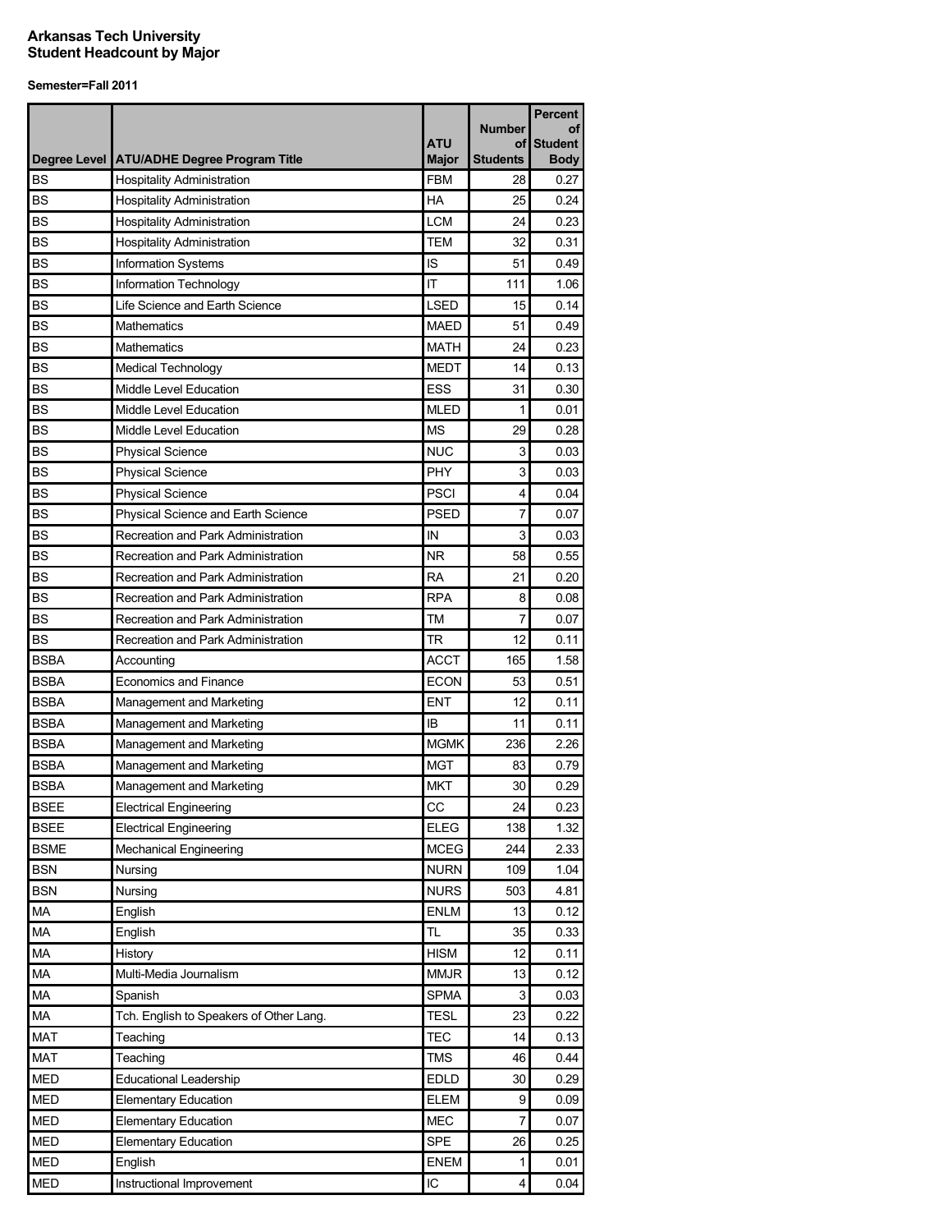**Arkansas Tech University**
**Student Headcount by Major**

**Semester=Fall 2011**

| Degree Level | ATU/ADHE Degree Program Title | ATU Major | Number of Students | Percent of Student Body |
|---|---|---|---|---|
| BS | Hospitality Administration | FBM | 28 | 0.27 |
| BS | Hospitality Administration | HA | 25 | 0.24 |
| BS | Hospitality Administration | LCM | 24 | 0.23 |
| BS | Hospitality Administration | TEM | 32 | 0.31 |
| BS | Information Systems | IS | 51 | 0.49 |
| BS | Information Technology | IT | 111 | 1.06 |
| BS | Life Science and Earth Science | LSED | 15 | 0.14 |
| BS | Mathematics | MAED | 51 | 0.49 |
| BS | Mathematics | MATH | 24 | 0.23 |
| BS | Medical Technology | MEDT | 14 | 0.13 |
| BS | Middle Level Education | ESS | 31 | 0.30 |
| BS | Middle Level Education | MLED | 1 | 0.01 |
| BS | Middle Level Education | MS | 29 | 0.28 |
| BS | Physical Science | NUC | 3 | 0.03 |
| BS | Physical Science | PHY | 3 | 0.03 |
| BS | Physical Science | PSCI | 4 | 0.04 |
| BS | Physical Science and Earth Science | PSED | 7 | 0.07 |
| BS | Recreation and Park Administration | IN | 3 | 0.03 |
| BS | Recreation and Park Administration | NR | 58 | 0.55 |
| BS | Recreation and Park Administration | RA | 21 | 0.20 |
| BS | Recreation and Park Administration | RPA | 8 | 0.08 |
| BS | Recreation and Park Administration | TM | 7 | 0.07 |
| BS | Recreation and Park Administration | TR | 12 | 0.11 |
| BSBA | Accounting | ACCT | 165 | 1.58 |
| BSBA | Economics and Finance | ECON | 53 | 0.51 |
| BSBA | Management and Marketing | ENT | 12 | 0.11 |
| BSBA | Management and Marketing | IB | 11 | 0.11 |
| BSBA | Management and Marketing | MGMK | 236 | 2.26 |
| BSBA | Management and Marketing | MGT | 83 | 0.79 |
| BSBA | Management and Marketing | MKT | 30 | 0.29 |
| BSEE | Electrical Engineering | CC | 24 | 0.23 |
| BSEE | Electrical Engineering | ELEG | 138 | 1.32 |
| BSME | Mechanical Engineering | MCEG | 244 | 2.33 |
| BSN | Nursing | NURN | 109 | 1.04 |
| BSN | Nursing | NURS | 503 | 4.81 |
| MA | English | ENLM | 13 | 0.12 |
| MA | English | TL | 35 | 0.33 |
| MA | History | HISM | 12 | 0.11 |
| MA | Multi-Media Journalism | MMJR | 13 | 0.12 |
| MA | Spanish | SPMA | 3 | 0.03 |
| MA | Tch. English to Speakers of Other Lang. | TESL | 23 | 0.22 |
| MAT | Teaching | TEC | 14 | 0.13 |
| MAT | Teaching | TMS | 46 | 0.44 |
| MED | Educational Leadership | EDLD | 30 | 0.29 |
| MED | Elementary Education | ELEM | 9 | 0.09 |
| MED | Elementary Education | MEC | 7 | 0.07 |
| MED | Elementary Education | SPE | 26 | 0.25 |
| MED | English | ENEM | 1 | 0.01 |
| MED | Instructional Improvement | IC | 4 | 0.04 |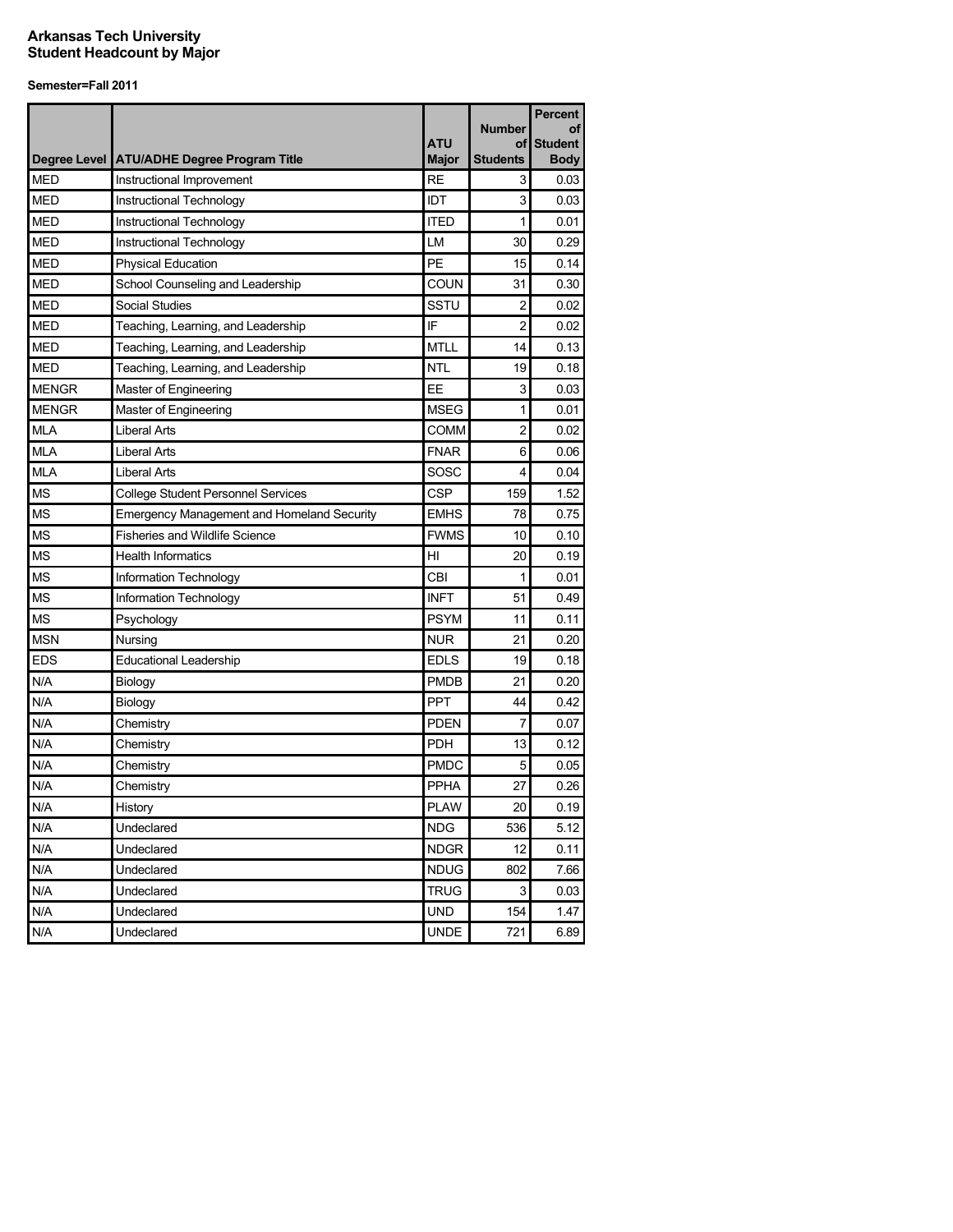**Arkansas Tech University**
**Student Headcount by Major**

**Semester=Fall 2011**

| Degree Level | ATU/ADHE Degree Program Title | ATU Major | Number of Students | Percent of Student Body |
|---|---|---|---|---|
| MED | Instructional Improvement | RE | 3 | 0.03 |
| MED | Instructional Technology | IDT | 3 | 0.03 |
| MED | Instructional Technology | ITED | 1 | 0.01 |
| MED | Instructional Technology | LM | 30 | 0.29 |
| MED | Physical Education | PE | 15 | 0.14 |
| MED | School Counseling and Leadership | COUN | 31 | 0.30 |
| MED | Social Studies | SSTU | 2 | 0.02 |
| MED | Teaching, Learning, and Leadership | IF | 2 | 0.02 |
| MED | Teaching, Learning, and Leadership | MTLL | 14 | 0.13 |
| MED | Teaching, Learning, and Leadership | NTL | 19 | 0.18 |
| MENGR | Master of Engineering | EE | 3 | 0.03 |
| MENGR | Master of Engineering | MSEG | 1 | 0.01 |
| MLA | Liberal Arts | COMM | 2 | 0.02 |
| MLA | Liberal Arts | FNAR | 6 | 0.06 |
| MLA | Liberal Arts | SOSC | 4 | 0.04 |
| MS | College Student Personnel Services | CSP | 159 | 1.52 |
| MS | Emergency Management and Homeland Security | EMHS | 78 | 0.75 |
| MS | Fisheries and Wildlife Science | FWMS | 10 | 0.10 |
| MS | Health Informatics | HI | 20 | 0.19 |
| MS | Information Technology | CBI | 1 | 0.01 |
| MS | Information Technology | INFT | 51 | 0.49 |
| MS | Psychology | PSYM | 11 | 0.11 |
| MSN | Nursing | NUR | 21 | 0.20 |
| EDS | Educational Leadership | EDLS | 19 | 0.18 |
| N/A | Biology | PMDB | 21 | 0.20 |
| N/A | Biology | PPT | 44 | 0.42 |
| N/A | Chemistry | PDEN | 7 | 0.07 |
| N/A | Chemistry | PDH | 13 | 0.12 |
| N/A | Chemistry | PMDC | 5 | 0.05 |
| N/A | Chemistry | PPHA | 27 | 0.26 |
| N/A | History | PLAW | 20 | 0.19 |
| N/A | Undeclared | NDG | 536 | 5.12 |
| N/A | Undeclared | NDGR | 12 | 0.11 |
| N/A | Undeclared | NDUG | 802 | 7.66 |
| N/A | Undeclared | TRUG | 3 | 0.03 |
| N/A | Undeclared | UND | 154 | 1.47 |
| N/A | Undeclared | UNDE | 721 | 6.89 |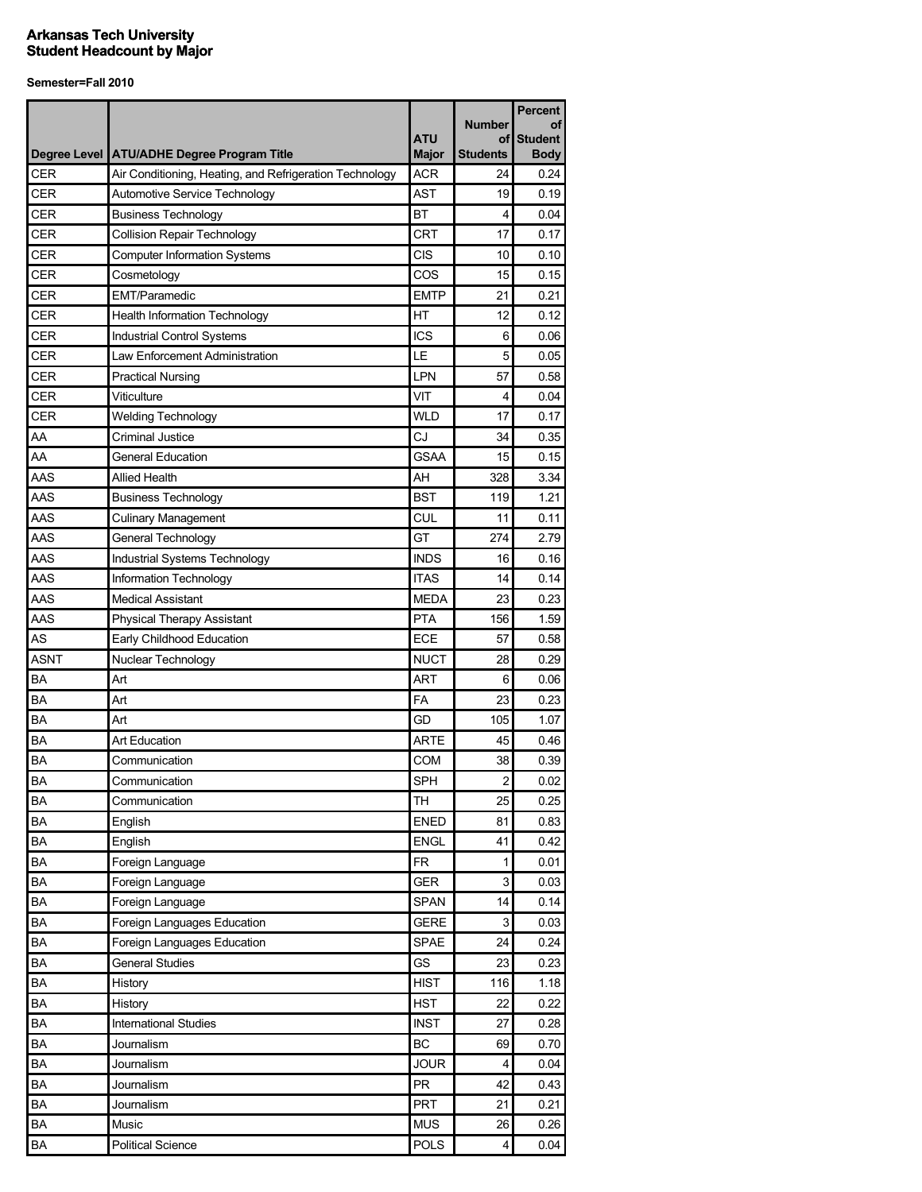**Arkansas Tech University**
**Student Headcount by Major**

**Semester=Fall 2010**

| Degree Level | ATU/ADHE Degree Program Title | ATU Major | Number of Students | Percent of Student Body |
|---|---|---|---|---|
| CER | Air Conditioning, Heating, and Refrigeration Technology | ACR | 24 | 0.24 |
| CER | Automotive Service Technology | AST | 19 | 0.19 |
| CER | Business Technology | BT | 4 | 0.04 |
| CER | Collision Repair Technology | CRT | 17 | 0.17 |
| CER | Computer Information Systems | CIS | 10 | 0.10 |
| CER | Cosmetology | COS | 15 | 0.15 |
| CER | EMT/Paramedic | EMTP | 21 | 0.21 |
| CER | Health Information Technology | HT | 12 | 0.12 |
| CER | Industrial Control Systems | ICS | 6 | 0.06 |
| CER | Law Enforcement Administration | LE | 5 | 0.05 |
| CER | Practical Nursing | LPN | 57 | 0.58 |
| CER | Viticulture | VIT | 4 | 0.04 |
| CER | Welding Technology | WLD | 17 | 0.17 |
| AA | Criminal Justice | CJ | 34 | 0.35 |
| AA | General Education | GSAA | 15 | 0.15 |
| AAS | Allied Health | AH | 328 | 3.34 |
| AAS | Business Technology | BST | 119 | 1.21 |
| AAS | Culinary Management | CUL | 11 | 0.11 |
| AAS | General Technology | GT | 274 | 2.79 |
| AAS | Industrial Systems Technology | INDS | 16 | 0.16 |
| AAS | Information Technology | ITAS | 14 | 0.14 |
| AAS | Medical Assistant | MEDA | 23 | 0.23 |
| AAS | Physical Therapy Assistant | PTA | 156 | 1.59 |
| AS | Early Childhood Education | ECE | 57 | 0.58 |
| ASNT | Nuclear Technology | NUCT | 28 | 0.29 |
| BA | Art | ART | 6 | 0.06 |
| BA | Art | FA | 23 | 0.23 |
| BA | Art | GD | 105 | 1.07 |
| BA | Art Education | ARTE | 45 | 0.46 |
| BA | Communication | COM | 38 | 0.39 |
| BA | Communication | SPH | 2 | 0.02 |
| BA | Communication | TH | 25 | 0.25 |
| BA | English | ENED | 81 | 0.83 |
| BA | English | ENGL | 41 | 0.42 |
| BA | Foreign Language | FR | 1 | 0.01 |
| BA | Foreign Language | GER | 3 | 0.03 |
| BA | Foreign Language | SPAN | 14 | 0.14 |
| BA | Foreign Languages Education | GERE | 3 | 0.03 |
| BA | Foreign Languages Education | SPAE | 24 | 0.24 |
| BA | General Studies | GS | 23 | 0.23 |
| BA | History | HIST | 116 | 1.18 |
| BA | History | HST | 22 | 0.22 |
| BA | International Studies | INST | 27 | 0.28 |
| BA | Journalism | BC | 69 | 0.70 |
| BA | Journalism | JOUR | 4 | 0.04 |
| BA | Journalism | PR | 42 | 0.43 |
| BA | Journalism | PRT | 21 | 0.21 |
| BA | Music | MUS | 26 | 0.26 |
| BA | Political Science | POLS | 4 | 0.04 |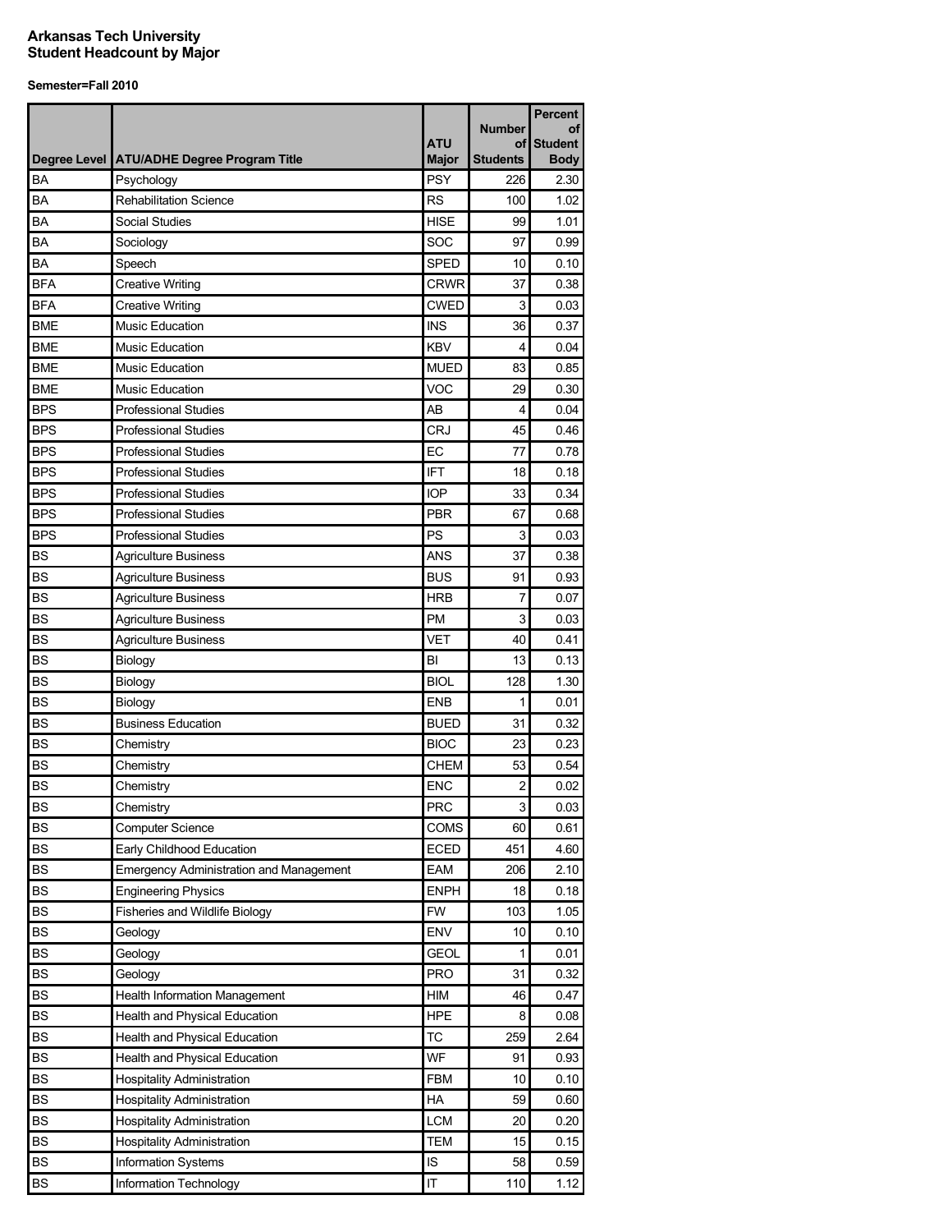**Arkansas Tech University**
**Student Headcount by Major**

**Semester=Fall 2010**

| Degree Level | ATU/ADHE Degree Program Title | ATU Major | Number of Students | Percent of Student Body |
|---|---|---|---|---|
| BA | Psychology | PSY | 226 | 2.30 |
| BA | Rehabilitation Science | RS | 100 | 1.02 |
| BA | Social Studies | HISE | 99 | 1.01 |
| BA | Sociology | SOC | 97 | 0.99 |
| BA | Speech | SPED | 10 | 0.10 |
| BFA | Creative Writing | CRWR | 37 | 0.38 |
| BFA | Creative Writing | CWED | 3 | 0.03 |
| BME | Music Education | INS | 36 | 0.37 |
| BME | Music Education | KBV | 4 | 0.04 |
| BME | Music Education | MUED | 83 | 0.85 |
| BME | Music Education | VOC | 29 | 0.30 |
| BPS | Professional Studies | AB | 4 | 0.04 |
| BPS | Professional Studies | CRJ | 45 | 0.46 |
| BPS | Professional Studies | EC | 77 | 0.78 |
| BPS | Professional Studies | IFT | 18 | 0.18 |
| BPS | Professional Studies | IOP | 33 | 0.34 |
| BPS | Professional Studies | PBR | 67 | 0.68 |
| BPS | Professional Studies | PS | 3 | 0.03 |
| BS | Agriculture Business | ANS | 37 | 0.38 |
| BS | Agriculture Business | BUS | 91 | 0.93 |
| BS | Agriculture Business | HRB | 7 | 0.07 |
| BS | Agriculture Business | PM | 3 | 0.03 |
| BS | Agriculture Business | VET | 40 | 0.41 |
| BS | Biology | BI | 13 | 0.13 |
| BS | Biology | BIOL | 128 | 1.30 |
| BS | Biology | ENB | 1 | 0.01 |
| BS | Business Education | BUED | 31 | 0.32 |
| BS | Chemistry | BIOC | 23 | 0.23 |
| BS | Chemistry | CHEM | 53 | 0.54 |
| BS | Chemistry | ENC | 2 | 0.02 |
| BS | Chemistry | PRC | 3 | 0.03 |
| BS | Computer Science | COMS | 60 | 0.61 |
| BS | Early Childhood Education | ECED | 451 | 4.60 |
| BS | Emergency Administration and Management | EAM | 206 | 2.10 |
| BS | Engineering Physics | ENPH | 18 | 0.18 |
| BS | Fisheries and Wildlife Biology | FW | 103 | 1.05 |
| BS | Geology | ENV | 10 | 0.10 |
| BS | Geology | GEOL | 1 | 0.01 |
| BS | Geology | PRO | 31 | 0.32 |
| BS | Health Information Management | HIM | 46 | 0.47 |
| BS | Health and Physical Education | HPE | 8 | 0.08 |
| BS | Health and Physical Education | TC | 259 | 2.64 |
| BS | Health and Physical Education | WF | 91 | 0.93 |
| BS | Hospitality Administration | FBM | 10 | 0.10 |
| BS | Hospitality Administration | HA | 59 | 0.60 |
| BS | Hospitality Administration | LCM | 20 | 0.20 |
| BS | Hospitality Administration | TEM | 15 | 0.15 |
| BS | Information Systems | IS | 58 | 0.59 |
| BS | Information Technology | IT | 110 | 1.12 |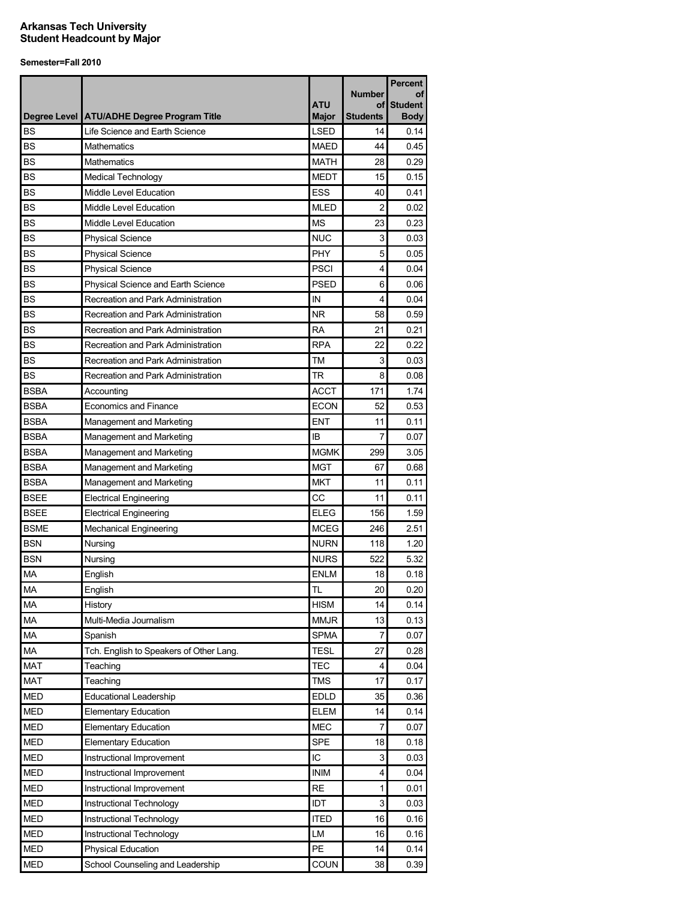**Arkansas Tech University**
**Student Headcount by Major**

**Semester=Fall 2010**

| Degree Level | ATU/ADHE Degree Program Title | ATU Major | Number of Students | Percent of Student Body |
|---|---|---|---|---|
| BS | Life Science and Earth Science | LSED | 14 | 0.14 |
| BS | Mathematics | MAED | 44 | 0.45 |
| BS | Mathematics | MATH | 28 | 0.29 |
| BS | Medical Technology | MEDT | 15 | 0.15 |
| BS | Middle Level Education | ESS | 40 | 0.41 |
| BS | Middle Level Education | MLED | 2 | 0.02 |
| BS | Middle Level Education | MS | 23 | 0.23 |
| BS | Physical Science | NUC | 3 | 0.03 |
| BS | Physical Science | PHY | 5 | 0.05 |
| BS | Physical Science | PSCI | 4 | 0.04 |
| BS | Physical Science and Earth Science | PSED | 6 | 0.06 |
| BS | Recreation and Park Administration | IN | 4 | 0.04 |
| BS | Recreation and Park Administration | NR | 58 | 0.59 |
| BS | Recreation and Park Administration | RA | 21 | 0.21 |
| BS | Recreation and Park Administration | RPA | 22 | 0.22 |
| BS | Recreation and Park Administration | TM | 3 | 0.03 |
| BS | Recreation and Park Administration | TR | 8 | 0.08 |
| BSBA | Accounting | ACCT | 171 | 1.74 |
| BSBA | Economics and Finance | ECON | 52 | 0.53 |
| BSBA | Management and Marketing | ENT | 11 | 0.11 |
| BSBA | Management and Marketing | IB | 7 | 0.07 |
| BSBA | Management and Marketing | MGMK | 299 | 3.05 |
| BSBA | Management and Marketing | MGT | 67 | 0.68 |
| BSBA | Management and Marketing | MKT | 11 | 0.11 |
| BSEE | Electrical Engineering | CC | 11 | 0.11 |
| BSEE | Electrical Engineering | ELEG | 156 | 1.59 |
| BSME | Mechanical Engineering | MCEG | 246 | 2.51 |
| BSN | Nursing | NURN | 118 | 1.20 |
| BSN | Nursing | NURS | 522 | 5.32 |
| MA | English | ENLM | 18 | 0.18 |
| MA | English | TL | 20 | 0.20 |
| MA | History | HISM | 14 | 0.14 |
| MA | Multi-Media Journalism | MMJR | 13 | 0.13 |
| MA | Spanish | SPMA | 7 | 0.07 |
| MA | Tch. English to Speakers of Other Lang. | TESL | 27 | 0.28 |
| MAT | Teaching | TEC | 4 | 0.04 |
| MAT | Teaching | TMS | 17 | 0.17 |
| MED | Educational Leadership | EDLD | 35 | 0.36 |
| MED | Elementary Education | ELEM | 14 | 0.14 |
| MED | Elementary Education | MEC | 7 | 0.07 |
| MED | Elementary Education | SPE | 18 | 0.18 |
| MED | Instructional Improvement | IC | 3 | 0.03 |
| MED | Instructional Improvement | INIM | 4 | 0.04 |
| MED | Instructional Improvement | RE | 1 | 0.01 |
| MED | Instructional Technology | IDT | 3 | 0.03 |
| MED | Instructional Technology | ITED | 16 | 0.16 |
| MED | Instructional Technology | LM | 16 | 0.16 |
| MED | Physical Education | PE | 14 | 0.14 |
| MED | School Counseling and Leadership | COUN | 38 | 0.39 |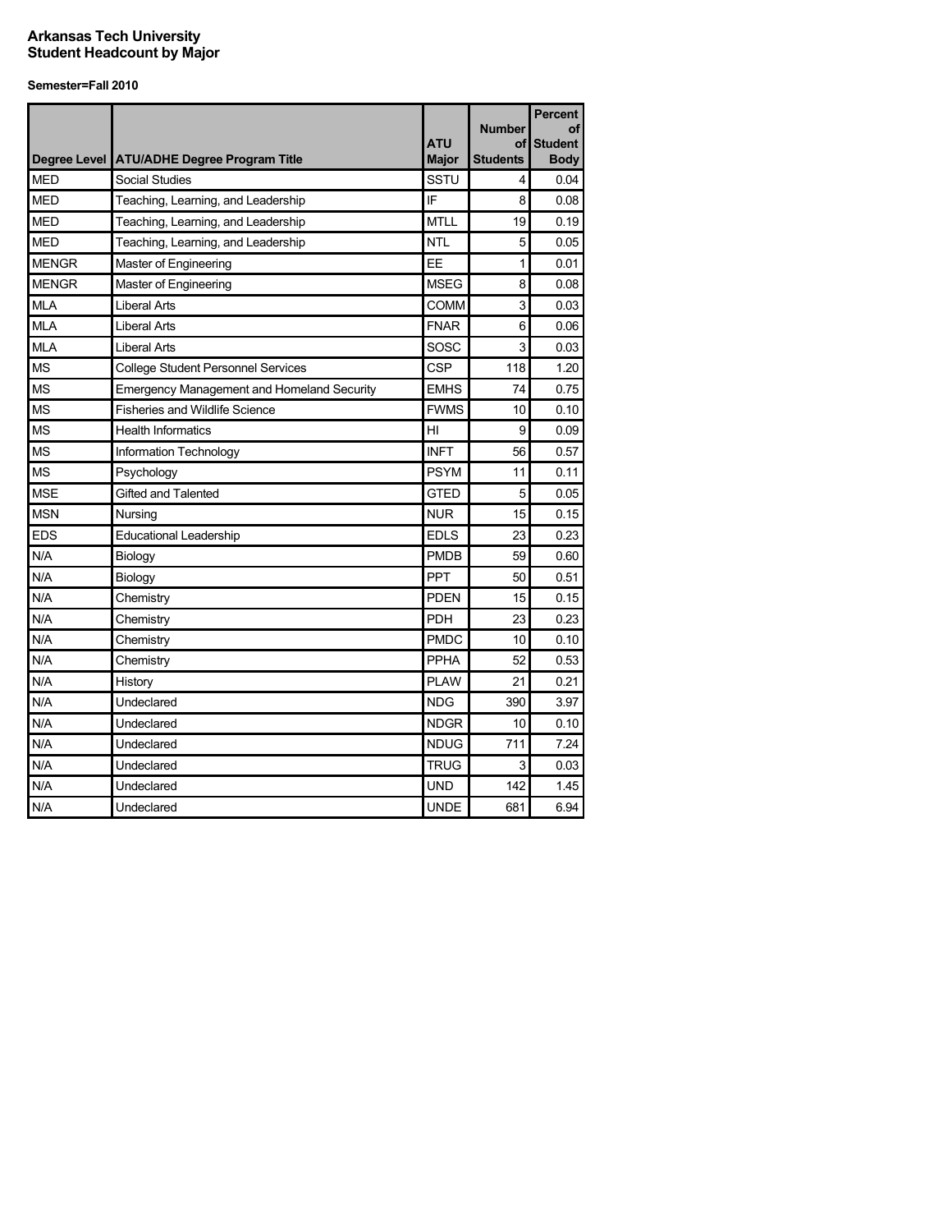**Arkansas Tech University**
**Student Headcount by Major**

**Semester=Fall 2010**

| Degree Level | ATU/ADHE Degree Program Title | ATU Major | Number of Students | Percent of Student Body |
|---|---|---|---|---|
| MED | Social Studies | SSTU | 4 | 0.04 |
| MED | Teaching, Learning, and Leadership | IF | 8 | 0.08 |
| MED | Teaching, Learning, and Leadership | MTLL | 19 | 0.19 |
| MED | Teaching, Learning, and Leadership | NTL | 5 | 0.05 |
| MENGR | Master of Engineering | EE | 1 | 0.01 |
| MENGR | Master of Engineering | MSEG | 8 | 0.08 |
| MLA | Liberal Arts | COMM | 3 | 0.03 |
| MLA | Liberal Arts | FNAR | 6 | 0.06 |
| MLA | Liberal Arts | SOSC | 3 | 0.03 |
| MS | College Student Personnel Services | CSP | 118 | 1.20 |
| MS | Emergency Management and Homeland Security | EMHS | 74 | 0.75 |
| MS | Fisheries and Wildlife Science | FWMS | 10 | 0.10 |
| MS | Health Informatics | HI | 9 | 0.09 |
| MS | Information Technology | INFT | 56 | 0.57 |
| MS | Psychology | PSYM | 11 | 0.11 |
| MSE | Gifted and Talented | GTED | 5 | 0.05 |
| MSN | Nursing | NUR | 15 | 0.15 |
| EDS | Educational Leadership | EDLS | 23 | 0.23 |
| N/A | Biology | PMDB | 59 | 0.60 |
| N/A | Biology | PPT | 50 | 0.51 |
| N/A | Chemistry | PDEN | 15 | 0.15 |
| N/A | Chemistry | PDH | 23 | 0.23 |
| N/A | Chemistry | PMDC | 10 | 0.10 |
| N/A | Chemistry | PPHA | 52 | 0.53 |
| N/A | History | PLAW | 21 | 0.21 |
| N/A | Undeclared | NDG | 390 | 3.97 |
| N/A | Undeclared | NDGR | 10 | 0.10 |
| N/A | Undeclared | NDUG | 711 | 7.24 |
| N/A | Undeclared | TRUG | 3 | 0.03 |
| N/A | Undeclared | UND | 142 | 1.45 |
| N/A | Undeclared | UNDE | 681 | 6.94 |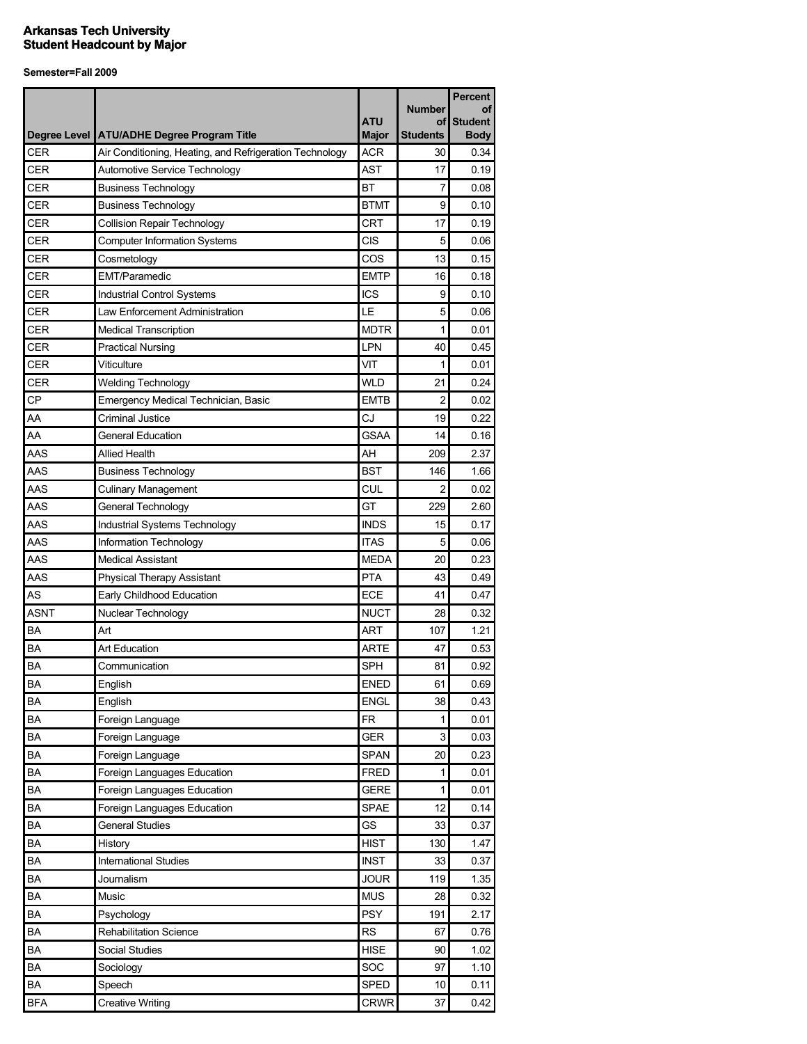**Arkansas Tech University**
**Student Headcount by Major**

**Semester=Fall 2009**

| Degree Level | ATU/ADHE Degree Program Title | ATU Major | Number of Students | Percent of Student Body |
|---|---|---|---|---|
| CER | Air Conditioning, Heating, and Refrigeration Technology | ACR | 30 | 0.34 |
| CER | Automotive Service Technology | AST | 17 | 0.19 |
| CER | Business Technology | BT | 7 | 0.08 |
| CER | Business Technology | BTMT | 9 | 0.10 |
| CER | Collision Repair Technology | CRT | 17 | 0.19 |
| CER | Computer Information Systems | CIS | 5 | 0.06 |
| CER | Cosmetology | COS | 13 | 0.15 |
| CER | EMT/Paramedic | EMTP | 16 | 0.18 |
| CER | Industrial Control Systems | ICS | 9 | 0.10 |
| CER | Law Enforcement Administration | LE | 5 | 0.06 |
| CER | Medical Transcription | MDTR | 1 | 0.01 |
| CER | Practical Nursing | LPN | 40 | 0.45 |
| CER | Viticulture | VIT | 1 | 0.01 |
| CER | Welding Technology | WLD | 21 | 0.24 |
| CP | Emergency Medical Technician, Basic | EMTB | 2 | 0.02 |
| AA | Criminal Justice | CJ | 19 | 0.22 |
| AA | General Education | GSAA | 14 | 0.16 |
| AAS | Allied Health | AH | 209 | 2.37 |
| AAS | Business Technology | BST | 146 | 1.66 |
| AAS | Culinary Management | CUL | 2 | 0.02 |
| AAS | General Technology | GT | 229 | 2.60 |
| AAS | Industrial Systems Technology | INDS | 15 | 0.17 |
| AAS | Information Technology | ITAS | 5 | 0.06 |
| AAS | Medical Assistant | MEDA | 20 | 0.23 |
| AAS | Physical Therapy Assistant | PTA | 43 | 0.49 |
| AS | Early Childhood Education | ECE | 41 | 0.47 |
| ASNT | Nuclear Technology | NUCT | 28 | 0.32 |
| BA | Art | ART | 107 | 1.21 |
| BA | Art Education | ARTE | 47 | 0.53 |
| BA | Communication | SPH | 81 | 0.92 |
| BA | English | ENED | 61 | 0.69 |
| BA | English | ENGL | 38 | 0.43 |
| BA | Foreign Language | FR | 1 | 0.01 |
| BA | Foreign Language | GER | 3 | 0.03 |
| BA | Foreign Language | SPAN | 20 | 0.23 |
| BA | Foreign Languages Education | FRED | 1 | 0.01 |
| BA | Foreign Languages Education | GERE | 1 | 0.01 |
| BA | Foreign Languages Education | SPAE | 12 | 0.14 |
| BA | General Studies | GS | 33 | 0.37 |
| BA | History | HIST | 130 | 1.47 |
| BA | International Studies | INST | 33 | 0.37 |
| BA | Journalism | JOUR | 119 | 1.35 |
| BA | Music | MUS | 28 | 0.32 |
| BA | Psychology | PSY | 191 | 2.17 |
| BA | Rehabilitation Science | RS | 67 | 0.76 |
| BA | Social Studies | HISE | 90 | 1.02 |
| BA | Sociology | SOC | 97 | 1.10 |
| BA | Speech | SPED | 10 | 0.11 |
| BFA | Creative Writing | CRWR | 37 | 0.42 |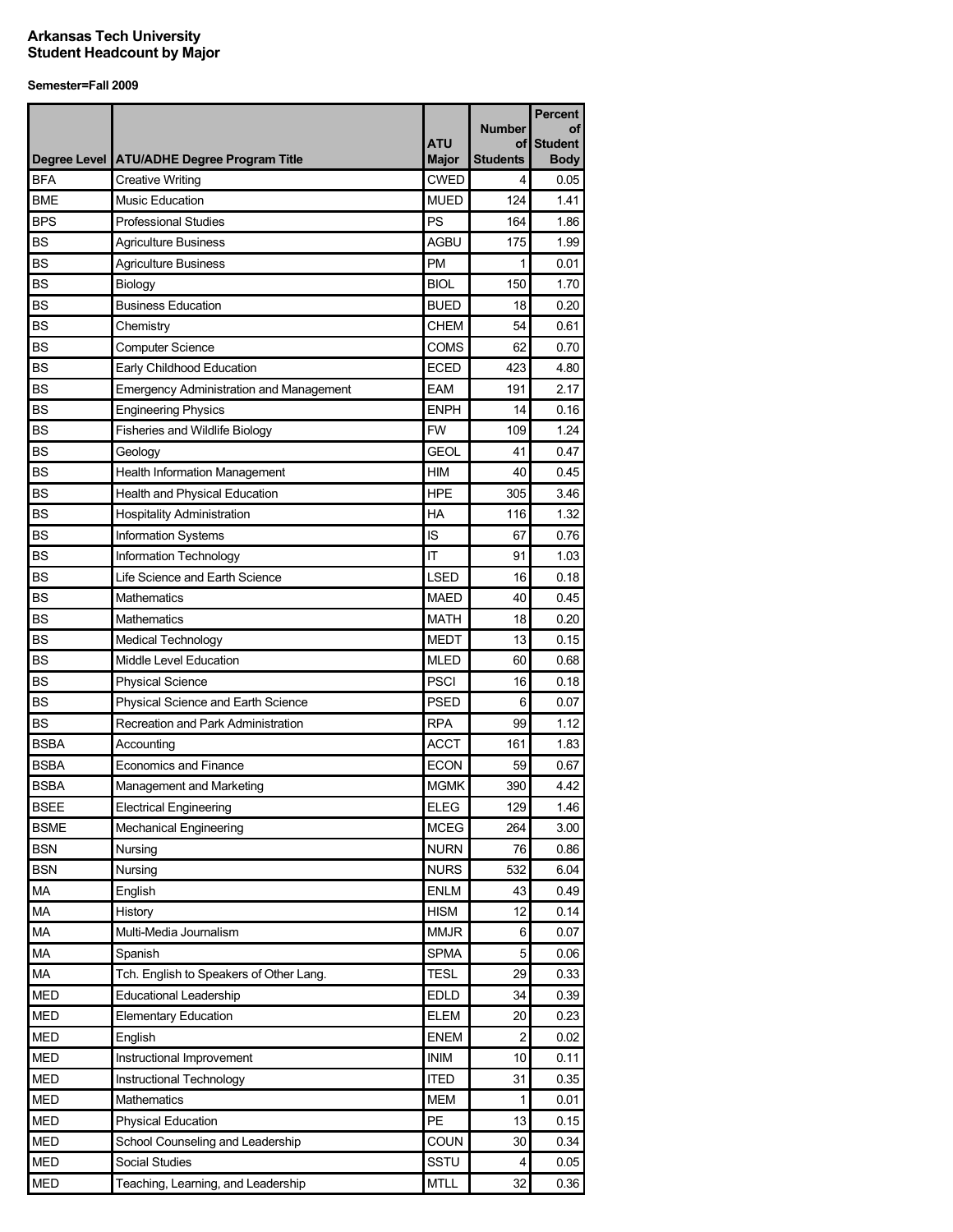# Arkansas Tech University
# Student Headcount by Major

**Semester=Fall 2009**

| Degree Level | ATU/ADHE Degree Program Title | ATU Major | Number of Students | Percent of Student Body |
|---|---|---|---|---|
| BFA | Creative Writing | CWED | 4 | 0.05 |
| BME | Music Education | MUED | 124 | 1.41 |
| BPS | Professional Studies | PS | 164 | 1.86 |
| BS | Agriculture Business | AGBU | 175 | 1.99 |
| BS | Agriculture Business | PM | 1 | 0.01 |
| BS | Biology | BIOL | 150 | 1.70 |
| BS | Business Education | BUED | 18 | 0.20 |
| BS | Chemistry | CHEM | 54 | 0.61 |
| BS | Computer Science | COMS | 62 | 0.70 |
| BS | Early Childhood Education | ECED | 423 | 4.80 |
| BS | Emergency Administration and Management | EAM | 191 | 2.17 |
| BS | Engineering Physics | ENPH | 14 | 0.16 |
| BS | Fisheries and Wildlife Biology | FW | 109 | 1.24 |
| BS | Geology | GEOL | 41 | 0.47 |
| BS | Health Information Management | HIM | 40 | 0.45 |
| BS | Health and Physical Education | HPE | 305 | 3.46 |
| BS | Hospitality Administration | HA | 116 | 1.32 |
| BS | Information Systems | IS | 67 | 0.76 |
| BS | Information Technology | IT | 91 | 1.03 |
| BS | Life Science and Earth Science | LSED | 16 | 0.18 |
| BS | Mathematics | MAED | 40 | 0.45 |
| BS | Mathematics | MATH | 18 | 0.20 |
| BS | Medical Technology | MEDT | 13 | 0.15 |
| BS | Middle Level Education | MLED | 60 | 0.68 |
| BS | Physical Science | PSCI | 16 | 0.18 |
| BS | Physical Science and Earth Science | PSED | 6 | 0.07 |
| BS | Recreation and Park Administration | RPA | 99 | 1.12 |
| BSBA | Accounting | ACCT | 161 | 1.83 |
| BSBA | Economics and Finance | ECON | 59 | 0.67 |
| BSBA | Management and Marketing | MGMK | 390 | 4.42 |
| BSEE | Electrical Engineering | ELEG | 129 | 1.46 |
| BSME | Mechanical Engineering | MCEG | 264 | 3.00 |
| BSN | Nursing | NURN | 76 | 0.86 |
| BSN | Nursing | NURS | 532 | 6.04 |
| MA | English | ENLM | 43 | 0.49 |
| MA | History | HISM | 12 | 0.14 |
| MA | Multi-Media Journalism | MMJR | 6 | 0.07 |
| MA | Spanish | SPMA | 5 | 0.06 |
| MA | Tch. English to Speakers of Other Lang. | TESL | 29 | 0.33 |
| MED | Educational Leadership | EDLD | 34 | 0.39 |
| MED | Elementary Education | ELEM | 20 | 0.23 |
| MED | English | ENEM | 2 | 0.02 |
| MED | Instructional Improvement | INIM | 10 | 0.11 |
| MED | Instructional Technology | ITED | 31 | 0.35 |
| MED | Mathematics | MEM | 1 | 0.01 |
| MED | Physical Education | PE | 13 | 0.15 |
| MED | School Counseling and Leadership | COUN | 30 | 0.34 |
| MED | Social Studies | SSTU | 4 | 0.05 |
| MED | Teaching, Learning, and Leadership | MTLL | 32 | 0.36 |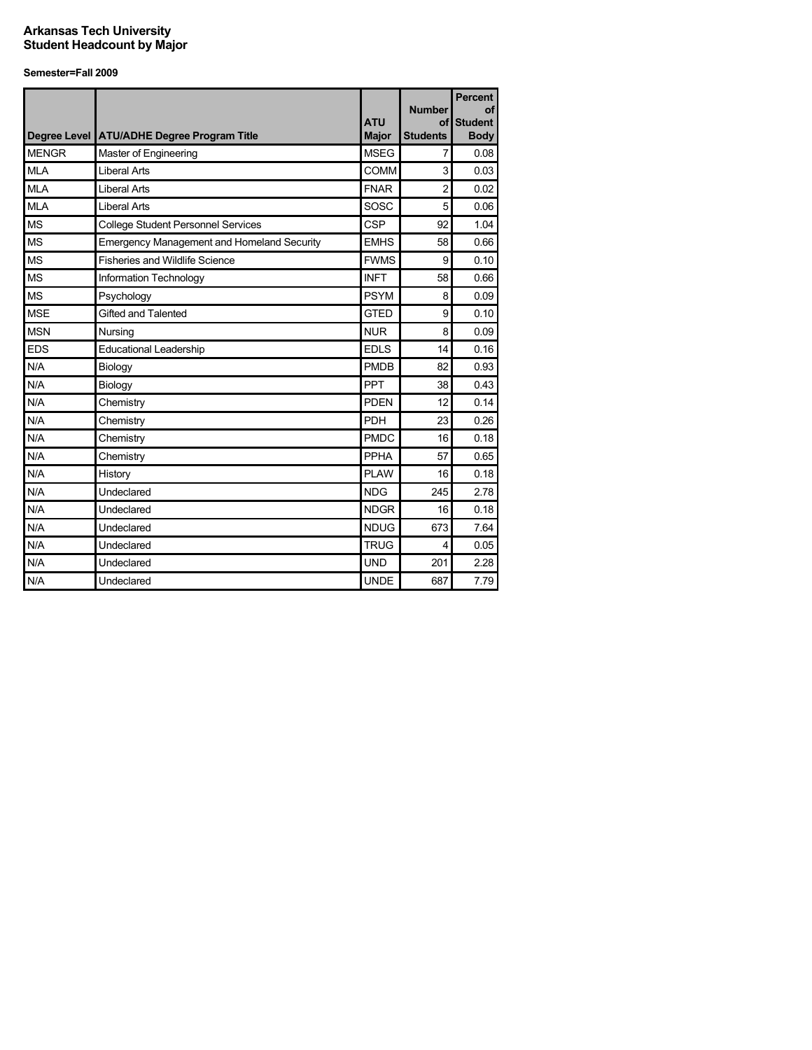**Arkansas Tech University**
**Student Headcount by Major**

**Semester=Fall 2009**

| Degree Level | ATU/ADHE Degree Program Title | ATU Major | Number of Students | Percent of Student Body |
|---|---|---|---|---|
| MENGR | Master of Engineering | MSEG | 7 | 0.08 |
| MLA | Liberal Arts | COMM | 3 | 0.03 |
| MLA | Liberal Arts | FNAR | 2 | 0.02 |
| MLA | Liberal Arts | SOSC | 5 | 0.06 |
| MS | College Student Personnel Services | CSP | 92 | 1.04 |
| MS | Emergency Management and Homeland Security | EMHS | 58 | 0.66 |
| MS | Fisheries and Wildlife Science | FWMS | 9 | 0.10 |
| MS | Information Technology | INFT | 58 | 0.66 |
| MS | Psychology | PSYM | 8 | 0.09 |
| MSE | Gifted and Talented | GTED | 9 | 0.10 |
| MSN | Nursing | NUR | 8 | 0.09 |
| EDS | Educational Leadership | EDLS | 14 | 0.16 |
| N/A | Biology | PMDB | 82 | 0.93 |
| N/A | Biology | PPT | 38 | 0.43 |
| N/A | Chemistry | PDEN | 12 | 0.14 |
| N/A | Chemistry | PDH | 23 | 0.26 |
| N/A | Chemistry | PMDC | 16 | 0.18 |
| N/A | Chemistry | PPHA | 57 | 0.65 |
| N/A | History | PLAW | 16 | 0.18 |
| N/A | Undeclared | NDG | 245 | 2.78 |
| N/A | Undeclared | NDGR | 16 | 0.18 |
| N/A | Undeclared | NDUG | 673 | 7.64 |
| N/A | Undeclared | TRUG | 4 | 0.05 |
| N/A | Undeclared | UND | 201 | 2.28 |
| N/A | Undeclared | UNDE | 687 | 7.79 |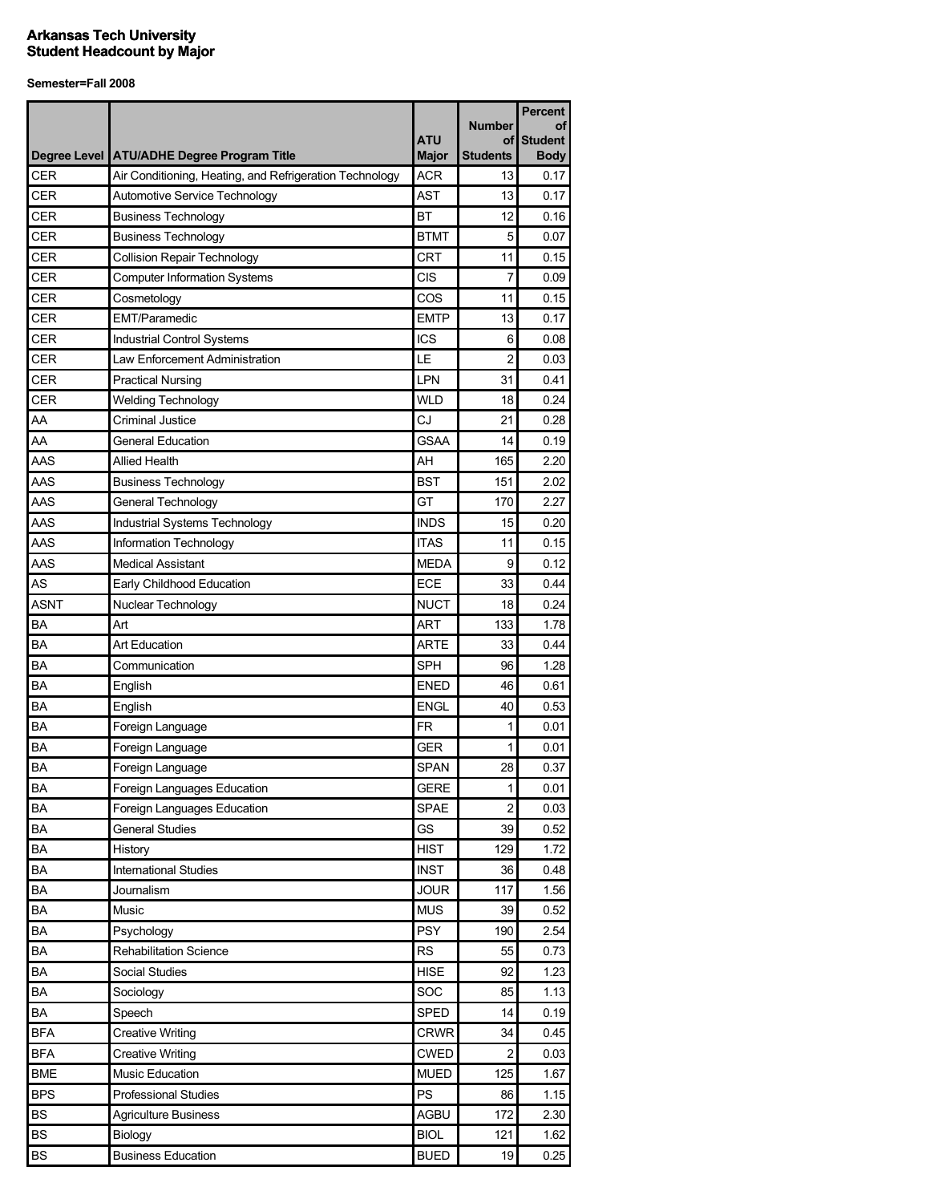**Arkansas Tech University**
**Student Headcount by Major**

**Semester=Fall 2008**

| Degree Level | ATU/ADHE Degree Program Title | ATU Major | Number of Students | Percent of Student Body |
|---|---|---|---|---|
| CER | Air Conditioning, Heating, and Refrigeration Technology | ACR | 13 | 0.17 |
| CER | Automotive Service Technology | AST | 13 | 0.17 |
| CER | Business Technology | BT | 12 | 0.16 |
| CER | Business Technology | BTMT | 5 | 0.07 |
| CER | Collision Repair Technology | CRT | 11 | 0.15 |
| CER | Computer Information Systems | CIS | 7 | 0.09 |
| CER | Cosmetology | COS | 11 | 0.15 |
| CER | EMT/Paramedic | EMTP | 13 | 0.17 |
| CER | Industrial Control Systems | ICS | 6 | 0.08 |
| CER | Law Enforcement Administration | LE | 2 | 0.03 |
| CER | Practical Nursing | LPN | 31 | 0.41 |
| CER | Welding Technology | WLD | 18 | 0.24 |
| AA | Criminal Justice | CJ | 21 | 0.28 |
| AA | General Education | GSAA | 14 | 0.19 |
| AAS | Allied Health | AH | 165 | 2.20 |
| AAS | Business Technology | BST | 151 | 2.02 |
| AAS | General Technology | GT | 170 | 2.27 |
| AAS | Industrial Systems Technology | INDS | 15 | 0.20 |
| AAS | Information Technology | ITAS | 11 | 0.15 |
| AAS | Medical Assistant | MEDA | 9 | 0.12 |
| AS | Early Childhood Education | ECE | 33 | 0.44 |
| ASNT | Nuclear Technology | NUCT | 18 | 0.24 |
| BA | Art | ART | 133 | 1.78 |
| BA | Art Education | ARTE | 33 | 0.44 |
| BA | Communication | SPH | 96 | 1.28 |
| BA | English | ENED | 46 | 0.61 |
| BA | English | ENGL | 40 | 0.53 |
| BA | Foreign Language | FR | 1 | 0.01 |
| BA | Foreign Language | GER | 1 | 0.01 |
| BA | Foreign Language | SPAN | 28 | 0.37 |
| BA | Foreign Languages Education | GERE | 1 | 0.01 |
| BA | Foreign Languages Education | SPAE | 2 | 0.03 |
| BA | General Studies | GS | 39 | 0.52 |
| BA | History | HIST | 129 | 1.72 |
| BA | International Studies | INST | 36 | 0.48 |
| BA | Journalism | JOUR | 117 | 1.56 |
| BA | Music | MUS | 39 | 0.52 |
| BA | Psychology | PSY | 190 | 2.54 |
| BA | Rehabilitation Science | RS | 55 | 0.73 |
| BA | Social Studies | HISE | 92 | 1.23 |
| BA | Sociology | SOC | 85 | 1.13 |
| BA | Speech | SPED | 14 | 0.19 |
| BFA | Creative Writing | CRWR | 34 | 0.45 |
| BFA | Creative Writing | CWED | 2 | 0.03 |
| BME | Music Education | MUED | 125 | 1.67 |
| BPS | Professional Studies | PS | 86 | 1.15 |
| BS | Agriculture Business | AGBU | 172 | 2.30 |
| BS | Biology | BIOL | 121 | 1.62 |
| BS | Business Education | BUED | 19 | 0.25 |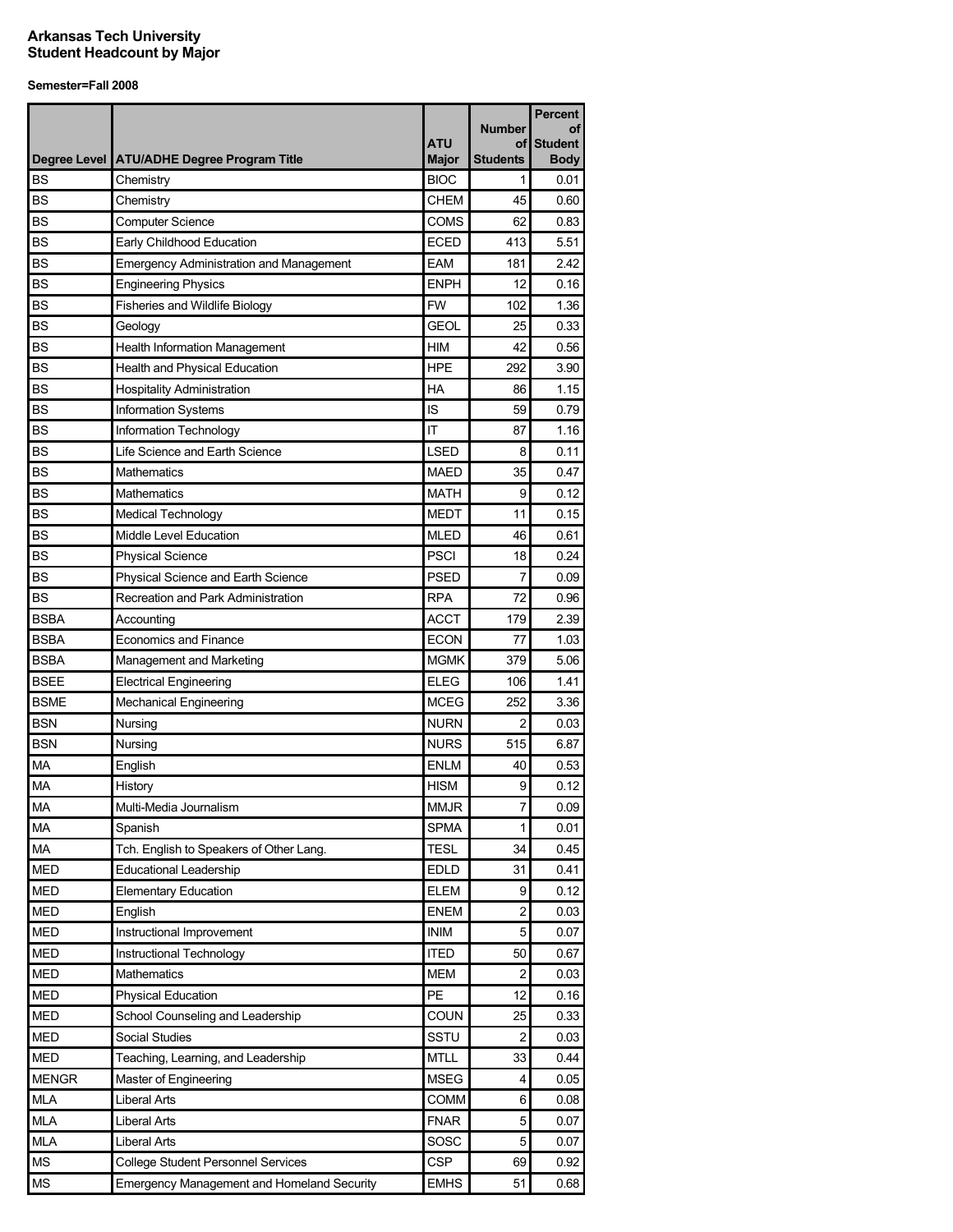**Arkansas Tech University**
**Student Headcount by Major**

**Semester=Fall 2008**

| Degree Level | ATU/ADHE Degree Program Title | ATU Major | Number of Students | Percent of Student Body |
|---|---|---|---|---|
| BS | Chemistry | BIOC | 1 | 0.01 |
| BS | Chemistry | CHEM | 45 | 0.60 |
| BS | Computer Science | COMS | 62 | 0.83 |
| BS | Early Childhood Education | ECED | 413 | 5.51 |
| BS | Emergency Administration and Management | EAM | 181 | 2.42 |
| BS | Engineering Physics | ENPH | 12 | 0.16 |
| BS | Fisheries and Wildlife Biology | FW | 102 | 1.36 |
| BS | Geology | GEOL | 25 | 0.33 |
| BS | Health Information Management | HIM | 42 | 0.56 |
| BS | Health and Physical Education | HPE | 292 | 3.90 |
| BS | Hospitality Administration | HA | 86 | 1.15 |
| BS | Information Systems | IS | 59 | 0.79 |
| BS | Information Technology | IT | 87 | 1.16 |
| BS | Life Science and Earth Science | LSED | 8 | 0.11 |
| BS | Mathematics | MAED | 35 | 0.47 |
| BS | Mathematics | MATH | 9 | 0.12 |
| BS | Medical Technology | MEDT | 11 | 0.15 |
| BS | Middle Level Education | MLED | 46 | 0.61 |
| BS | Physical Science | PSCI | 18 | 0.24 |
| BS | Physical Science and Earth Science | PSED | 7 | 0.09 |
| BS | Recreation and Park Administration | RPA | 72 | 0.96 |
| BSBA | Accounting | ACCT | 179 | 2.39 |
| BSBA | Economics and Finance | ECON | 77 | 1.03 |
| BSBA | Management and Marketing | MGMK | 379 | 5.06 |
| BSEE | Electrical Engineering | ELEG | 106 | 1.41 |
| BSME | Mechanical Engineering | MCEG | 252 | 3.36 |
| BSN | Nursing | NURN | 2 | 0.03 |
| BSN | Nursing | NURS | 515 | 6.87 |
| MA | English | ENLM | 40 | 0.53 |
| MA | History | HISM | 9 | 0.12 |
| MA | Multi-Media Journalism | MMJR | 7 | 0.09 |
| MA | Spanish | SPMA | 1 | 0.01 |
| MA | Tch. English to Speakers of Other Lang. | TESL | 34 | 0.45 |
| MED | Educational Leadership | EDLD | 31 | 0.41 |
| MED | Elementary Education | ELEM | 9 | 0.12 |
| MED | English | ENEM | 2 | 0.03 |
| MED | Instructional Improvement | INIM | 5 | 0.07 |
| MED | Instructional Technology | ITED | 50 | 0.67 |
| MED | Mathematics | MEM | 2 | 0.03 |
| MED | Physical Education | PE | 12 | 0.16 |
| MED | School Counseling and Leadership | COUN | 25 | 0.33 |
| MED | Social Studies | SSTU | 2 | 0.03 |
| MED | Teaching, Learning, and Leadership | MTLL | 33 | 0.44 |
| MENGR | Master of Engineering | MSEG | 4 | 0.05 |
| MLA | Liberal Arts | COMM | 6 | 0.08 |
| MLA | Liberal Arts | FNAR | 5 | 0.07 |
| MLA | Liberal Arts | SOSC | 5 | 0.07 |
| MS | College Student Personnel Services | CSP | 69 | 0.92 |
| MS | Emergency Management and Homeland Security | EMHS | 51 | 0.68 |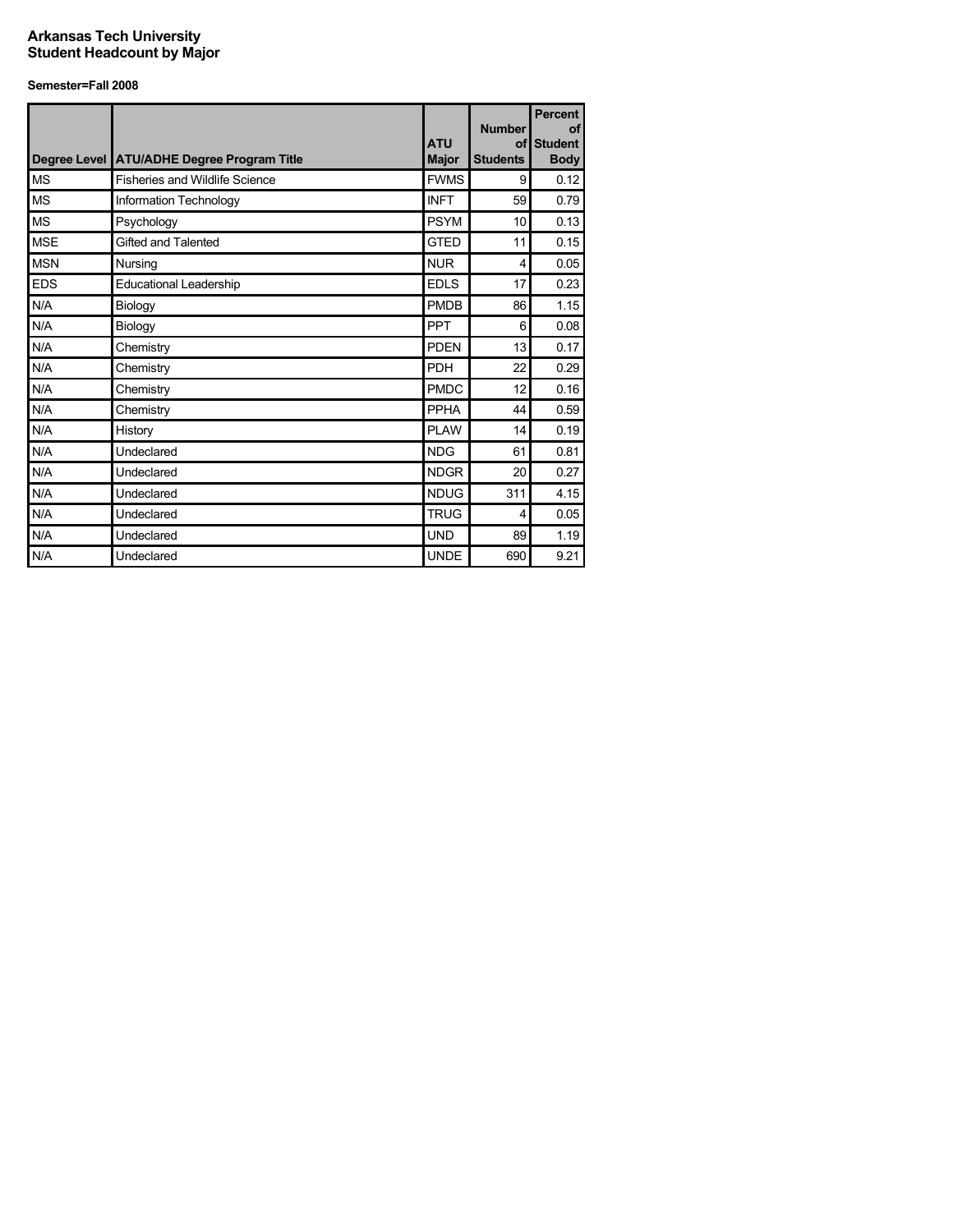**Arkansas Tech University**
**Student Headcount by Major**

**Semester=Fall 2008**

| Degree Level | ATU/ADHE Degree Program Title | ATU Major | Number of Students | Percent of Student Body |
|---|---|---|---|---|
| MS | Fisheries and Wildlife Science | FWMS | 9 | 0.12 |
| MS | Information Technology | INFT | 59 | 0.79 |
| MS | Psychology | PSYM | 10 | 0.13 |
| MSE | Gifted and Talented | GTED | 11 | 0.15 |
| MSN | Nursing | NUR | 4 | 0.05 |
| EDS | Educational Leadership | EDLS | 17 | 0.23 |
| N/A | Biology | PMDB | 86 | 1.15 |
| N/A | Biology | PPT | 6 | 0.08 |
| N/A | Chemistry | PDEN | 13 | 0.17 |
| N/A | Chemistry | PDH | 22 | 0.29 |
| N/A | Chemistry | PMDC | 12 | 0.16 |
| N/A | Chemistry | PPHA | 44 | 0.59 |
| N/A | History | PLAW | 14 | 0.19 |
| N/A | Undeclared | NDG | 61 | 0.81 |
| N/A | Undeclared | NDGR | 20 | 0.27 |
| N/A | Undeclared | NDUG | 311 | 4.15 |
| N/A | Undeclared | TRUG | 4 | 0.05 |
| N/A | Undeclared | UND | 89 | 1.19 |
| N/A | Undeclared | UNDE | 690 | 9.21 |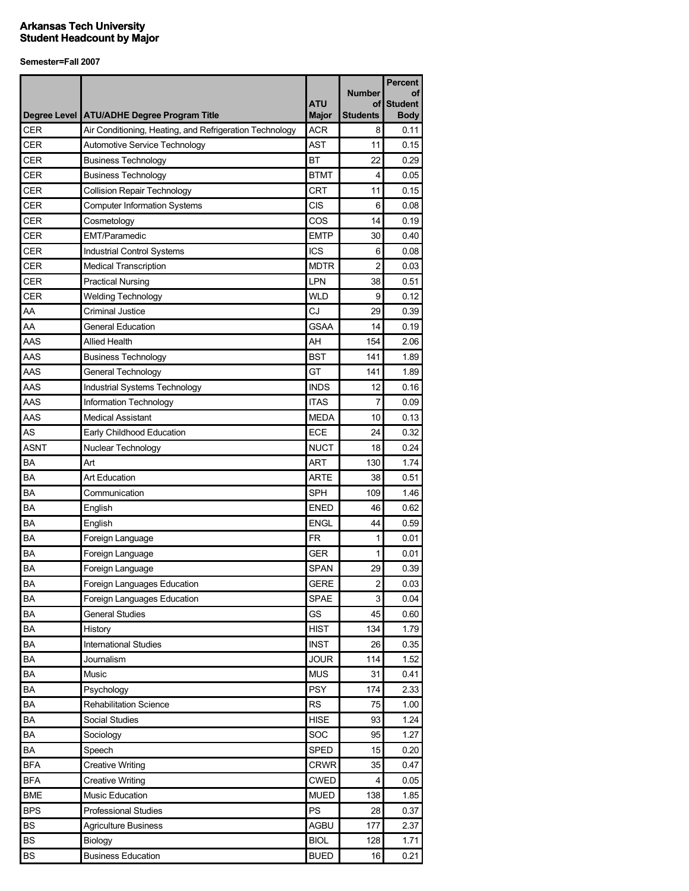**Arkansas Tech University**
**Student Headcount by Major**

**Semester=Fall 2007**

| Degree Level | ATU/ADHE Degree Program Title | ATU Major | Number of Students | Percent of Student Body |
|---|---|---|---|---|
| CER | Air Conditioning, Heating, and Refrigeration Technology | ACR | 8 | 0.11 |
| CER | Automotive Service Technology | AST | 11 | 0.15 |
| CER | Business Technology | BT | 22 | 0.29 |
| CER | Business Technology | BTMT | 4 | 0.05 |
| CER | Collision Repair Technology | CRT | 11 | 0.15 |
| CER | Computer Information Systems | CIS | 6 | 0.08 |
| CER | Cosmetology | COS | 14 | 0.19 |
| CER | EMT/Paramedic | EMTP | 30 | 0.40 |
| CER | Industrial Control Systems | ICS | 6 | 0.08 |
| CER | Medical Transcription | MDTR | 2 | 0.03 |
| CER | Practical Nursing | LPN | 38 | 0.51 |
| CER | Welding Technology | WLD | 9 | 0.12 |
| AA | Criminal Justice | CJ | 29 | 0.39 |
| AA | General Education | GSAA | 14 | 0.19 |
| AAS | Allied Health | AH | 154 | 2.06 |
| AAS | Business Technology | BST | 141 | 1.89 |
| AAS | General Technology | GT | 141 | 1.89 |
| AAS | Industrial Systems Technology | INDS | 12 | 0.16 |
| AAS | Information Technology | ITAS | 7 | 0.09 |
| AAS | Medical Assistant | MEDA | 10 | 0.13 |
| AS | Early Childhood Education | ECE | 24 | 0.32 |
| ASNT | Nuclear Technology | NUCT | 18 | 0.24 |
| BA | Art | ART | 130 | 1.74 |
| BA | Art Education | ARTE | 38 | 0.51 |
| BA | Communication | SPH | 109 | 1.46 |
| BA | English | ENED | 46 | 0.62 |
| BA | English | ENGL | 44 | 0.59 |
| BA | Foreign Language | FR | 1 | 0.01 |
| BA | Foreign Language | GER | 1 | 0.01 |
| BA | Foreign Language | SPAN | 29 | 0.39 |
| BA | Foreign Languages Education | GERE | 2 | 0.03 |
| BA | Foreign Languages Education | SPAE | 3 | 0.04 |
| BA | General Studies | GS | 45 | 0.60 |
| BA | History | HIST | 134 | 1.79 |
| BA | International Studies | INST | 26 | 0.35 |
| BA | Journalism | JOUR | 114 | 1.52 |
| BA | Music | MUS | 31 | 0.41 |
| BA | Psychology | PSY | 174 | 2.33 |
| BA | Rehabilitation Science | RS | 75 | 1.00 |
| BA | Social Studies | HISE | 93 | 1.24 |
| BA | Sociology | SOC | 95 | 1.27 |
| BA | Speech | SPED | 15 | 0.20 |
| BFA | Creative Writing | CRWR | 35 | 0.47 |
| BFA | Creative Writing | CWED | 4 | 0.05 |
| BME | Music Education | MUED | 138 | 1.85 |
| BPS | Professional Studies | PS | 28 | 0.37 |
| BS | Agriculture Business | AGBU | 177 | 2.37 |
| BS | Biology | BIOL | 128 | 1.71 |
| BS | Business Education | BUED | 16 | 0.21 |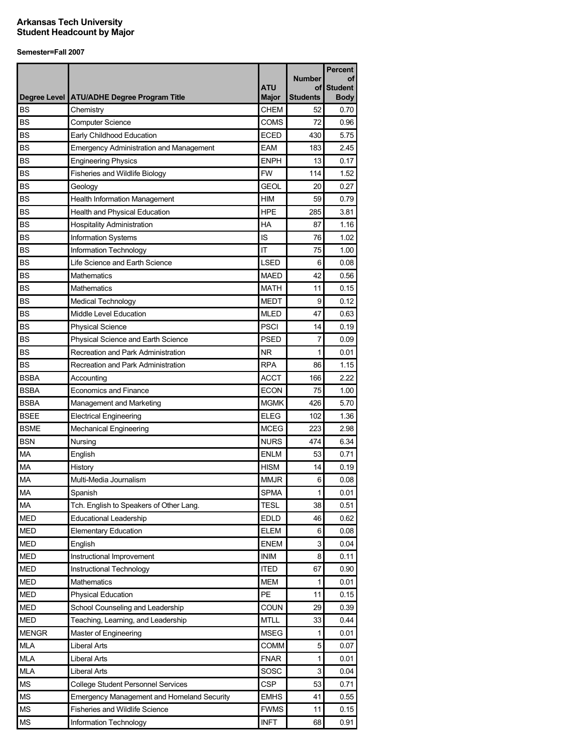**Arkansas Tech University**
**Student Headcount by Major**

**Semester=Fall 2007**

| Degree Level | ATU/ADHE Degree Program Title | ATU Major | Number of Students | Percent of Student Body |
|---|---|---|---|---|
| BS | Chemistry | CHEM | 52 | 0.70 |
| BS | Computer Science | COMS | 72 | 0.96 |
| BS | Early Childhood Education | ECED | 430 | 5.75 |
| BS | Emergency Administration and Management | EAM | 183 | 2.45 |
| BS | Engineering Physics | ENPH | 13 | 0.17 |
| BS | Fisheries and Wildlife Biology | FW | 114 | 1.52 |
| BS | Geology | GEOL | 20 | 0.27 |
| BS | Health Information Management | HIM | 59 | 0.79 |
| BS | Health and Physical Education | HPE | 285 | 3.81 |
| BS | Hospitality Administration | HA | 87 | 1.16 |
| BS | Information Systems | IS | 76 | 1.02 |
| BS | Information Technology | IT | 75 | 1.00 |
| BS | Life Science and Earth Science | LSED | 6 | 0.08 |
| BS | Mathematics | MAED | 42 | 0.56 |
| BS | Mathematics | MATH | 11 | 0.15 |
| BS | Medical Technology | MEDT | 9 | 0.12 |
| BS | Middle Level Education | MLED | 47 | 0.63 |
| BS | Physical Science | PSCI | 14 | 0.19 |
| BS | Physical Science and Earth Science | PSED | 7 | 0.09 |
| BS | Recreation and Park Administration | NR | 1 | 0.01 |
| BS | Recreation and Park Administration | RPA | 86 | 1.15 |
| BSBA | Accounting | ACCT | 166 | 2.22 |
| BSBA | Economics and Finance | ECON | 75 | 1.00 |
| BSBA | Management and Marketing | MGMK | 426 | 5.70 |
| BSEE | Electrical Engineering | ELEG | 102 | 1.36 |
| BSME | Mechanical Engineering | MCEG | 223 | 2.98 |
| BSN | Nursing | NURS | 474 | 6.34 |
| MA | English | ENLM | 53 | 0.71 |
| MA | History | HISM | 14 | 0.19 |
| MA | Multi-Media Journalism | MMJR | 6 | 0.08 |
| MA | Spanish | SPMA | 1 | 0.01 |
| MA | Tch. English to Speakers of Other Lang. | TESL | 38 | 0.51 |
| MED | Educational Leadership | EDLD | 46 | 0.62 |
| MED | Elementary Education | ELEM | 6 | 0.08 |
| MED | English | ENEM | 3 | 0.04 |
| MED | Instructional Improvement | INIM | 8 | 0.11 |
| MED | Instructional Technology | ITED | 67 | 0.90 |
| MED | Mathematics | MEM | 1 | 0.01 |
| MED | Physical Education | PE | 11 | 0.15 |
| MED | School Counseling and Leadership | COUN | 29 | 0.39 |
| MED | Teaching, Learning, and Leadership | MTLL | 33 | 0.44 |
| MENGR | Master of Engineering | MSEG | 1 | 0.01 |
| MLA | Liberal Arts | COMM | 5 | 0.07 |
| MLA | Liberal Arts | FNAR | 1 | 0.01 |
| MLA | Liberal Arts | SOSC | 3 | 0.04 |
| MS | College Student Personnel Services | CSP | 53 | 0.71 |
| MS | Emergency Management and Homeland Security | EMHS | 41 | 0.55 |
| MS | Fisheries and Wildlife Science | FWMS | 11 | 0.15 |
| MS | Information Technology | INFT | 68 | 0.91 |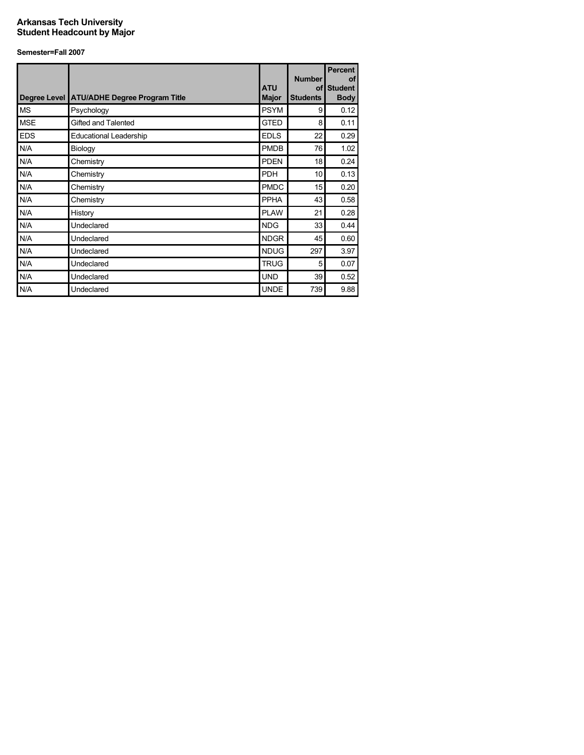# Arkansas Tech University
## Student Headcount by Major

**Semester=Fall 2007**

| Degree Level | ATU/ADHE Degree Program Title | ATU Major | Number of Students | Percent of Student Body |
|---|---|---|---|---|
| MS | Psychology | PSYM | 9 | 0.12 |
| MSE | Gifted and Talented | GTED | 8 | 0.11 |
| EDS | Educational Leadership | EDLS | 22 | 0.29 |
| N/A | Biology | PMDB | 76 | 1.02 |
| N/A | Chemistry | PDEN | 18 | 0.24 |
| N/A | Chemistry | PDH | 10 | 0.13 |
| N/A | Chemistry | PMDC | 15 | 0.20 |
| N/A | Chemistry | PPHA | 43 | 0.58 |
| N/A | History | PLAW | 21 | 0.28 |
| N/A | Undeclared | NDG | 33 | 0.44 |
| N/A | Undeclared | NDGR | 45 | 0.60 |
| N/A | Undeclared | NDUG | 297 | 3.97 |
| N/A | Undeclared | TRUG | 5 | 0.07 |
| N/A | Undeclared | UND | 39 | 0.52 |
| N/A | Undeclared | UNDE | 739 | 9.88 |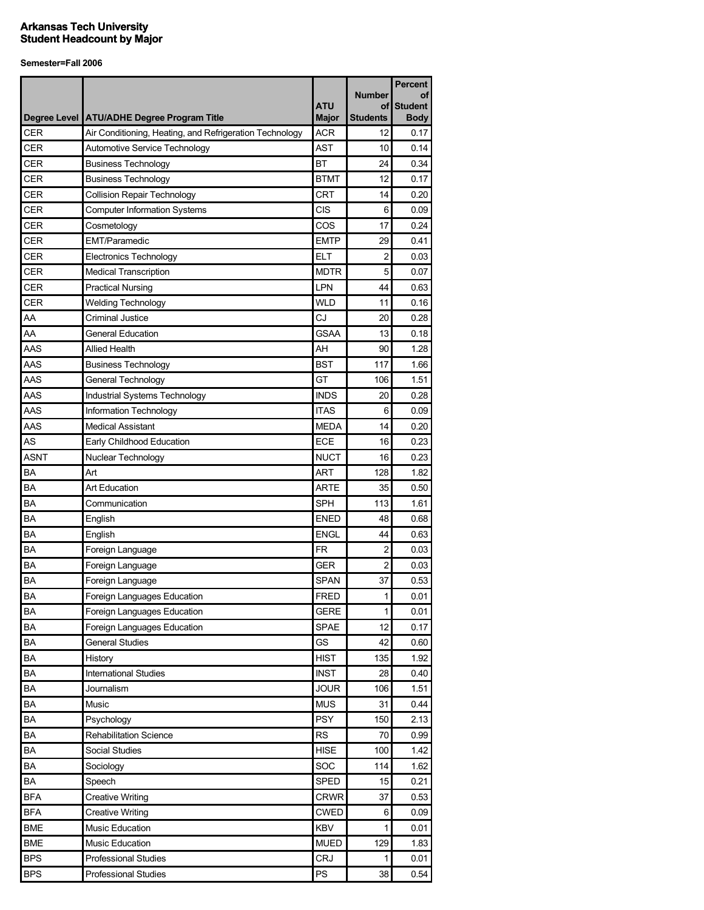**Arkansas Tech University**
**Student Headcount by Major**

**Semester=Fall 2006**

| Degree Level | ATU/ADHE Degree Program Title | ATU Major | Number of Students | Percent of Student Body |
|---|---|---|---|---|
| CER | Air Conditioning, Heating, and Refrigeration Technology | ACR | 12 | 0.17 |
| CER | Automotive Service Technology | AST | 10 | 0.14 |
| CER | Business Technology | BT | 24 | 0.34 |
| CER | Business Technology | BTMT | 12 | 0.17 |
| CER | Collision Repair Technology | CRT | 14 | 0.20 |
| CER | Computer Information Systems | CIS | 6 | 0.09 |
| CER | Cosmetology | COS | 17 | 0.24 |
| CER | EMT/Paramedic | EMTP | 29 | 0.41 |
| CER | Electronics Technology | ELT | 2 | 0.03 |
| CER | Medical Transcription | MDTR | 5 | 0.07 |
| CER | Practical Nursing | LPN | 44 | 0.63 |
| CER | Welding Technology | WLD | 11 | 0.16 |
| AA | Criminal Justice | CJ | 20 | 0.28 |
| AA | General Education | GSAA | 13 | 0.18 |
| AAS | Allied Health | AH | 90 | 1.28 |
| AAS | Business Technology | BST | 117 | 1.66 |
| AAS | General Technology | GT | 106 | 1.51 |
| AAS | Industrial Systems Technology | INDS | 20 | 0.28 |
| AAS | Information Technology | ITAS | 6 | 0.09 |
| AAS | Medical Assistant | MEDA | 14 | 0.20 |
| AS | Early Childhood Education | ECE | 16 | 0.23 |
| ASNT | Nuclear Technology | NUCT | 16 | 0.23 |
| BA | Art | ART | 128 | 1.82 |
| BA | Art Education | ARTE | 35 | 0.50 |
| BA | Communication | SPH | 113 | 1.61 |
| BA | English | ENED | 48 | 0.68 |
| BA | English | ENGL | 44 | 0.63 |
| BA | Foreign Language | FR | 2 | 0.03 |
| BA | Foreign Language | GER | 2 | 0.03 |
| BA | Foreign Language | SPAN | 37 | 0.53 |
| BA | Foreign Languages Education | FRED | 1 | 0.01 |
| BA | Foreign Languages Education | GERE | 1 | 0.01 |
| BA | Foreign Languages Education | SPAE | 12 | 0.17 |
| BA | General Studies | GS | 42 | 0.60 |
| BA | History | HIST | 135 | 1.92 |
| BA | International Studies | INST | 28 | 0.40 |
| BA | Journalism | JOUR | 106 | 1.51 |
| BA | Music | MUS | 31 | 0.44 |
| BA | Psychology | PSY | 150 | 2.13 |
| BA | Rehabilitation Science | RS | 70 | 0.99 |
| BA | Social Studies | HISE | 100 | 1.42 |
| BA | Sociology | SOC | 114 | 1.62 |
| BA | Speech | SPED | 15 | 0.21 |
| BFA | Creative Writing | CRWR | 37 | 0.53 |
| BFA | Creative Writing | CWED | 6 | 0.09 |
| BME | Music Education | KBV | 1 | 0.01 |
| BME | Music Education | MUED | 129 | 1.83 |
| BPS | Professional Studies | CRJ | 1 | 0.01 |
| BPS | Professional Studies | PS | 38 | 0.54 |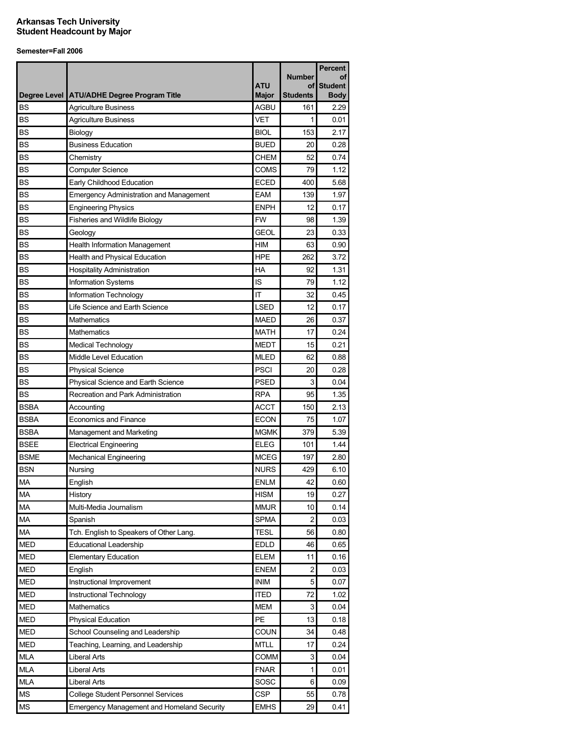**Arkansas Tech University**
**Student Headcount by Major**

**Semester=Fall 2006**

| Degree Level | ATU/ADHE Degree Program Title | ATU Major | Number of Students | Percent of Student Body |
|---|---|---|---|---|
| BS | Agriculture Business | AGBU | 161 | 2.29 |
| BS | Agriculture Business | VET | 1 | 0.01 |
| BS | Biology | BIOL | 153 | 2.17 |
| BS | Business Education | BUED | 20 | 0.28 |
| BS | Chemistry | CHEM | 52 | 0.74 |
| BS | Computer Science | COMS | 79 | 1.12 |
| BS | Early Childhood Education | ECED | 400 | 5.68 |
| BS | Emergency Administration and Management | EAM | 139 | 1.97 |
| BS | Engineering Physics | ENPH | 12 | 0.17 |
| BS | Fisheries and Wildlife Biology | FW | 98 | 1.39 |
| BS | Geology | GEOL | 23 | 0.33 |
| BS | Health Information Management | HIM | 63 | 0.90 |
| BS | Health and Physical Education | HPE | 262 | 3.72 |
| BS | Hospitality Administration | HA | 92 | 1.31 |
| BS | Information Systems | IS | 79 | 1.12 |
| BS | Information Technology | IT | 32 | 0.45 |
| BS | Life Science and Earth Science | LSED | 12 | 0.17 |
| BS | Mathematics | MAED | 26 | 0.37 |
| BS | Mathematics | MATH | 17 | 0.24 |
| BS | Medical Technology | MEDT | 15 | 0.21 |
| BS | Middle Level Education | MLED | 62 | 0.88 |
| BS | Physical Science | PSCI | 20 | 0.28 |
| BS | Physical Science and Earth Science | PSED | 3 | 0.04 |
| BS | Recreation and Park Administration | RPA | 95 | 1.35 |
| BSBA | Accounting | ACCT | 150 | 2.13 |
| BSBA | Economics and Finance | ECON | 75 | 1.07 |
| BSBA | Management and Marketing | MGMK | 379 | 5.39 |
| BSEE | Electrical Engineering | ELEG | 101 | 1.44 |
| BSME | Mechanical Engineering | MCEG | 197 | 2.80 |
| BSN | Nursing | NURS | 429 | 6.10 |
| MA | English | ENLM | 42 | 0.60 |
| MA | History | HISM | 19 | 0.27 |
| MA | Multi-Media Journalism | MMJR | 10 | 0.14 |
| MA | Spanish | SPMA | 2 | 0.03 |
| MA | Tch. English to Speakers of Other Lang. | TESL | 56 | 0.80 |
| MED | Educational Leadership | EDLD | 46 | 0.65 |
| MED | Elementary Education | ELEM | 11 | 0.16 |
| MED | English | ENEM | 2 | 0.03 |
| MED | Instructional Improvement | INIM | 5 | 0.07 |
| MED | Instructional Technology | ITED | 72 | 1.02 |
| MED | Mathematics | MEM | 3 | 0.04 |
| MED | Physical Education | PE | 13 | 0.18 |
| MED | School Counseling and Leadership | COUN | 34 | 0.48 |
| MED | Teaching, Learning, and Leadership | MTLL | 17 | 0.24 |
| MLA | Liberal Arts | COMM | 3 | 0.04 |
| MLA | Liberal Arts | FNAR | 1 | 0.01 |
| MLA | Liberal Arts | SOSC | 6 | 0.09 |
| MS | College Student Personnel Services | CSP | 55 | 0.78 |
| MS | Emergency Management and Homeland Security | EMHS | 29 | 0.41 |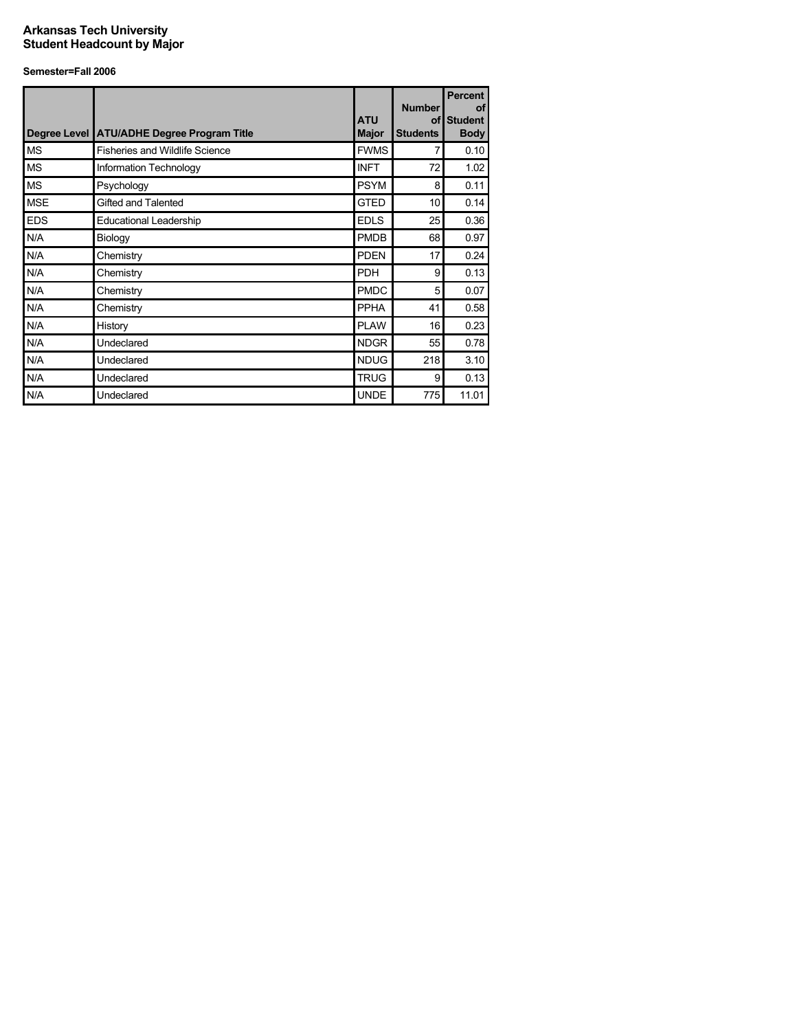**Arkansas Tech University**
**Student Headcount by Major**

**Semester=Fall 2006**

| Degree Level | ATU/ADHE Degree Program Title | ATU Major | Number of Students | Percent of Student Body |
|---|---|---|---|---|
| MS | Fisheries and Wildlife Science | FWMS | 7 | 0.10 |
| MS | Information Technology | INFT | 72 | 1.02 |
| MS | Psychology | PSYM | 8 | 0.11 |
| MSE | Gifted and Talented | GTED | 10 | 0.14 |
| EDS | Educational Leadership | EDLS | 25 | 0.36 |
| N/A | Biology | PMDB | 68 | 0.97 |
| N/A | Chemistry | PDEN | 17 | 0.24 |
| N/A | Chemistry | PDH | 9 | 0.13 |
| N/A | Chemistry | PMDC | 5 | 0.07 |
| N/A | Chemistry | PPHA | 41 | 0.58 |
| N/A | History | PLAW | 16 | 0.23 |
| N/A | Undeclared | NDGR | 55 | 0.78 |
| N/A | Undeclared | NDUG | 218 | 3.10 |
| N/A | Undeclared | TRUG | 9 | 0.13 |
| N/A | Undeclared | UNDE | 775 | 11.01 |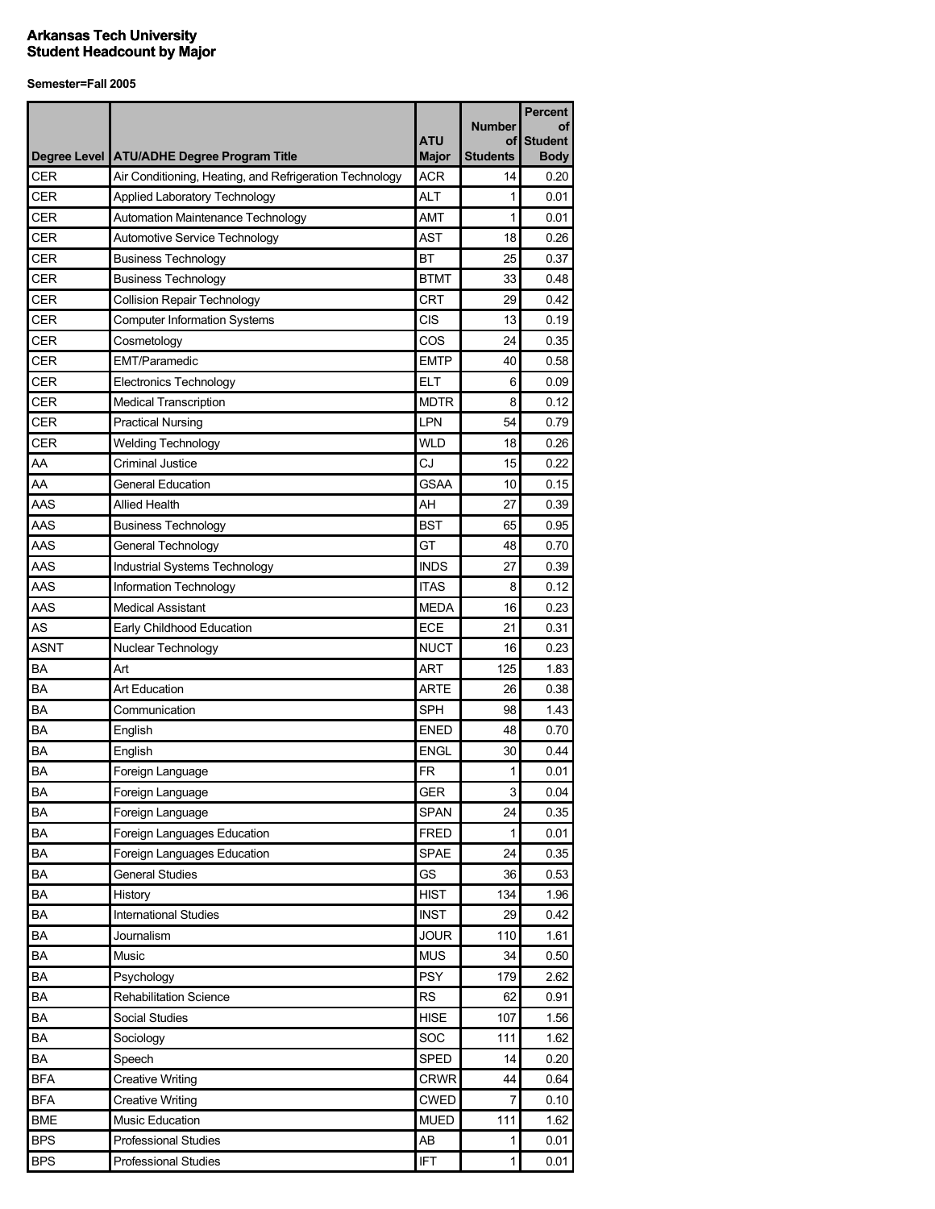**Arkansas Tech University**
**Student Headcount by Major**

**Semester=Fall 2005**

| Degree Level | ATU/ADHE Degree Program Title | ATU Major | Number of Students | Percent of Student Body |
|---|---|---|---|---|
| CER | Air Conditioning, Heating, and Refrigeration Technology | ACR | 14 | 0.20 |
| CER | Applied Laboratory Technology | ALT | 1 | 0.01 |
| CER | Automation Maintenance Technology | AMT | 1 | 0.01 |
| CER | Automotive Service Technology | AST | 18 | 0.26 |
| CER | Business Technology | BT | 25 | 0.37 |
| CER | Business Technology | BTMT | 33 | 0.48 |
| CER | Collision Repair Technology | CRT | 29 | 0.42 |
| CER | Computer Information Systems | CIS | 13 | 0.19 |
| CER | Cosmetology | COS | 24 | 0.35 |
| CER | EMT/Paramedic | EMTP | 40 | 0.58 |
| CER | Electronics Technology | ELT | 6 | 0.09 |
| CER | Medical Transcription | MDTR | 8 | 0.12 |
| CER | Practical Nursing | LPN | 54 | 0.79 |
| CER | Welding Technology | WLD | 18 | 0.26 |
| AA | Criminal Justice | CJ | 15 | 0.22 |
| AA | General Education | GSAA | 10 | 0.15 |
| AAS | Allied Health | AH | 27 | 0.39 |
| AAS | Business Technology | BST | 65 | 0.95 |
| AAS | General Technology | GT | 48 | 0.70 |
| AAS | Industrial Systems Technology | INDS | 27 | 0.39 |
| AAS | Information Technology | ITAS | 8 | 0.12 |
| AAS | Medical Assistant | MEDA | 16 | 0.23 |
| AS | Early Childhood Education | ECE | 21 | 0.31 |
| ASNT | Nuclear Technology | NUCT | 16 | 0.23 |
| BA | Art | ART | 125 | 1.83 |
| BA | Art Education | ARTE | 26 | 0.38 |
| BA | Communication | SPH | 98 | 1.43 |
| BA | English | ENED | 48 | 0.70 |
| BA | English | ENGL | 30 | 0.44 |
| BA | Foreign Language | FR | 1 | 0.01 |
| BA | Foreign Language | GER | 3 | 0.04 |
| BA | Foreign Language | SPAN | 24 | 0.35 |
| BA | Foreign Languages Education | FRED | 1 | 0.01 |
| BA | Foreign Languages Education | SPAE | 24 | 0.35 |
| BA | General Studies | GS | 36 | 0.53 |
| BA | History | HIST | 134 | 1.96 |
| BA | International Studies | INST | 29 | 0.42 |
| BA | Journalism | JOUR | 110 | 1.61 |
| BA | Music | MUS | 34 | 0.50 |
| BA | Psychology | PSY | 179 | 2.62 |
| BA | Rehabilitation Science | RS | 62 | 0.91 |
| BA | Social Studies | HISE | 107 | 1.56 |
| BA | Sociology | SOC | 111 | 1.62 |
| BA | Speech | SPED | 14 | 0.20 |
| BFA | Creative Writing | CRWR | 44 | 0.64 |
| BFA | Creative Writing | CWED | 7 | 0.10 |
| BME | Music Education | MUED | 111 | 1.62 |
| BPS | Professional Studies | AB | 1 | 0.01 |
| BPS | Professional Studies | IFT | 1 | 0.01 |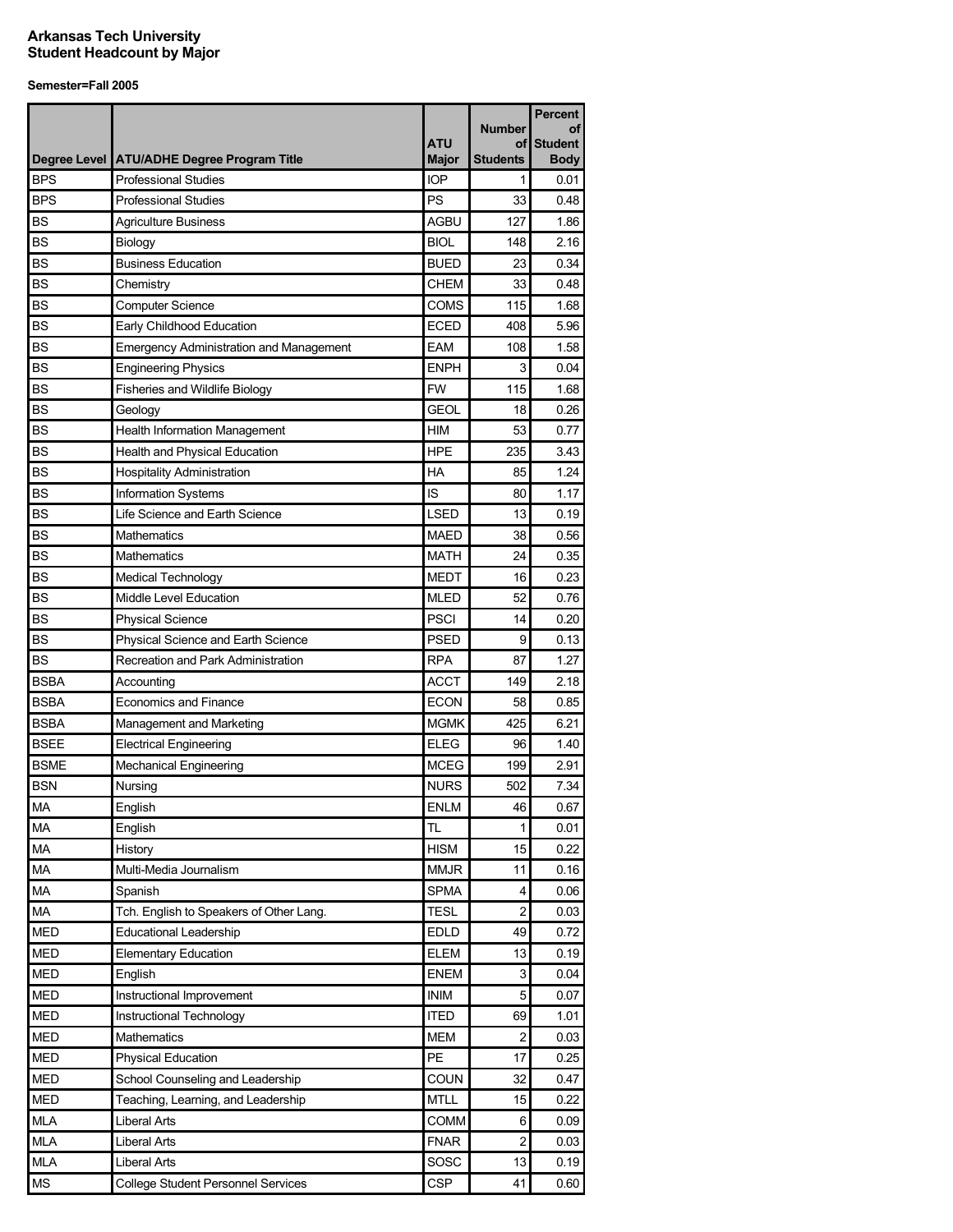**Arkansas Tech University**
**Student Headcount by Major**

**Semester=Fall 2005**

| Degree Level | ATU/ADHE Degree Program Title | ATU Major | Number of Students | Percent of Student Body |
|---|---|---|---|---|
| BPS | Professional Studies | IOP | 1 | 0.01 |
| BPS | Professional Studies | PS | 33 | 0.48 |
| BS | Agriculture Business | AGBU | 127 | 1.86 |
| BS | Biology | BIOL | 148 | 2.16 |
| BS | Business Education | BUED | 23 | 0.34 |
| BS | Chemistry | CHEM | 33 | 0.48 |
| BS | Computer Science | COMS | 115 | 1.68 |
| BS | Early Childhood Education | ECED | 408 | 5.96 |
| BS | Emergency Administration and Management | EAM | 108 | 1.58 |
| BS | Engineering Physics | ENPH | 3 | 0.04 |
| BS | Fisheries and Wildlife Biology | FW | 115 | 1.68 |
| BS | Geology | GEOL | 18 | 0.26 |
| BS | Health Information Management | HIM | 53 | 0.77 |
| BS | Health and Physical Education | HPE | 235 | 3.43 |
| BS | Hospitality Administration | HA | 85 | 1.24 |
| BS | Information Systems | IS | 80 | 1.17 |
| BS | Life Science and Earth Science | LSED | 13 | 0.19 |
| BS | Mathematics | MAED | 38 | 0.56 |
| BS | Mathematics | MATH | 24 | 0.35 |
| BS | Medical Technology | MEDT | 16 | 0.23 |
| BS | Middle Level Education | MLED | 52 | 0.76 |
| BS | Physical Science | PSCI | 14 | 0.20 |
| BS | Physical Science and Earth Science | PSED | 9 | 0.13 |
| BS | Recreation and Park Administration | RPA | 87 | 1.27 |
| BSBA | Accounting | ACCT | 149 | 2.18 |
| BSBA | Economics and Finance | ECON | 58 | 0.85 |
| BSBA | Management and Marketing | MGMK | 425 | 6.21 |
| BSEE | Electrical Engineering | ELEG | 96 | 1.40 |
| BSME | Mechanical Engineering | MCEG | 199 | 2.91 |
| BSN | Nursing | NURS | 502 | 7.34 |
| MA | English | ENLM | 46 | 0.67 |
| MA | English | TL | 1 | 0.01 |
| MA | History | HISM | 15 | 0.22 |
| MA | Multi-Media Journalism | MMJR | 11 | 0.16 |
| MA | Spanish | SPMA | 4 | 0.06 |
| MA | Tch. English to Speakers of Other Lang. | TESL | 2 | 0.03 |
| MED | Educational Leadership | EDLD | 49 | 0.72 |
| MED | Elementary Education | ELEM | 13 | 0.19 |
| MED | English | ENEM | 3 | 0.04 |
| MED | Instructional Improvement | INIM | 5 | 0.07 |
| MED | Instructional Technology | ITED | 69 | 1.01 |
| MED | Mathematics | MEM | 2 | 0.03 |
| MED | Physical Education | PE | 17 | 0.25 |
| MED | School Counseling and Leadership | COUN | 32 | 0.47 |
| MED | Teaching, Learning, and Leadership | MTLL | 15 | 0.22 |
| MLA | Liberal Arts | COMM | 6 | 0.09 |
| MLA | Liberal Arts | FNAR | 2 | 0.03 |
| MLA | Liberal Arts | SOSC | 13 | 0.19 |
| MS | College Student Personnel Services | CSP | 41 | 0.60 |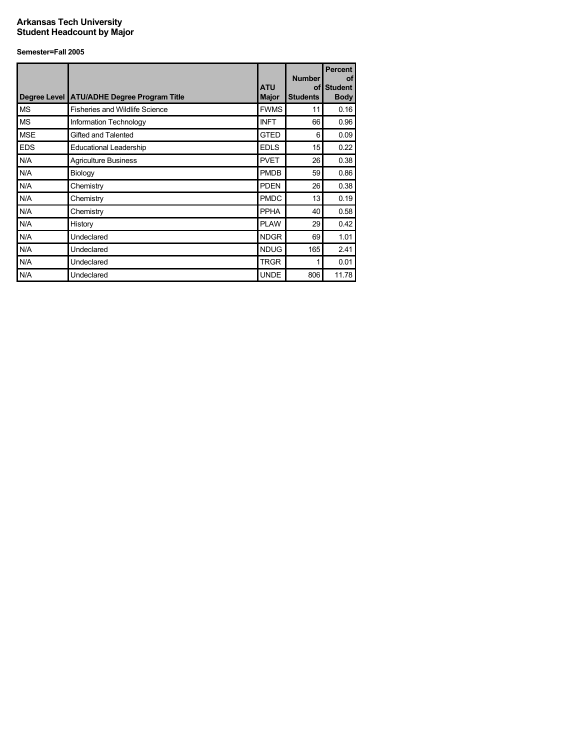**Arkansas Tech University**
**Student Headcount by Major**

**Semester=Fall 2005**

| Degree Level | ATU/ADHE Degree Program Title | ATU Major | Number of Students | Percent of Student Body |
|---|---|---|---|---|
| MS | Fisheries and Wildlife Science | FWMS | 11 | 0.16 |
| MS | Information Technology | INFT | 66 | 0.96 |
| MSE | Gifted and Talented | GTED | 6 | 0.09 |
| EDS | Educational Leadership | EDLS | 15 | 0.22 |
| N/A | Agriculture Business | PVET | 26 | 0.38 |
| N/A | Biology | PMDB | 59 | 0.86 |
| N/A | Chemistry | PDEN | 26 | 0.38 |
| N/A | Chemistry | PMDC | 13 | 0.19 |
| N/A | Chemistry | PPHA | 40 | 0.58 |
| N/A | History | PLAW | 29 | 0.42 |
| N/A | Undeclared | NDGR | 69 | 1.01 |
| N/A | Undeclared | NDUG | 165 | 2.41 |
| N/A | Undeclared | TRGR | 1 | 0.01 |
| N/A | Undeclared | UNDE | 806 | 11.78 |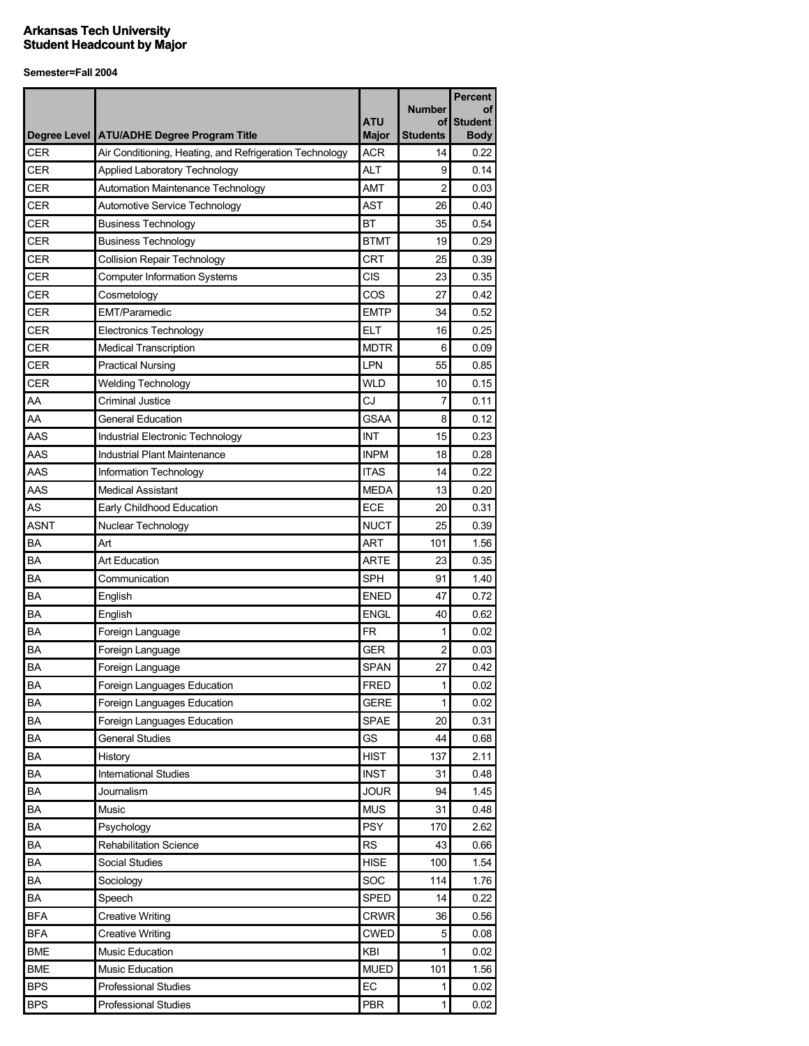**Arkansas Tech University**
**Student Headcount by Major**

**Semester=Fall 2004**

| Degree Level | ATU/ADHE Degree Program Title | ATU Major | Number of Students | Percent of Student Body |
|---|---|---|---|---|
| CER | Air Conditioning, Heating, and Refrigeration Technology | ACR | 14 | 0.22 |
| CER | Applied Laboratory Technology | ALT | 9 | 0.14 |
| CER | Automation Maintenance Technology | AMT | 2 | 0.03 |
| CER | Automotive Service Technology | AST | 26 | 0.40 |
| CER | Business Technology | BT | 35 | 0.54 |
| CER | Business Technology | BTMT | 19 | 0.29 |
| CER | Collision Repair Technology | CRT | 25 | 0.39 |
| CER | Computer Information Systems | CIS | 23 | 0.35 |
| CER | Cosmetology | COS | 27 | 0.42 |
| CER | EMT/Paramedic | EMTP | 34 | 0.52 |
| CER | Electronics Technology | ELT | 16 | 0.25 |
| CER | Medical Transcription | MDTR | 6 | 0.09 |
| CER | Practical Nursing | LPN | 55 | 0.85 |
| CER | Welding Technology | WLD | 10 | 0.15 |
| AA | Criminal Justice | CJ | 7 | 0.11 |
| AA | General Education | GSAA | 8 | 0.12 |
| AAS | Industrial Electronic Technology | INT | 15 | 0.23 |
| AAS | Industrial Plant Maintenance | INPM | 18 | 0.28 |
| AAS | Information Technology | ITAS | 14 | 0.22 |
| AAS | Medical Assistant | MEDA | 13 | 0.20 |
| AS | Early Childhood Education | ECE | 20 | 0.31 |
| ASNT | Nuclear Technology | NUCT | 25 | 0.39 |
| BA | Art | ART | 101 | 1.56 |
| BA | Art Education | ARTE | 23 | 0.35 |
| BA | Communication | SPH | 91 | 1.40 |
| BA | English | ENED | 47 | 0.72 |
| BA | English | ENGL | 40 | 0.62 |
| BA | Foreign Language | FR | 1 | 0.02 |
| BA | Foreign Language | GER | 2 | 0.03 |
| BA | Foreign Language | SPAN | 27 | 0.42 |
| BA | Foreign Languages Education | FRED | 1 | 0.02 |
| BA | Foreign Languages Education | GERE | 1 | 0.02 |
| BA | Foreign Languages Education | SPAE | 20 | 0.31 |
| BA | General Studies | GS | 44 | 0.68 |
| BA | History | HIST | 137 | 2.11 |
| BA | International Studies | INST | 31 | 0.48 |
| BA | Journalism | JOUR | 94 | 1.45 |
| BA | Music | MUS | 31 | 0.48 |
| BA | Psychology | PSY | 170 | 2.62 |
| BA | Rehabilitation Science | RS | 43 | 0.66 |
| BA | Social Studies | HISE | 100 | 1.54 |
| BA | Sociology | SOC | 114 | 1.76 |
| BA | Speech | SPED | 14 | 0.22 |
| BFA | Creative Writing | CRWR | 36 | 0.56 |
| BFA | Creative Writing | CWED | 5 | 0.08 |
| BME | Music Education | KBI | 1 | 0.02 |
| BME | Music Education | MUED | 101 | 1.56 |
| BPS | Professional Studies | EC | 1 | 0.02 |
| BPS | Professional Studies | PBR | 1 | 0.02 |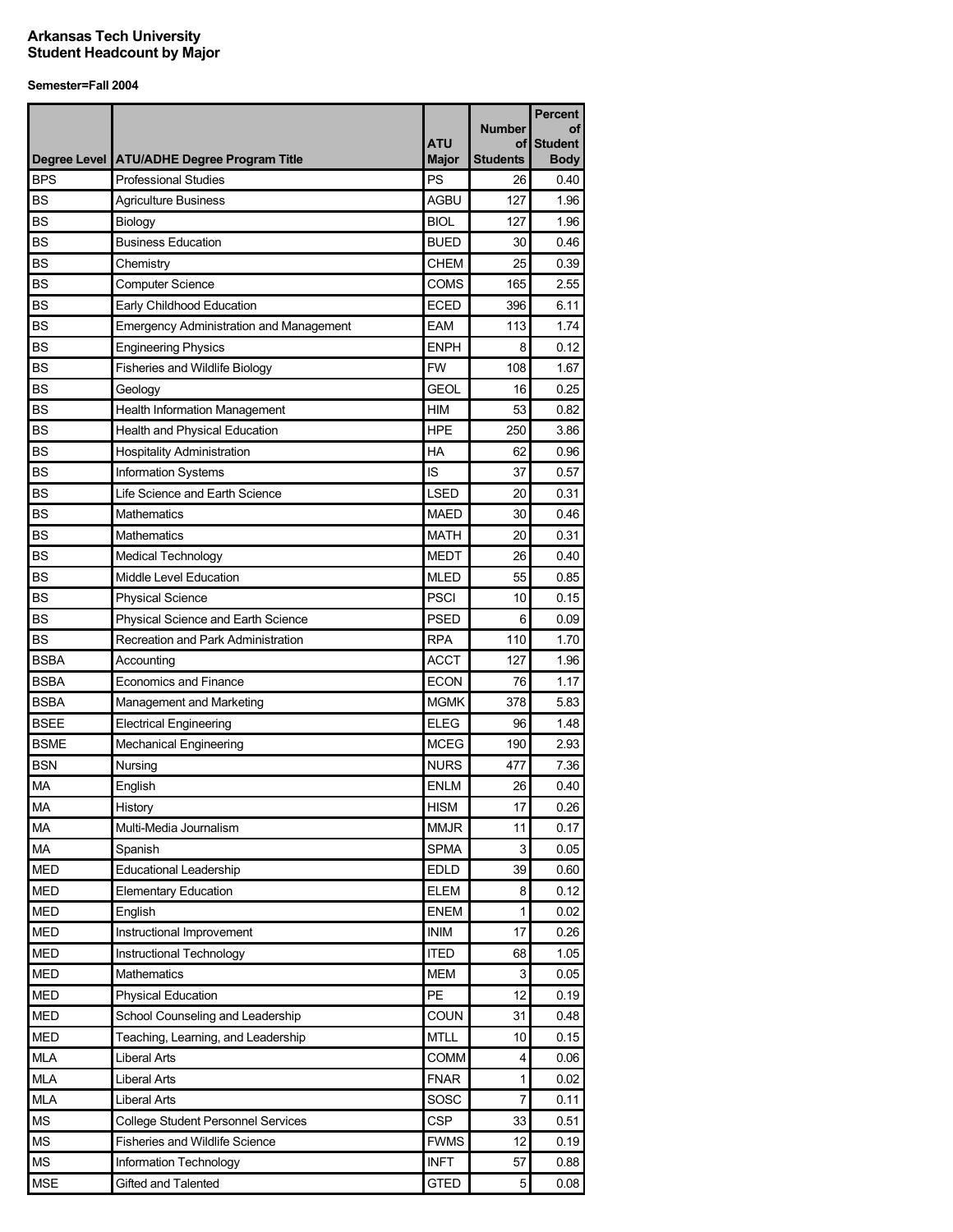**Arkansas Tech University**
**Student Headcount by Major**

**Semester=Fall 2004**

| Degree Level | ATU/ADHE Degree Program Title | ATU Major | Number of Students | Percent of Student Body |
|---|---|---|---|---|
| BPS | Professional Studies | PS | 26 | 0.40 |
| BS | Agriculture Business | AGBU | 127 | 1.96 |
| BS | Biology | BIOL | 127 | 1.96 |
| BS | Business Education | BUED | 30 | 0.46 |
| BS | Chemistry | CHEM | 25 | 0.39 |
| BS | Computer Science | COMS | 165 | 2.55 |
| BS | Early Childhood Education | ECED | 396 | 6.11 |
| BS | Emergency Administration and Management | EAM | 113 | 1.74 |
| BS | Engineering Physics | ENPH | 8 | 0.12 |
| BS | Fisheries and Wildlife Biology | FW | 108 | 1.67 |
| BS | Geology | GEOL | 16 | 0.25 |
| BS | Health Information Management | HIM | 53 | 0.82 |
| BS | Health and Physical Education | HPE | 250 | 3.86 |
| BS | Hospitality Administration | HA | 62 | 0.96 |
| BS | Information Systems | IS | 37 | 0.57 |
| BS | Life Science and Earth Science | LSED | 20 | 0.31 |
| BS | Mathematics | MAED | 30 | 0.46 |
| BS | Mathematics | MATH | 20 | 0.31 |
| BS | Medical Technology | MEDT | 26 | 0.40 |
| BS | Middle Level Education | MLED | 55 | 0.85 |
| BS | Physical Science | PSCI | 10 | 0.15 |
| BS | Physical Science and Earth Science | PSED | 6 | 0.09 |
| BS | Recreation and Park Administration | RPA | 110 | 1.70 |
| BSBA | Accounting | ACCT | 127 | 1.96 |
| BSBA | Economics and Finance | ECON | 76 | 1.17 |
| BSBA | Management and Marketing | MGMK | 378 | 5.83 |
| BSEE | Electrical Engineering | ELEG | 96 | 1.48 |
| BSME | Mechanical Engineering | MCEG | 190 | 2.93 |
| BSN | Nursing | NURS | 477 | 7.36 |
| MA | English | ENLM | 26 | 0.40 |
| MA | History | HISM | 17 | 0.26 |
| MA | Multi-Media Journalism | MMJR | 11 | 0.17 |
| MA | Spanish | SPMA | 3 | 0.05 |
| MED | Educational Leadership | EDLD | 39 | 0.60 |
| MED | Elementary Education | ELEM | 8 | 0.12 |
| MED | English | ENEM | 1 | 0.02 |
| MED | Instructional Improvement | INIM | 17 | 0.26 |
| MED | Instructional Technology | ITED | 68 | 1.05 |
| MED | Mathematics | MEM | 3 | 0.05 |
| MED | Physical Education | PE | 12 | 0.19 |
| MED | School Counseling and Leadership | COUN | 31 | 0.48 |
| MED | Teaching, Learning, and Leadership | MTLL | 10 | 0.15 |
| MLA | Liberal Arts | COMM | 4 | 0.06 |
| MLA | Liberal Arts | FNAR | 1 | 0.02 |
| MLA | Liberal Arts | SOSC | 7 | 0.11 |
| MS | College Student Personnel Services | CSP | 33 | 0.51 |
| MS | Fisheries and Wildlife Science | FWMS | 12 | 0.19 |
| MS | Information Technology | INFT | 57 | 0.88 |
| MSE | Gifted and Talented | GTED | 5 | 0.08 |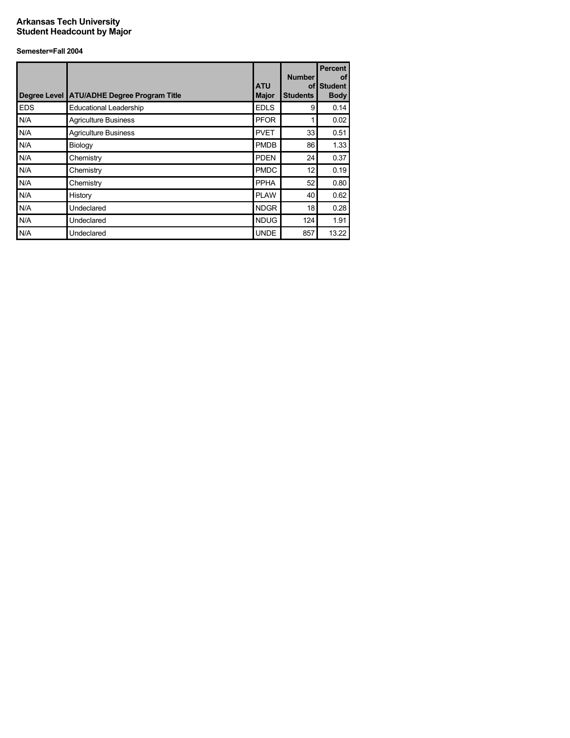**Arkansas Tech University**
**Student Headcount by Major**

**Semester=Fall 2004**

| Degree Level | ATU/ADHE Degree Program Title | ATU Major | Number of Students | Percent of Student Body |
|---|---|---|---|---|
| EDS | Educational Leadership | EDLS | 9 | 0.14 |
| N/A | Agriculture Business | PFOR | 1 | 0.02 |
| N/A | Agriculture Business | PVET | 33 | 0.51 |
| N/A | Biology | PMDB | 86 | 1.33 |
| N/A | Chemistry | PDEN | 24 | 0.37 |
| N/A | Chemistry | PMDC | 12 | 0.19 |
| N/A | Chemistry | PPHA | 52 | 0.80 |
| N/A | History | PLAW | 40 | 0.62 |
| N/A | Undeclared | NDGR | 18 | 0.28 |
| N/A | Undeclared | NDUG | 124 | 1.91 |
| N/A | Undeclared | UNDE | 857 | 13.22 |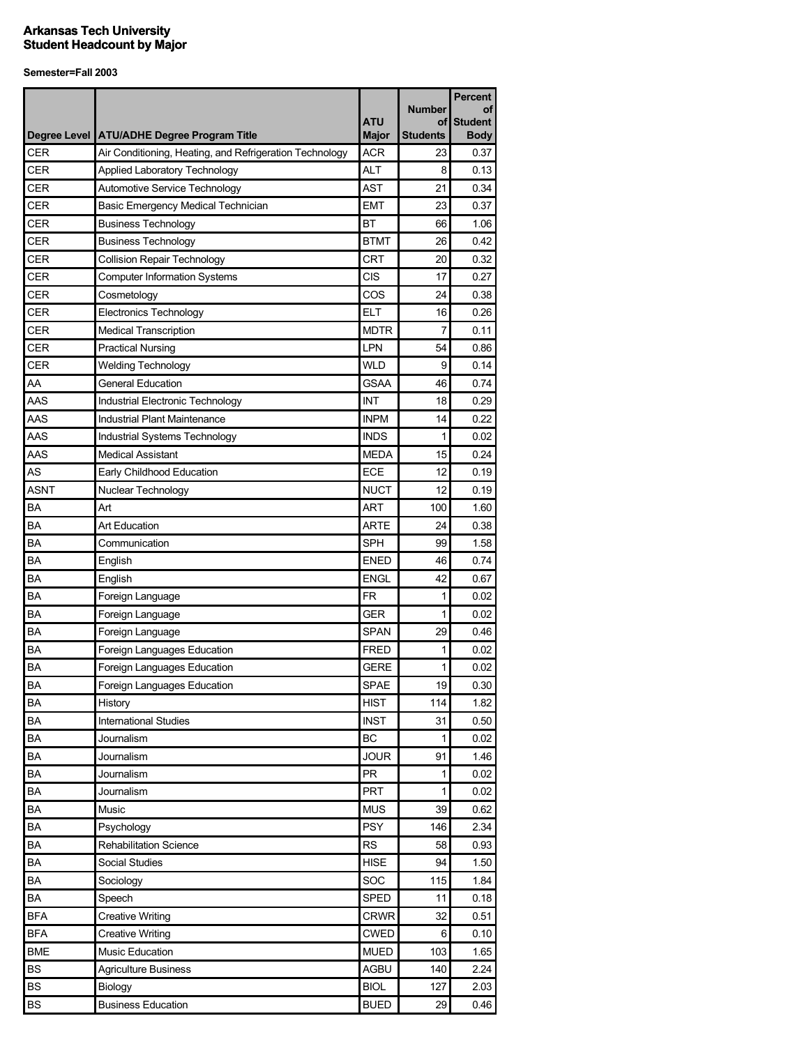**Arkansas Tech University**
**Student Headcount by Major**

**Semester=Fall 2003**

| Degree Level | ATU/ADHE Degree Program Title | ATU Major | Number of Students | Percent of Student Body |
|---|---|---|---|---|
| CER | Air Conditioning, Heating, and Refrigeration Technology | ACR | 23 | 0.37 |
| CER | Applied Laboratory Technology | ALT | 8 | 0.13 |
| CER | Automotive Service Technology | AST | 21 | 0.34 |
| CER | Basic Emergency Medical Technician | EMT | 23 | 0.37 |
| CER | Business Technology | BT | 66 | 1.06 |
| CER | Business Technology | BTMT | 26 | 0.42 |
| CER | Collision Repair Technology | CRT | 20 | 0.32 |
| CER | Computer Information Systems | CIS | 17 | 0.27 |
| CER | Cosmetology | COS | 24 | 0.38 |
| CER | Electronics Technology | ELT | 16 | 0.26 |
| CER | Medical Transcription | MDTR | 7 | 0.11 |
| CER | Practical Nursing | LPN | 54 | 0.86 |
| CER | Welding Technology | WLD | 9 | 0.14 |
| AA | General Education | GSAA | 46 | 0.74 |
| AAS | Industrial Electronic Technology | INT | 18 | 0.29 |
| AAS | Industrial Plant Maintenance | INPM | 14 | 0.22 |
| AAS | Industrial Systems Technology | INDS | 1 | 0.02 |
| AAS | Medical Assistant | MEDA | 15 | 0.24 |
| AS | Early Childhood Education | ECE | 12 | 0.19 |
| ASNT | Nuclear Technology | NUCT | 12 | 0.19 |
| BA | Art | ART | 100 | 1.60 |
| BA | Art Education | ARTE | 24 | 0.38 |
| BA | Communication | SPH | 99 | 1.58 |
| BA | English | ENED | 46 | 0.74 |
| BA | English | ENGL | 42 | 0.67 |
| BA | Foreign Language | FR | 1 | 0.02 |
| BA | Foreign Language | GER | 1 | 0.02 |
| BA | Foreign Language | SPAN | 29 | 0.46 |
| BA | Foreign Languages Education | FRED | 1 | 0.02 |
| BA | Foreign Languages Education | GERE | 1 | 0.02 |
| BA | Foreign Languages Education | SPAE | 19 | 0.30 |
| BA | History | HIST | 114 | 1.82 |
| BA | International Studies | INST | 31 | 0.50 |
| BA | Journalism | BC | 1 | 0.02 |
| BA | Journalism | JOUR | 91 | 1.46 |
| BA | Journalism | PR | 1 | 0.02 |
| BA | Journalism | PRT | 1 | 0.02 |
| BA | Music | MUS | 39 | 0.62 |
| BA | Psychology | PSY | 146 | 2.34 |
| BA | Rehabilitation Science | RS | 58 | 0.93 |
| BA | Social Studies | HISE | 94 | 1.50 |
| BA | Sociology | SOC | 115 | 1.84 |
| BA | Speech | SPED | 11 | 0.18 |
| BFA | Creative Writing | CRWR | 32 | 0.51 |
| BFA | Creative Writing | CWED | 6 | 0.10 |
| BME | Music Education | MUED | 103 | 1.65 |
| BS | Agriculture Business | AGBU | 140 | 2.24 |
| BS | Biology | BIOL | 127 | 2.03 |
| BS | Business Education | BUED | 29 | 0.46 |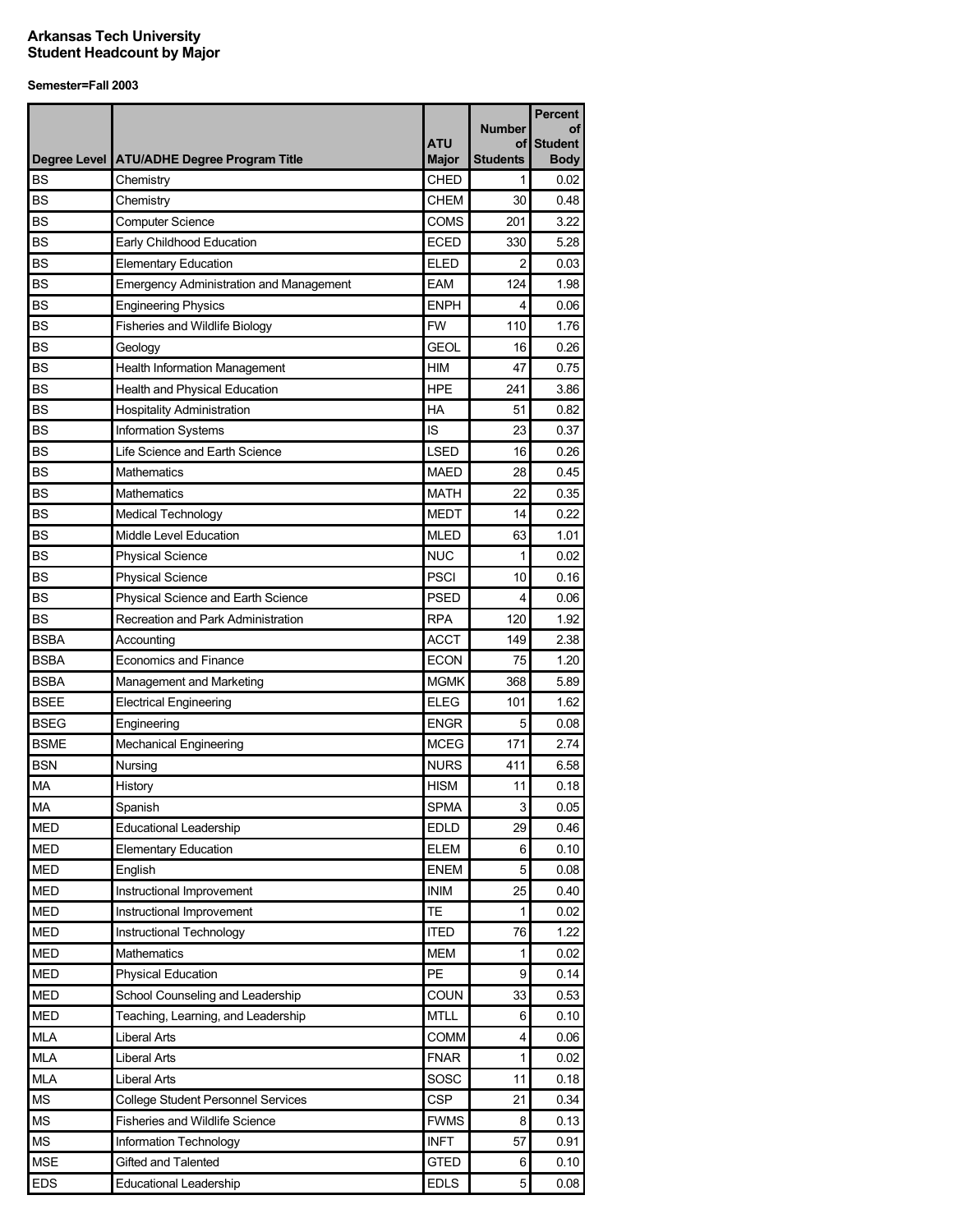# Arkansas Tech University
# Student Headcount by Major

**Semester=Fall 2003**

| Degree Level | ATU/ADHE Degree Program Title | ATU Major | Number of Students | Percent of Student Body |
|---|---|---|---|---|
| BS | Chemistry | CHED | 1 | 0.02 |
| BS | Chemistry | CHEM | 30 | 0.48 |
| BS | Computer Science | COMS | 201 | 3.22 |
| BS | Early Childhood Education | ECED | 330 | 5.28 |
| BS | Elementary Education | ELED | 2 | 0.03 |
| BS | Emergency Administration and Management | EAM | 124 | 1.98 |
| BS | Engineering Physics | ENPH | 4 | 0.06 |
| BS | Fisheries and Wildlife Biology | FW | 110 | 1.76 |
| BS | Geology | GEOL | 16 | 0.26 |
| BS | Health Information Management | HIM | 47 | 0.75 |
| BS | Health and Physical Education | HPE | 241 | 3.86 |
| BS | Hospitality Administration | HA | 51 | 0.82 |
| BS | Information Systems | IS | 23 | 0.37 |
| BS | Life Science and Earth Science | LSED | 16 | 0.26 |
| BS | Mathematics | MAED | 28 | 0.45 |
| BS | Mathematics | MATH | 22 | 0.35 |
| BS | Medical Technology | MEDT | 14 | 0.22 |
| BS | Middle Level Education | MLED | 63 | 1.01 |
| BS | Physical Science | NUC | 1 | 0.02 |
| BS | Physical Science | PSCI | 10 | 0.16 |
| BS | Physical Science and Earth Science | PSED | 4 | 0.06 |
| BS | Recreation and Park Administration | RPA | 120 | 1.92 |
| BSBA | Accounting | ACCT | 149 | 2.38 |
| BSBA | Economics and Finance | ECON | 75 | 1.20 |
| BSBA | Management and Marketing | MGMK | 368 | 5.89 |
| BSEE | Electrical Engineering | ELEG | 101 | 1.62 |
| BSEG | Engineering | ENGR | 5 | 0.08 |
| BSME | Mechanical Engineering | MCEG | 171 | 2.74 |
| BSN | Nursing | NURS | 411 | 6.58 |
| MA | History | HISM | 11 | 0.18 |
| MA | Spanish | SPMA | 3 | 0.05 |
| MED | Educational Leadership | EDLD | 29 | 0.46 |
| MED | Elementary Education | ELEM | 6 | 0.10 |
| MED | English | ENEM | 5 | 0.08 |
| MED | Instructional Improvement | INIM | 25 | 0.40 |
| MED | Instructional Improvement | TE | 1 | 0.02 |
| MED | Instructional Technology | ITED | 76 | 1.22 |
| MED | Mathematics | MEM | 1 | 0.02 |
| MED | Physical Education | PE | 9 | 0.14 |
| MED | School Counseling and Leadership | COUN | 33 | 0.53 |
| MED | Teaching, Learning, and Leadership | MTLL | 6 | 0.10 |
| MLA | Liberal Arts | COMM | 4 | 0.06 |
| MLA | Liberal Arts | FNAR | 1 | 0.02 |
| MLA | Liberal Arts | SOSC | 11 | 0.18 |
| MS | College Student Personnel Services | CSP | 21 | 0.34 |
| MS | Fisheries and Wildlife Science | FWMS | 8 | 0.13 |
| MS | Information Technology | INFT | 57 | 0.91 |
| MSE | Gifted and Talented | GTED | 6 | 0.10 |
| EDS | Educational Leadership | EDLS | 5 | 0.08 |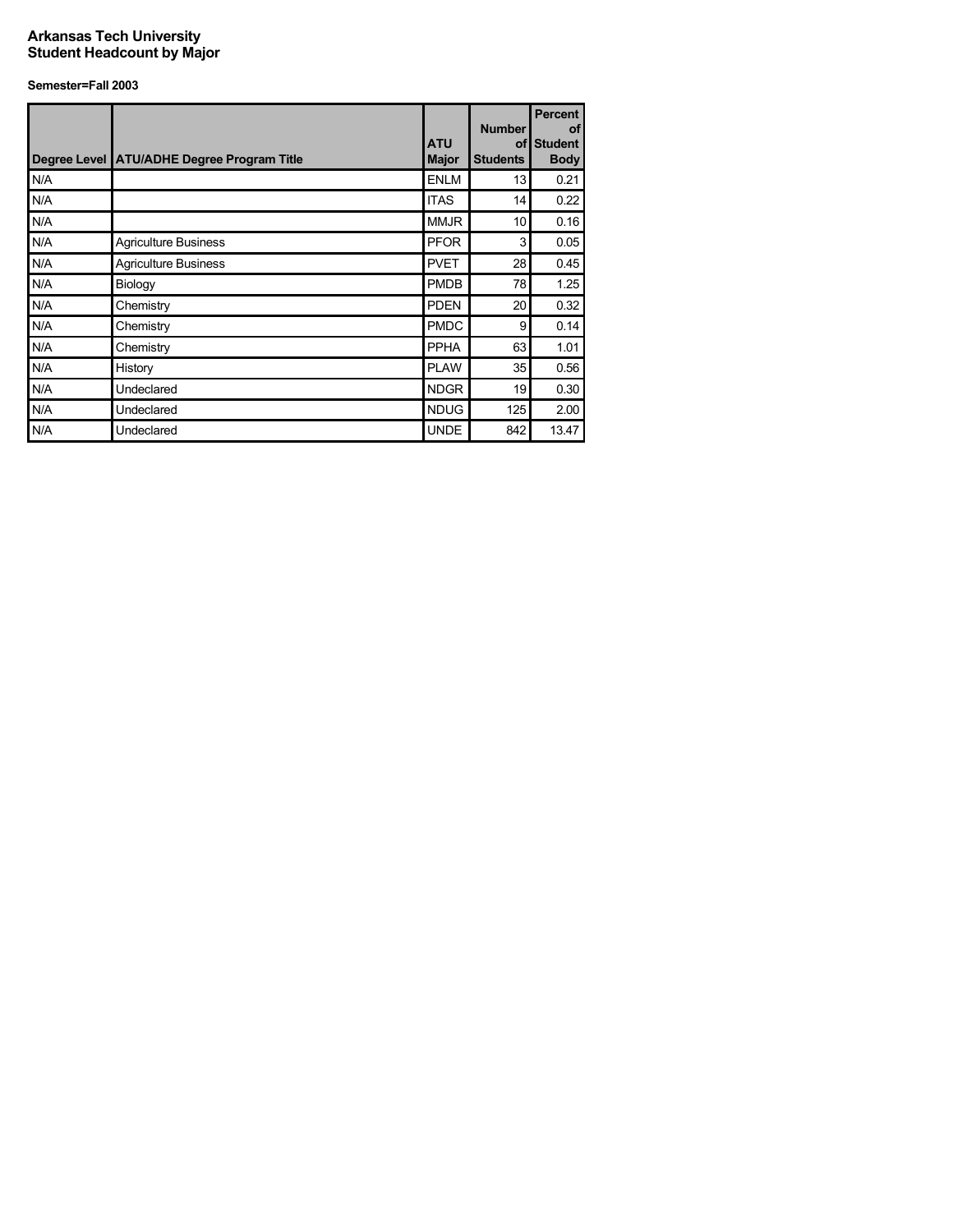**Arkansas Tech University**
**Student Headcount by Major**

**Semester=Fall 2003**

| Degree Level | ATU/ADHE Degree Program Title | ATU Major | Number of Students | Percent of Student Body |
|---|---|---|---|---|
| N/A | | ENLM | 13 | 0.21 |
| N/A | | ITAS | 14 | 0.22 |
| N/A | | MMJR | 10 | 0.16 |
| N/A | Agriculture Business | PFOR | 3 | 0.05 |
| N/A | Agriculture Business | PVET | 28 | 0.45 |
| N/A | Biology | PMDB | 78 | 1.25 |
| N/A | Chemistry | PDEN | 20 | 0.32 |
| N/A | Chemistry | PMDC | 9 | 0.14 |
| N/A | Chemistry | PPHA | 63 | 1.01 |
| N/A | History | PLAW | 35 | 0.56 |
| N/A | Undeclared | NDGR | 19 | 0.30 |
| N/A | Undeclared | NDUG | 125 | 2.00 |
| N/A | Undeclared | UNDE | 842 | 13.47 |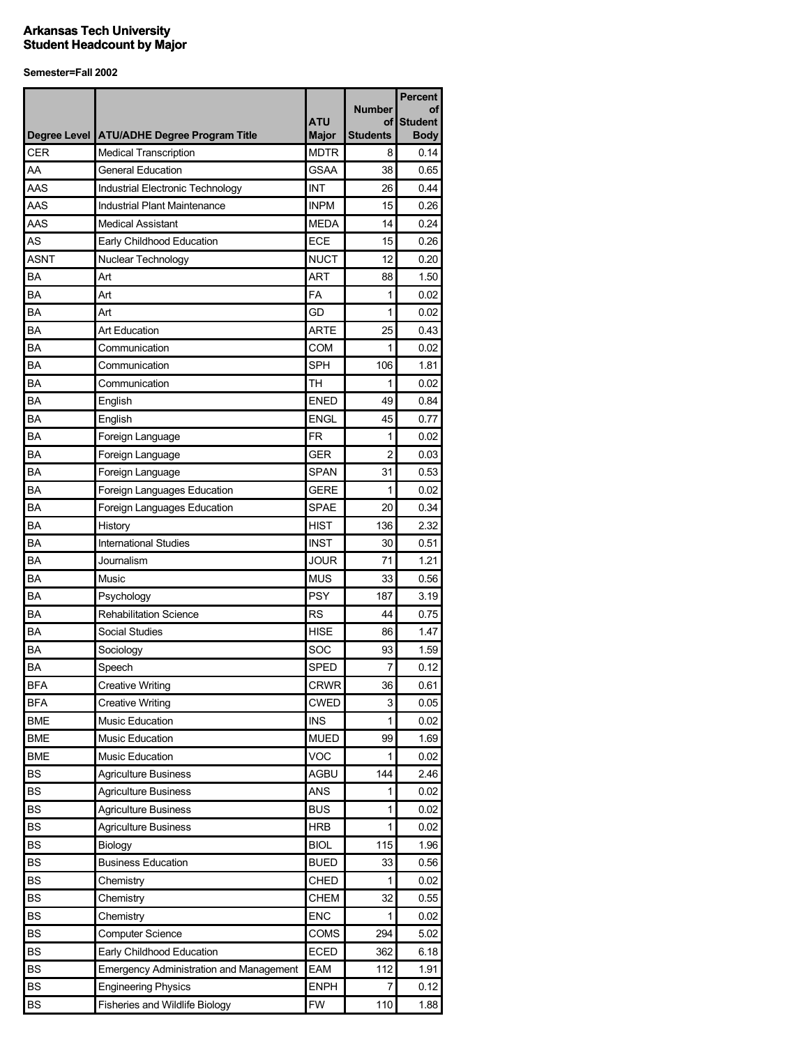**Arkansas Tech University**
**Student Headcount by Major**

**Semester=Fall 2002**

| Degree Level | ATU/ADHE Degree Program Title | ATU Major | Number of Students | Percent of Student Body |
|---|---|---|---|---|
| CER | Medical Transcription | MDTR | 8 | 0.14 |
| AA | General Education | GSAA | 38 | 0.65 |
| AAS | Industrial Electronic Technology | INT | 26 | 0.44 |
| AAS | Industrial Plant Maintenance | INPM | 15 | 0.26 |
| AAS | Medical Assistant | MEDA | 14 | 0.24 |
| AS | Early Childhood Education | ECE | 15 | 0.26 |
| ASNT | Nuclear Technology | NUCT | 12 | 0.20 |
| BA | Art | ART | 88 | 1.50 |
| BA | Art | FA | 1 | 0.02 |
| BA | Art | GD | 1 | 0.02 |
| BA | Art Education | ARTE | 25 | 0.43 |
| BA | Communication | COM | 1 | 0.02 |
| BA | Communication | SPH | 106 | 1.81 |
| BA | Communication | TH | 1 | 0.02 |
| BA | English | ENED | 49 | 0.84 |
| BA | English | ENGL | 45 | 0.77 |
| BA | Foreign Language | FR | 1 | 0.02 |
| BA | Foreign Language | GER | 2 | 0.03 |
| BA | Foreign Language | SPAN | 31 | 0.53 |
| BA | Foreign Languages Education | GERE | 1 | 0.02 |
| BA | Foreign Languages Education | SPAE | 20 | 0.34 |
| BA | History | HIST | 136 | 2.32 |
| BA | International Studies | INST | 30 | 0.51 |
| BA | Journalism | JOUR | 71 | 1.21 |
| BA | Music | MUS | 33 | 0.56 |
| BA | Psychology | PSY | 187 | 3.19 |
| BA | Rehabilitation Science | RS | 44 | 0.75 |
| BA | Social Studies | HISE | 86 | 1.47 |
| BA | Sociology | SOC | 93 | 1.59 |
| BA | Speech | SPED | 7 | 0.12 |
| BFA | Creative Writing | CRWR | 36 | 0.61 |
| BFA | Creative Writing | CWED | 3 | 0.05 |
| BME | Music Education | INS | 1 | 0.02 |
| BME | Music Education | MUED | 99 | 1.69 |
| BME | Music Education | VOC | 1 | 0.02 |
| BS | Agriculture Business | AGBU | 144 | 2.46 |
| BS | Agriculture Business | ANS | 1 | 0.02 |
| BS | Agriculture Business | BUS | 1 | 0.02 |
| BS | Agriculture Business | HRB | 1 | 0.02 |
| BS | Biology | BIOL | 115 | 1.96 |
| BS | Business Education | BUED | 33 | 0.56 |
| BS | Chemistry | CHED | 1 | 0.02 |
| BS | Chemistry | CHEM | 32 | 0.55 |
| BS | Chemistry | ENC | 1 | 0.02 |
| BS | Computer Science | COMS | 294 | 5.02 |
| BS | Early Childhood Education | ECED | 362 | 6.18 |
| BS | Emergency Administration and Management | EAM | 112 | 1.91 |
| BS | Engineering Physics | ENPH | 7 | 0.12 |
| BS | Fisheries and Wildlife Biology | FW | 110 | 1.88 |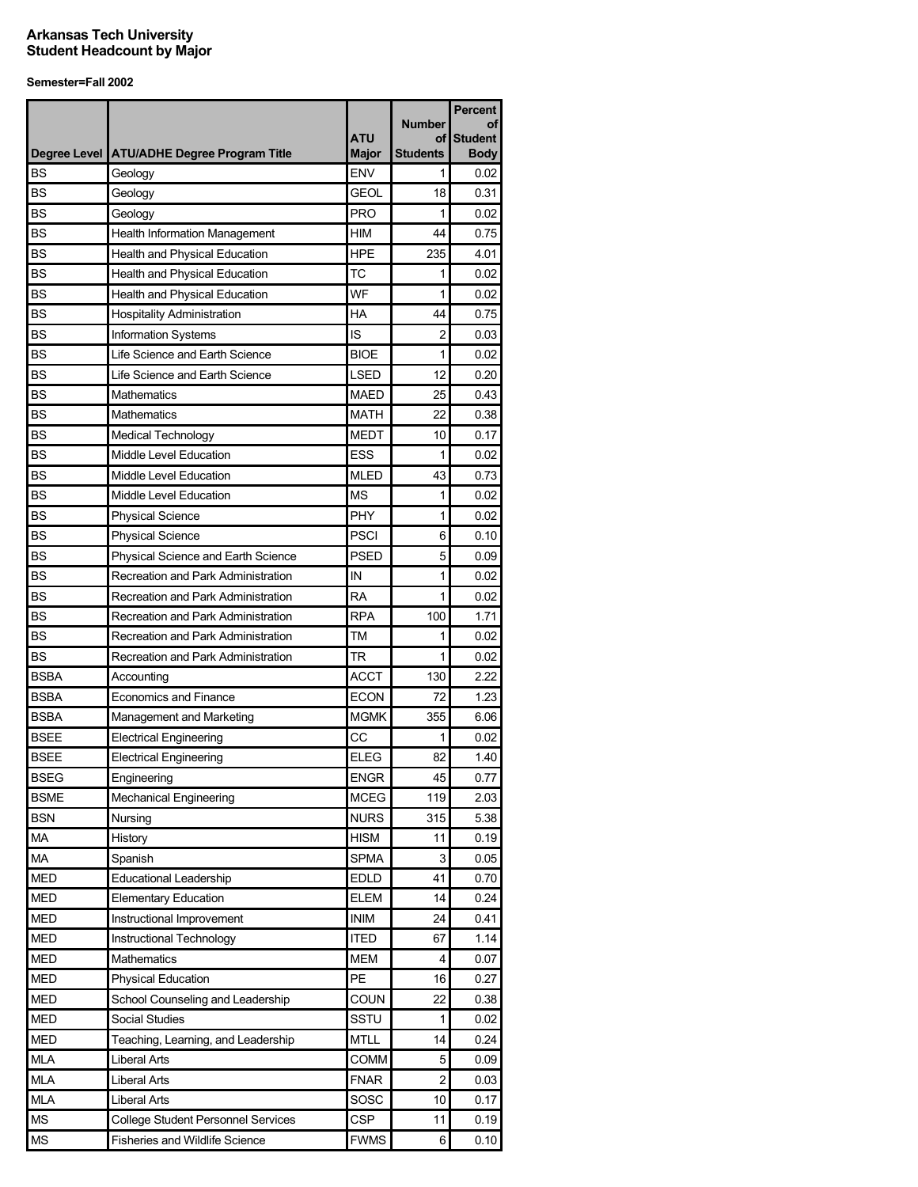**Arkansas Tech University**
**Student Headcount by Major**

**Semester=Fall 2002**

| Degree Level | ATU/ADHE Degree Program Title | ATU Major | Number of Students | Percent of Student Body |
|---|---|---|---|---|
| BS | Geology | ENV | 1 | 0.02 |
| BS | Geology | GEOL | 18 | 0.31 |
| BS | Geology | PRO | 1 | 0.02 |
| BS | Health Information Management | HIM | 44 | 0.75 |
| BS | Health and Physical Education | HPE | 235 | 4.01 |
| BS | Health and Physical Education | TC | 1 | 0.02 |
| BS | Health and Physical Education | WF | 1 | 0.02 |
| BS | Hospitality Administration | HA | 44 | 0.75 |
| BS | Information Systems | IS | 2 | 0.03 |
| BS | Life Science and Earth Science | BIOE | 1 | 0.02 |
| BS | Life Science and Earth Science | LSED | 12 | 0.20 |
| BS | Mathematics | MAED | 25 | 0.43 |
| BS | Mathematics | MATH | 22 | 0.38 |
| BS | Medical Technology | MEDT | 10 | 0.17 |
| BS | Middle Level Education | ESS | 1 | 0.02 |
| BS | Middle Level Education | MLED | 43 | 0.73 |
| BS | Middle Level Education | MS | 1 | 0.02 |
| BS | Physical Science | PHY | 1 | 0.02 |
| BS | Physical Science | PSCI | 6 | 0.10 |
| BS | Physical Science and Earth Science | PSED | 5 | 0.09 |
| BS | Recreation and Park Administration | IN | 1 | 0.02 |
| BS | Recreation and Park Administration | RA | 1 | 0.02 |
| BS | Recreation and Park Administration | RPA | 100 | 1.71 |
| BS | Recreation and Park Administration | TM | 1 | 0.02 |
| BS | Recreation and Park Administration | TR | 1 | 0.02 |
| BSBA | Accounting | ACCT | 130 | 2.22 |
| BSBA | Economics and Finance | ECON | 72 | 1.23 |
| BSBA | Management and Marketing | MGMK | 355 | 6.06 |
| BSEE | Electrical Engineering | CC | 1 | 0.02 |
| BSEE | Electrical Engineering | ELEG | 82 | 1.40 |
| BSEG | Engineering | ENGR | 45 | 0.77 |
| BSME | Mechanical Engineering | MCEG | 119 | 2.03 |
| BSN | Nursing | NURS | 315 | 5.38 |
| MA | History | HISM | 11 | 0.19 |
| MA | Spanish | SPMA | 3 | 0.05 |
| MED | Educational Leadership | EDLD | 41 | 0.70 |
| MED | Elementary Education | ELEM | 14 | 0.24 |
| MED | Instructional Improvement | INIM | 24 | 0.41 |
| MED | Instructional Technology | ITED | 67 | 1.14 |
| MED | Mathematics | MEM | 4 | 0.07 |
| MED | Physical Education | PE | 16 | 0.27 |
| MED | School Counseling and Leadership | COUN | 22 | 0.38 |
| MED | Social Studies | SSTU | 1 | 0.02 |
| MED | Teaching, Learning, and Leadership | MTLL | 14 | 0.24 |
| MLA | Liberal Arts | COMM | 5 | 0.09 |
| MLA | Liberal Arts | FNAR | 2 | 0.03 |
| MLA | Liberal Arts | SOSC | 10 | 0.17 |
| MS | College Student Personnel Services | CSP | 11 | 0.19 |
| MS | Fisheries and Wildlife Science | FWMS | 6 | 0.10 |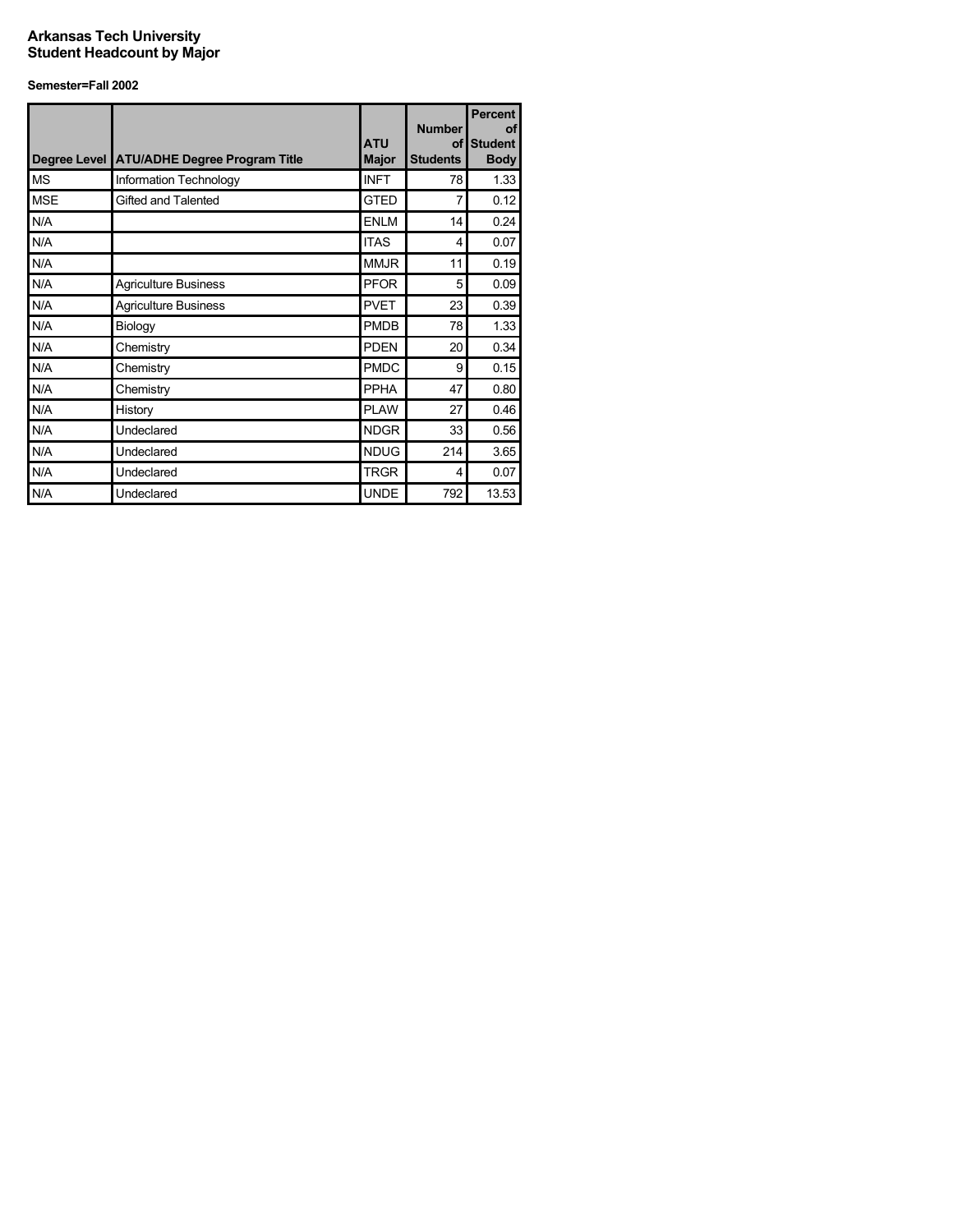**Arkansas Tech University**
**Student Headcount by Major**

**Semester=Fall 2002**

| Degree Level | ATU/ADHE Degree Program Title | ATU Major | Number of Students | Percent of Student Body |
|---|---|---|---|---|
| MS | Information Technology | INFT | 78 | 1.33 |
| MSE | Gifted and Talented | GTED | 7 | 0.12 |
| N/A | | ENLM | 14 | 0.24 |
| N/A | | ITAS | 4 | 0.07 |
| N/A | | MMJR | 11 | 0.19 |
| N/A | Agriculture Business | PFOR | 5 | 0.09 |
| N/A | Agriculture Business | PVET | 23 | 0.39 |
| N/A | Biology | PMDB | 78 | 1.33 |
| N/A | Chemistry | PDEN | 20 | 0.34 |
| N/A | Chemistry | PMDC | 9 | 0.15 |
| N/A | Chemistry | PPHA | 47 | 0.80 |
| N/A | History | PLAW | 27 | 0.46 |
| N/A | Undeclared | NDGR | 33 | 0.56 |
| N/A | Undeclared | NDUG | 214 | 3.65 |
| N/A | Undeclared | TRGR | 4 | 0.07 |
| N/A | Undeclared | UNDE | 792 | 13.53 |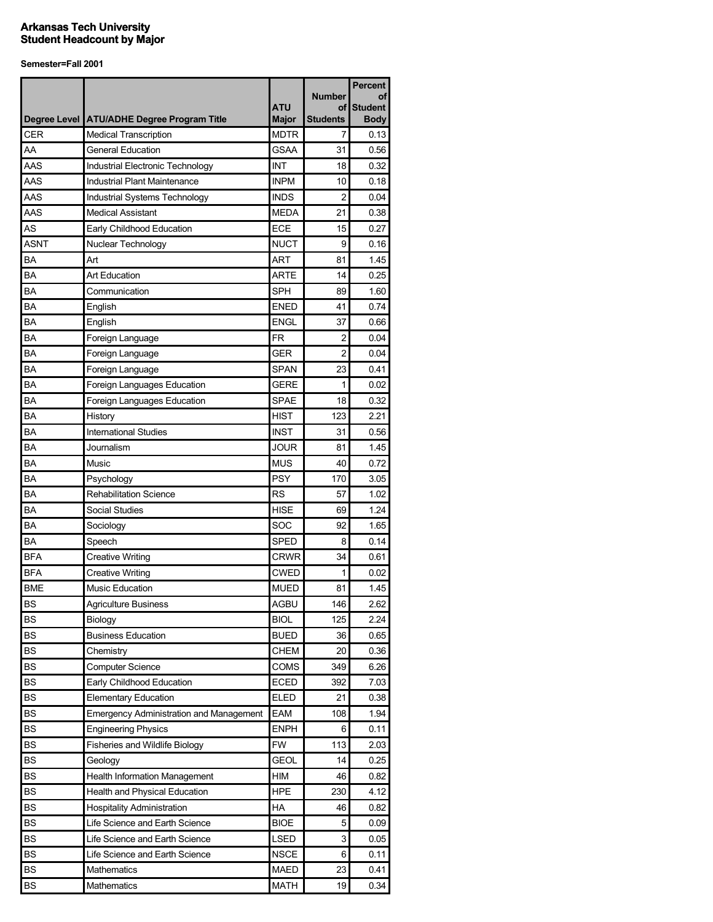**Arkansas Tech University**
**Student Headcount by Major**

**Semester=Fall 2001**

| Degree Level | ATU/ADHE Degree Program Title | ATU Major | Number of Students | Percent of Student Body |
|---|---|---|---|---|
| CER | Medical Transcription | MDTR | 7 | 0.13 |
| AA | General Education | GSAA | 31 | 0.56 |
| AAS | Industrial Electronic Technology | INT | 18 | 0.32 |
| AAS | Industrial Plant Maintenance | INPM | 10 | 0.18 |
| AAS | Industrial Systems Technology | INDS | 2 | 0.04 |
| AAS | Medical Assistant | MEDA | 21 | 0.38 |
| AS | Early Childhood Education | ECE | 15 | 0.27 |
| ASNT | Nuclear Technology | NUCT | 9 | 0.16 |
| BA | Art | ART | 81 | 1.45 |
| BA | Art Education | ARTE | 14 | 0.25 |
| BA | Communication | SPH | 89 | 1.60 |
| BA | English | ENED | 41 | 0.74 |
| BA | English | ENGL | 37 | 0.66 |
| BA | Foreign Language | FR | 2 | 0.04 |
| BA | Foreign Language | GER | 2 | 0.04 |
| BA | Foreign Language | SPAN | 23 | 0.41 |
| BA | Foreign Languages Education | GERE | 1 | 0.02 |
| BA | Foreign Languages Education | SPAE | 18 | 0.32 |
| BA | History | HIST | 123 | 2.21 |
| BA | International Studies | INST | 31 | 0.56 |
| BA | Journalism | JOUR | 81 | 1.45 |
| BA | Music | MUS | 40 | 0.72 |
| BA | Psychology | PSY | 170 | 3.05 |
| BA | Rehabilitation Science | RS | 57 | 1.02 |
| BA | Social Studies | HISE | 69 | 1.24 |
| BA | Sociology | SOC | 92 | 1.65 |
| BA | Speech | SPED | 8 | 0.14 |
| BFA | Creative Writing | CRWR | 34 | 0.61 |
| BFA | Creative Writing | CWED | 1 | 0.02 |
| BME | Music Education | MUED | 81 | 1.45 |
| BS | Agriculture Business | AGBU | 146 | 2.62 |
| BS | Biology | BIOL | 125 | 2.24 |
| BS | Business Education | BUED | 36 | 0.65 |
| BS | Chemistry | CHEM | 20 | 0.36 |
| BS | Computer Science | COMS | 349 | 6.26 |
| BS | Early Childhood Education | ECED | 392 | 7.03 |
| BS | Elementary Education | ELED | 21 | 0.38 |
| BS | Emergency Administration and Management | EAM | 108 | 1.94 |
| BS | Engineering Physics | ENPH | 6 | 0.11 |
| BS | Fisheries and Wildlife Biology | FW | 113 | 2.03 |
| BS | Geology | GEOL | 14 | 0.25 |
| BS | Health Information Management | HIM | 46 | 0.82 |
| BS | Health and Physical Education | HPE | 230 | 4.12 |
| BS | Hospitality Administration | HA | 46 | 0.82 |
| BS | Life Science and Earth Science | BIOE | 5 | 0.09 |
| BS | Life Science and Earth Science | LSED | 3 | 0.05 |
| BS | Life Science and Earth Science | NSCE | 6 | 0.11 |
| BS | Mathematics | MAED | 23 | 0.41 |
| BS | Mathematics | MATH | 19 | 0.34 |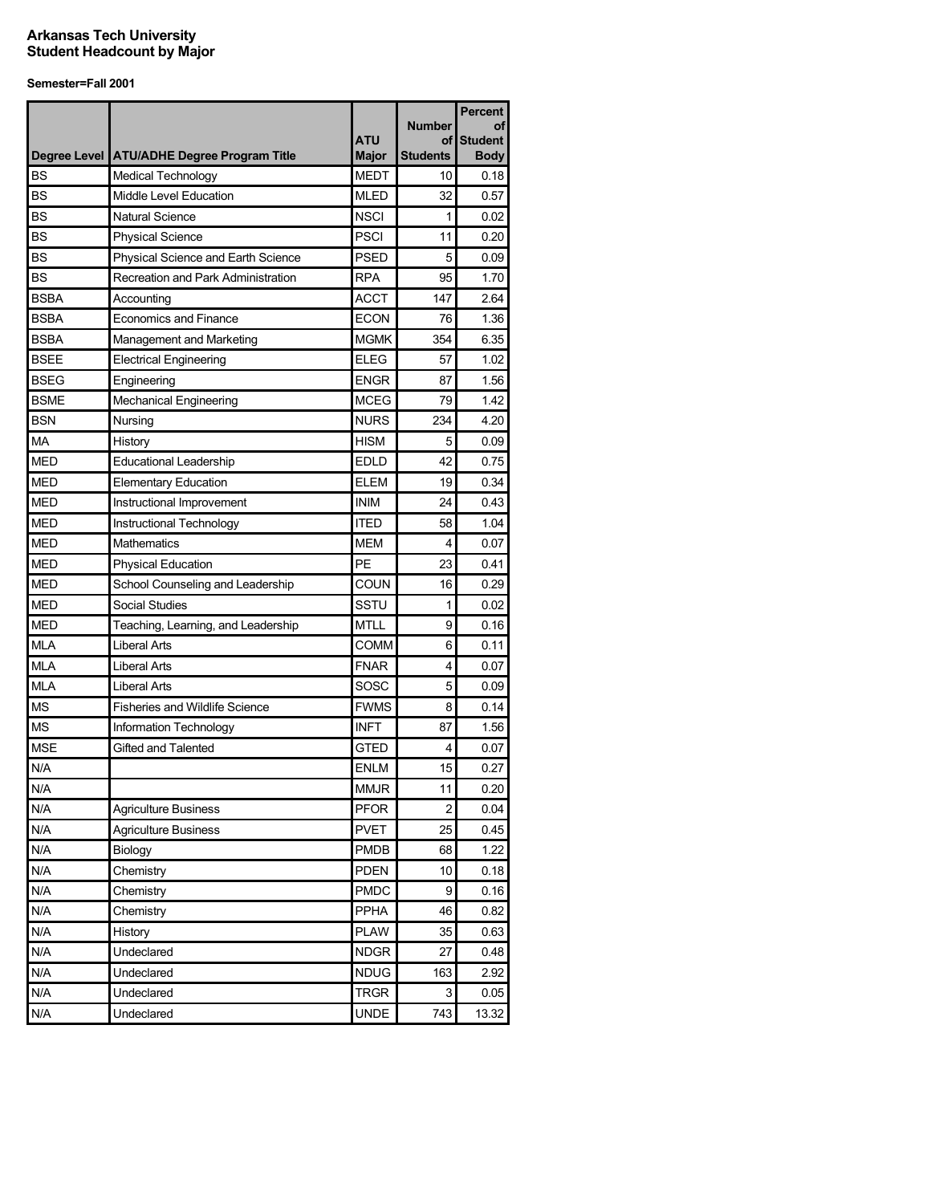**Arkansas Tech University**
**Student Headcount by Major**

**Semester=Fall 2001**

| Degree Level | ATU/ADHE Degree Program Title | ATU Major | Number of Students | Percent of Student Body |
|---|---|---|---|---|
| BS | Medical Technology | MEDT | 10 | 0.18 |
| BS | Middle Level Education | MLED | 32 | 0.57 |
| BS | Natural Science | NSCI | 1 | 0.02 |
| BS | Physical Science | PSCI | 11 | 0.20 |
| BS | Physical Science and Earth Science | PSED | 5 | 0.09 |
| BS | Recreation and Park Administration | RPA | 95 | 1.70 |
| BSBA | Accounting | ACCT | 147 | 2.64 |
| BSBA | Economics and Finance | ECON | 76 | 1.36 |
| BSBA | Management and Marketing | MGMK | 354 | 6.35 |
| BSEE | Electrical Engineering | ELEG | 57 | 1.02 |
| BSEG | Engineering | ENGR | 87 | 1.56 |
| BSME | Mechanical Engineering | MCEG | 79 | 1.42 |
| BSN | Nursing | NURS | 234 | 4.20 |
| MA | History | HISM | 5 | 0.09 |
| MED | Educational Leadership | EDLD | 42 | 0.75 |
| MED | Elementary Education | ELEM | 19 | 0.34 |
| MED | Instructional Improvement | INIM | 24 | 0.43 |
| MED | Instructional Technology | ITED | 58 | 1.04 |
| MED | Mathematics | MEM | 4 | 0.07 |
| MED | Physical Education | PE | 23 | 0.41 |
| MED | School Counseling and Leadership | COUN | 16 | 0.29 |
| MED | Social Studies | SSTU | 1 | 0.02 |
| MED | Teaching, Learning, and Leadership | MTLL | 9 | 0.16 |
| MLA | Liberal Arts | COMM | 6 | 0.11 |
| MLA | Liberal Arts | FNAR | 4 | 0.07 |
| MLA | Liberal Arts | SOSC | 5 | 0.09 |
| MS | Fisheries and Wildlife Science | FWMS | 8 | 0.14 |
| MS | Information Technology | INFT | 87 | 1.56 |
| MSE | Gifted and Talented | GTED | 4 | 0.07 |
| N/A | | ENLM | 15 | 0.27 |
| N/A | | MMJR | 11 | 0.20 |
| N/A | Agriculture Business | PFOR | 2 | 0.04 |
| N/A | Agriculture Business | PVET | 25 | 0.45 |
| N/A | Biology | PMDB | 68 | 1.22 |
| N/A | Chemistry | PDEN | 10 | 0.18 |
| N/A | Chemistry | PMDC | 9 | 0.16 |
| N/A | Chemistry | PPHA | 46 | 0.82 |
| N/A | History | PLAW | 35 | 0.63 |
| N/A | Undeclared | NDGR | 27 | 0.48 |
| N/A | Undeclared | NDUG | 163 | 2.92 |
| N/A | Undeclared | TRGR | 3 | 0.05 |
| N/A | Undeclared | UNDE | 743 | 13.32 |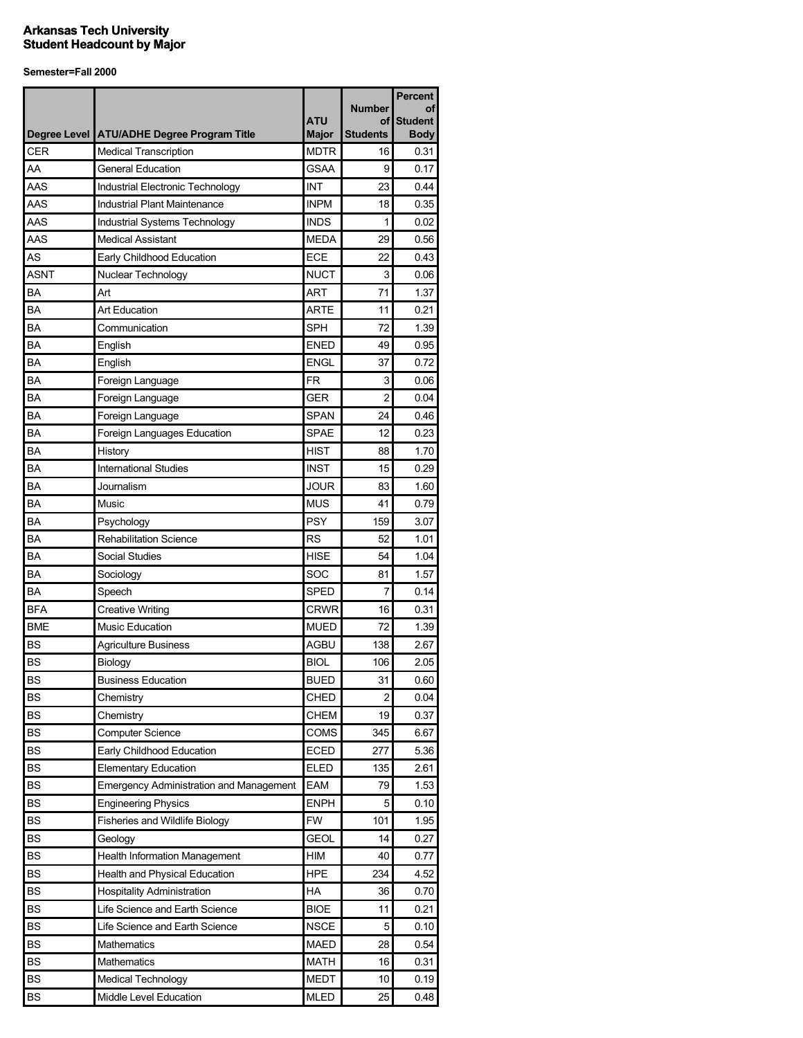# Arkansas Tech University
# Student Headcount by Major

**Semester=Fall 2000**

| Degree Level | ATU/ADHE Degree Program Title | ATU Major | Number of Students | Percent of Student Body |
|---|---|---|---|---|
| CER | Medical Transcription | MDTR | 16 | 0.31 |
| AA | General Education | GSAA | 9 | 0.17 |
| AAS | Industrial Electronic Technology | INT | 23 | 0.44 |
| AAS | Industrial Plant Maintenance | INPM | 18 | 0.35 |
| AAS | Industrial Systems Technology | INDS | 1 | 0.02 |
| AAS | Medical Assistant | MEDA | 29 | 0.56 |
| AS | Early Childhood Education | ECE | 22 | 0.43 |
| ASNT | Nuclear Technology | NUCT | 3 | 0.06 |
| BA | Art | ART | 71 | 1.37 |
| BA | Art Education | ARTE | 11 | 0.21 |
| BA | Communication | SPH | 72 | 1.39 |
| BA | English | ENED | 49 | 0.95 |
| BA | English | ENGL | 37 | 0.72 |
| BA | Foreign Language | FR | 3 | 0.06 |
| BA | Foreign Language | GER | 2 | 0.04 |
| BA | Foreign Language | SPAN | 24 | 0.46 |
| BA | Foreign Languages Education | SPAE | 12 | 0.23 |
| BA | History | HIST | 88 | 1.70 |
| BA | International Studies | INST | 15 | 0.29 |
| BA | Journalism | JOUR | 83 | 1.60 |
| BA | Music | MUS | 41 | 0.79 |
| BA | Psychology | PSY | 159 | 3.07 |
| BA | Rehabilitation Science | RS | 52 | 1.01 |
| BA | Social Studies | HISE | 54 | 1.04 |
| BA | Sociology | SOC | 81 | 1.57 |
| BA | Speech | SPED | 7 | 0.14 |
| BFA | Creative Writing | CRWR | 16 | 0.31 |
| BME | Music Education | MUED | 72 | 1.39 |
| BS | Agriculture Business | AGBU | 138 | 2.67 |
| BS | Biology | BIOL | 106 | 2.05 |
| BS | Business Education | BUED | 31 | 0.60 |
| BS | Chemistry | CHED | 2 | 0.04 |
| BS | Chemistry | CHEM | 19 | 0.37 |
| BS | Computer Science | COMS | 345 | 6.67 |
| BS | Early Childhood Education | ECED | 277 | 5.36 |
| BS | Elementary Education | ELED | 135 | 2.61 |
| BS | Emergency Administration and Management | EAM | 79 | 1.53 |
| BS | Engineering Physics | ENPH | 5 | 0.10 |
| BS | Fisheries and Wildlife Biology | FW | 101 | 1.95 |
| BS | Geology | GEOL | 14 | 0.27 |
| BS | Health Information Management | HIM | 40 | 0.77 |
| BS | Health and Physical Education | HPE | 234 | 4.52 |
| BS | Hospitality Administration | HA | 36 | 0.70 |
| BS | Life Science and Earth Science | BIOE | 11 | 0.21 |
| BS | Life Science and Earth Science | NSCE | 5 | 0.10 |
| BS | Mathematics | MAED | 28 | 0.54 |
| BS | Mathematics | MATH | 16 | 0.31 |
| BS | Medical Technology | MEDT | 10 | 0.19 |
| BS | Middle Level Education | MLED | 25 | 0.48 |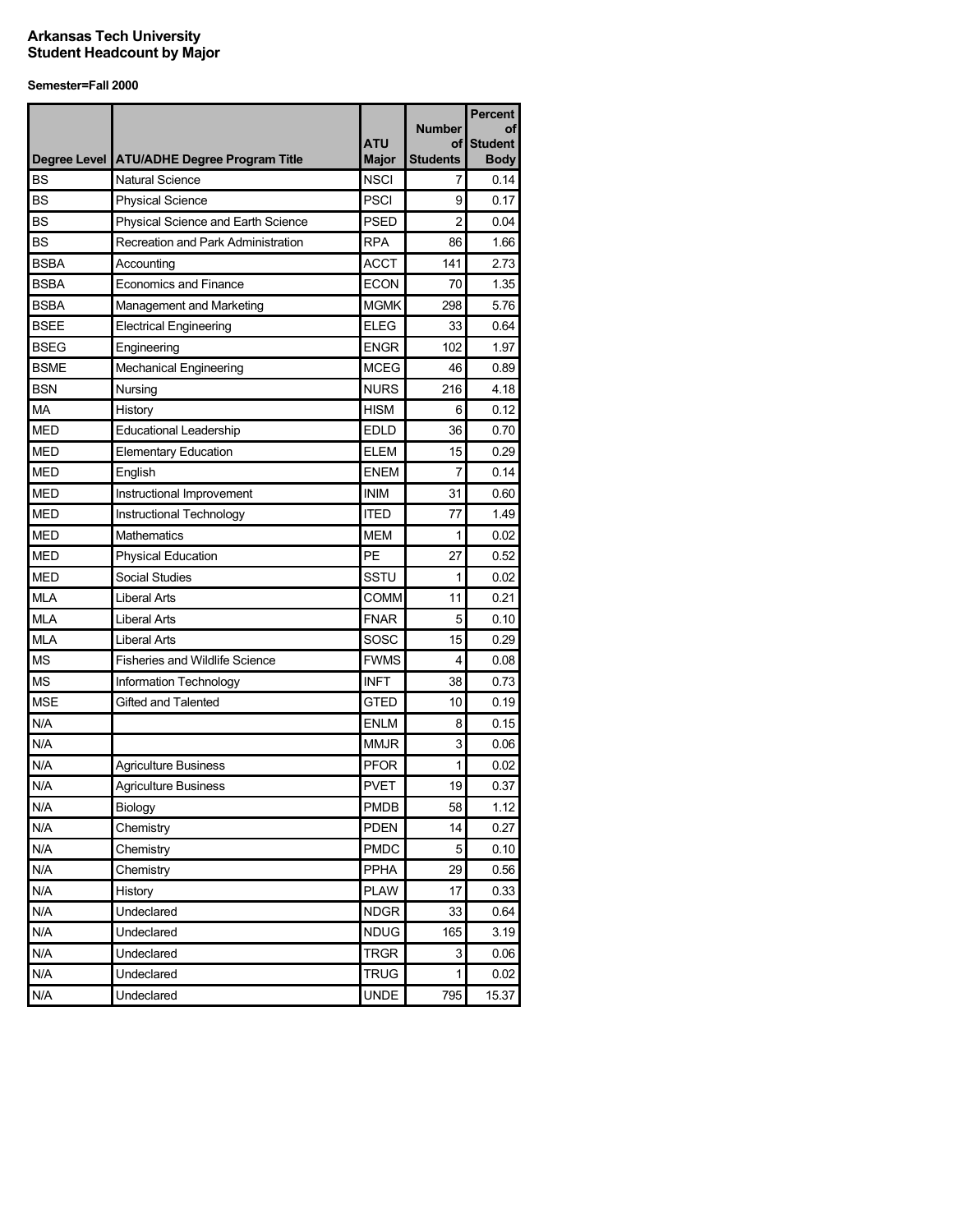# Arkansas Tech University
## Student Headcount by Major

**Semester=Fall 2000**

| Degree Level | ATU/ADHE Degree Program Title | ATU Major | Number of Students | Percent of Student Body |
|---|---|---|---|---|
| BS | Natural Science | NSCI | 7 | 0.14 |
| BS | Physical Science | PSCI | 9 | 0.17 |
| BS | Physical Science and Earth Science | PSED | 2 | 0.04 |
| BS | Recreation and Park Administration | RPA | 86 | 1.66 |
| BSBA | Accounting | ACCT | 141 | 2.73 |
| BSBA | Economics and Finance | ECON | 70 | 1.35 |
| BSBA | Management and Marketing | MGMK | 298 | 5.76 |
| BSEE | Electrical Engineering | ELEG | 33 | 0.64 |
| BSEG | Engineering | ENGR | 102 | 1.97 |
| BSME | Mechanical Engineering | MCEG | 46 | 0.89 |
| BSN | Nursing | NURS | 216 | 4.18 |
| MA | History | HISM | 6 | 0.12 |
| MED | Educational Leadership | EDLD | 36 | 0.70 |
| MED | Elementary Education | ELEM | 15 | 0.29 |
| MED | English | ENEM | 7 | 0.14 |
| MED | Instructional Improvement | INIM | 31 | 0.60 |
| MED | Instructional Technology | ITED | 77 | 1.49 |
| MED | Mathematics | MEM | 1 | 0.02 |
| MED | Physical Education | PE | 27 | 0.52 |
| MED | Social Studies | SSTU | 1 | 0.02 |
| MLA | Liberal Arts | COMM | 11 | 0.21 |
| MLA | Liberal Arts | FNAR | 5 | 0.10 |
| MLA | Liberal Arts | SOSC | 15 | 0.29 |
| MS | Fisheries and Wildlife Science | FWMS | 4 | 0.08 |
| MS | Information Technology | INFT | 38 | 0.73 |
| MSE | Gifted and Talented | GTED | 10 | 0.19 |
| N/A | | ENLM | 8 | 0.15 |
| N/A | | MMJR | 3 | 0.06 |
| N/A | Agriculture Business | PFOR | 1 | 0.02 |
| N/A | Agriculture Business | PVET | 19 | 0.37 |
| N/A | Biology | PMDB | 58 | 1.12 |
| N/A | Chemistry | PDEN | 14 | 0.27 |
| N/A | Chemistry | PMDC | 5 | 0.10 |
| N/A | Chemistry | PPHA | 29 | 0.56 |
| N/A | History | PLAW | 17 | 0.33 |
| N/A | Undeclared | NDGR | 33 | 0.64 |
| N/A | Undeclared | NDUG | 165 | 3.19 |
| N/A | Undeclared | TRGR | 3 | 0.06 |
| N/A | Undeclared | TRUG | 1 | 0.02 |
| N/A | Undeclared | UNDE | 795 | 15.37 |